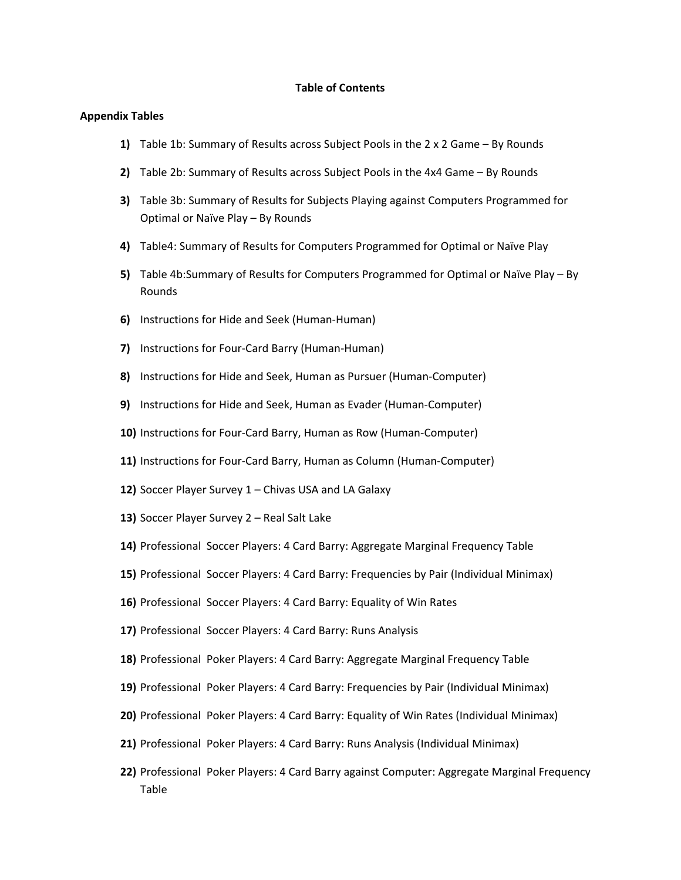# Table of Contents

## Appendix Tables

1) Table 1b: Summary of Results across Subject Pools in the 2 x 2 Game – By Rounds
2) Table 2b: Summary of Results across Subject Pools in the 4x4 Game – By Rounds
3) Table 3b: Summary of Results for Subjects Playing against Computers Programmed for Optimal or Naïve Play – By Rounds
4) Table4: Summary of Results for Computers Programmed for Optimal or Naïve Play
5) Table 4b:Summary of Results for Computers Programmed for Optimal or Naïve Play – By Rounds
6) Instructions for Hide and Seek (Human-Human)
7) Instructions for Four-Card Barry (Human-Human)
8) Instructions for Hide and Seek, Human as Pursuer (Human-Computer)
9) Instructions for Hide and Seek, Human as Evader (Human-Computer)
10) Instructions for Four-Card Barry, Human as Row (Human-Computer)
11) Instructions for Four-Card Barry, Human as Column (Human-Computer)
12) Soccer Player Survey 1 – Chivas USA and LA Galaxy
13) Soccer Player Survey 2 – Real Salt Lake
14) Professional Soccer Players: 4 Card Barry: Aggregate Marginal Frequency Table
15) Professional Soccer Players: 4 Card Barry: Frequencies by Pair (Individual Minimax)
16) Professional Soccer Players: 4 Card Barry: Equality of Win Rates
17) Professional Soccer Players: 4 Card Barry: Runs Analysis
18) Professional Poker Players: 4 Card Barry: Aggregate Marginal Frequency Table
19) Professional Poker Players: 4 Card Barry: Frequencies by Pair (Individual Minimax)
20) Professional Poker Players: 4 Card Barry: Equality of Win Rates (Individual Minimax)
21) Professional Poker Players: 4 Card Barry: Runs Analysis (Individual Minimax)
22) Professional Poker Players: 4 Card Barry against Computer: Aggregate Marginal Frequency Table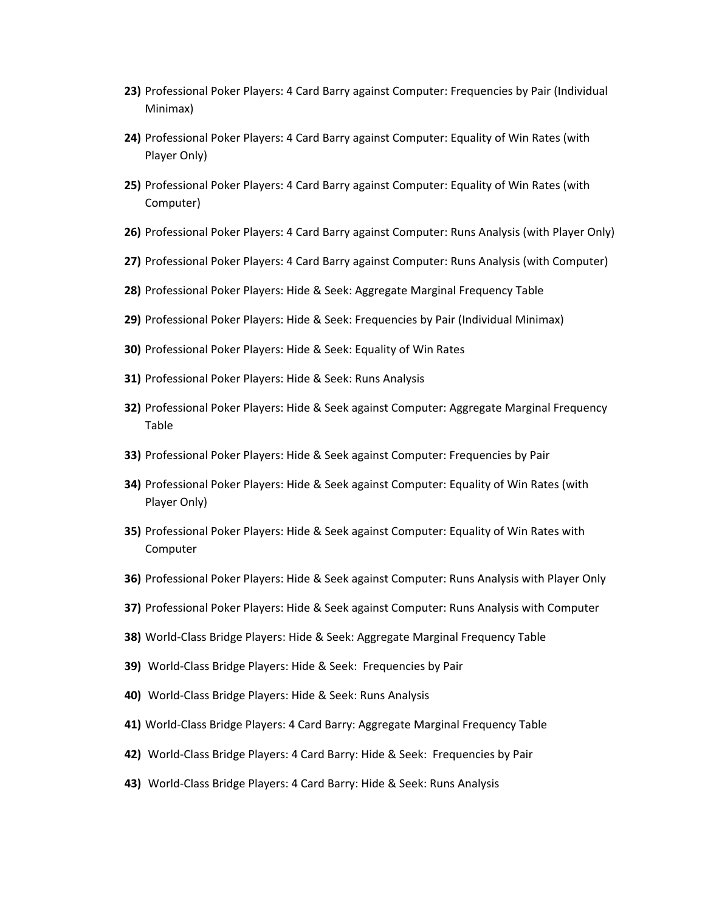**23)** Professional Poker Players: 4 Card Barry against Computer: Frequencies by Pair (Individual Minimax)

**24)** Professional Poker Players: 4 Card Barry against Computer: Equality of Win Rates (with Player Only)

**25)** Professional Poker Players: 4 Card Barry against Computer: Equality of Win Rates (with Computer)

**26)** Professional Poker Players: 4 Card Barry against Computer: Runs Analysis (with Player Only)

**27)** Professional Poker Players: 4 Card Barry against Computer: Runs Analysis (with Computer)

**28)** Professional Poker Players: Hide & Seek: Aggregate Marginal Frequency Table

**29)** Professional Poker Players: Hide & Seek: Frequencies by Pair (Individual Minimax)

**30)** Professional Poker Players: Hide & Seek: Equality of Win Rates

**31)** Professional Poker Players: Hide & Seek: Runs Analysis

**32)** Professional Poker Players: Hide & Seek against Computer: Aggregate Marginal Frequency Table

**33)** Professional Poker Players: Hide & Seek against Computer: Frequencies by Pair

**34)** Professional Poker Players: Hide & Seek against Computer: Equality of Win Rates (with Player Only)

**35)** Professional Poker Players: Hide & Seek against Computer: Equality of Win Rates with Computer

**36)** Professional Poker Players: Hide & Seek against Computer: Runs Analysis with Player Only

**37)** Professional Poker Players: Hide & Seek against Computer: Runs Analysis with Computer

**38)** World-Class Bridge Players: Hide & Seek: Aggregate Marginal Frequency Table

**39)** World-Class Bridge Players: Hide & Seek: Frequencies by Pair

**40)** World-Class Bridge Players: Hide & Seek: Runs Analysis

**41)** World-Class Bridge Players: 4 Card Barry: Aggregate Marginal Frequency Table

**42)** World-Class Bridge Players: 4 Card Barry: Hide & Seek: Frequencies by Pair

**43)** World-Class Bridge Players: 4 Card Barry: Hide & Seek: Runs Analysis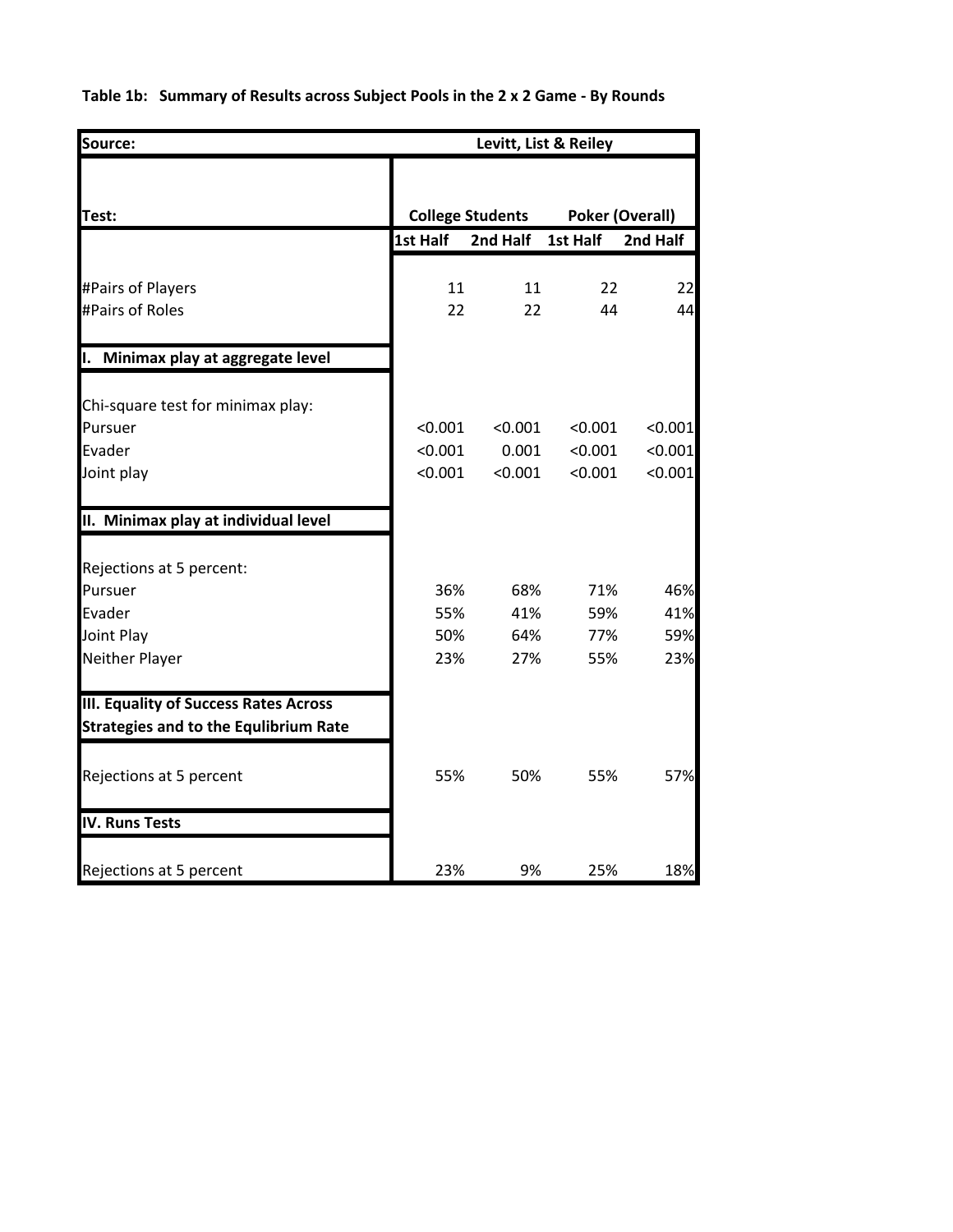**Table 1b: Summary of Results across Subject Pools in the 2 x 2 Game - By Rounds**

| Source: | Levitt, List & Reiley | | | |
|---|---|---|---|---|
| Test: | College Students | | Poker (Overall) | |
| | 1st Half | 2nd Half | 1st Half | 2nd Half |
| #Pairs of Players | 11 | 11 | 22 | 22 |
| #Pairs of Roles | 22 | 22 | 44 | 44 |
| **I. Minimax play at aggregate level** | | | | |
| Chi-square test for minimax play: | | | | |
| Pursuer | <0.001 | <0.001 | <0.001 | <0.001 |
| Evader | <0.001 | 0.001 | <0.001 | <0.001 |
| Joint play | <0.001 | <0.001 | <0.001 | <0.001 |
| **II. Minimax play at individual level** | | | | |
| Rejections at 5 percent: | | | | |
| Pursuer | 36% | 68% | 71% | 46% |
| Evader | 55% | 41% | 59% | 41% |
| Joint Play | 50% | 64% | 77% | 59% |
| Neither Player | 23% | 27% | 55% | 23% |
| **III. Equality of Success Rates Across Strategies and to the Equlibrium Rate** | | | | |
| Rejections at 5 percent | 55% | 50% | 55% | 57% |
| **IV. Runs Tests** | | | | |
| Rejections at 5 percent | 23% | 9% | 25% | 18% |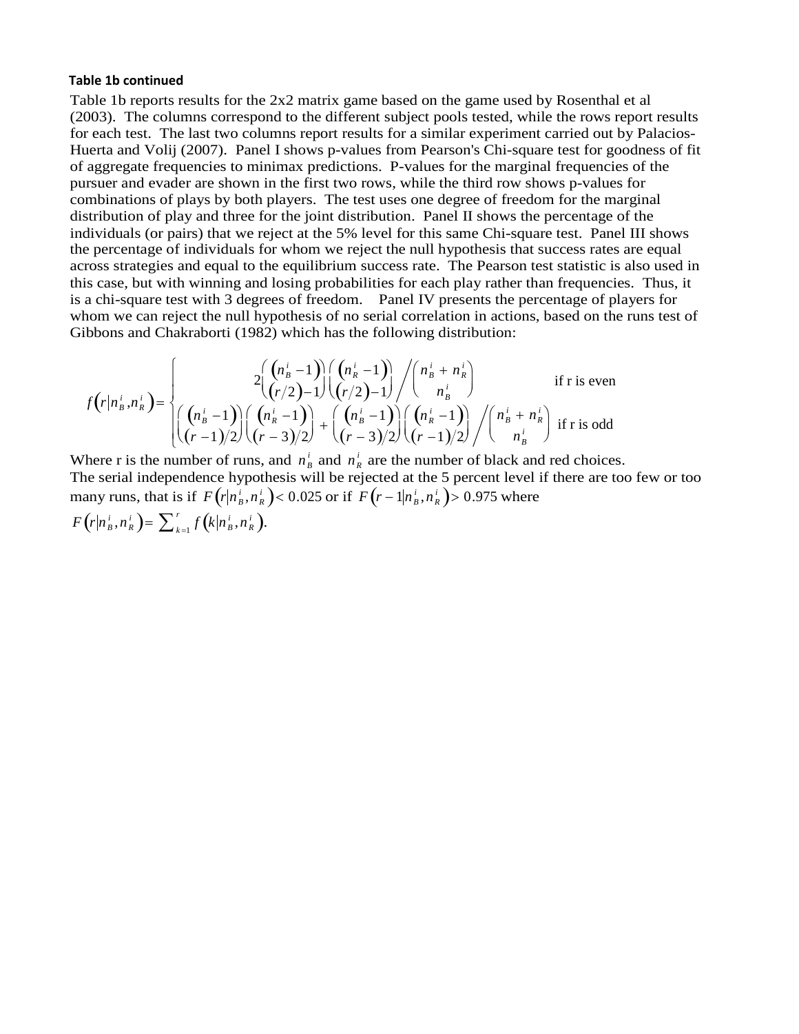**Table 1b continued**

Table 1b reports results for the 2x2 matrix game based on the game used by Rosenthal et al (2003). The columns correspond to the different subject pools tested, while the rows report results for each test. The last two columns report results for a similar experiment carried out by Palacios-Huerta and Volij (2007). Panel I shows p-values from Pearson's Chi-square test for goodness of fit of aggregate frequencies to minimax predictions. P-values for the marginal frequencies of the pursuer and evader are shown in the first two rows, while the third row shows p-values for combinations of plays by both players. The test uses one degree of freedom for the marginal distribution of play and three for the joint distribution. Panel II shows the percentage of the individuals (or pairs) that we reject at the 5% level for this same Chi-square test. Panel III shows the percentage of individuals for whom we reject the null hypothesis that success rates are equal across strategies and equal to the equilibrium success rate. The Pearson test statistic is also used in this case, but with winning and losing probabilities for each play rather than frequencies. Thus, it is a chi-square test with 3 degrees of freedom. Panel IV presents the percentage of players for whom we can reject the null hypothesis of no serial correlation in actions, based on the runs test of Gibbons and Chakraborti (1982) which has the following distribution:

$$f\left(r \middle| n_B^i, n_R^i\right) = \begin{cases} 2\dbinom{n_B^i - 1}{(r/2) - 1}\dbinom{n_R^i - 1}{(r/2) - 1} \Big/ \dbinom{n_B^i + n_R^i}{n_B^i} & \text{if r is even} \\[2ex] \left[\dbinom{n_B^i - 1}{(r-1)/2}\dbinom{n_R^i - 1}{(r-3)/2} + \dbinom{n_B^i - 1}{(r-3)/2}\dbinom{n_R^i - 1}{(r-1)/2}\right] \Big/ \dbinom{n_B^i + n_R^i}{n_B^i} & \text{if r is odd} \end{cases}$$

Where r is the number of runs, and $n_B^i$ and $n_R^i$ are the number of black and red choices. The serial independence hypothesis will be rejected at the 5 percent level if there are too few or too many runs, that is if $F\left(r \middle| n_B^i, n_R^i\right) < 0.025$ or if $F\left(r-1 \middle| n_B^i, n_R^i\right) > 0.975$ where $F\left(r \middle| n_B^i, n_R^i\right) = \sum_{k=1}^{r} f\left(k \middle| n_B^i, n_R^i\right)$.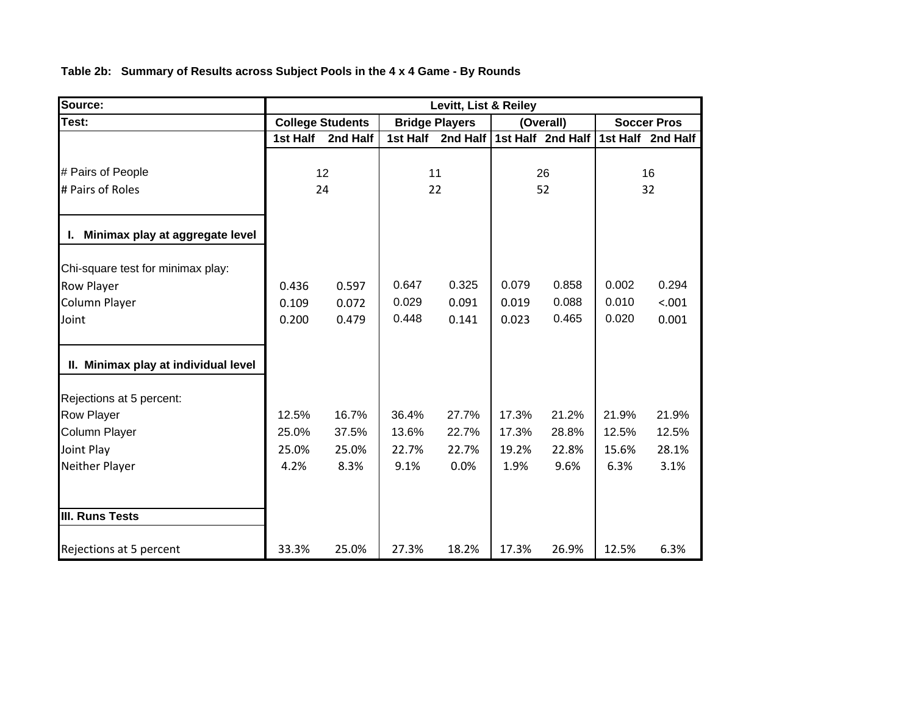**Table 2b: Summary of Results across Subject Pools in the 4 x 4 Game - By Rounds**

| Source: | Levitt, List & Reiley | | | | | | | |
|---|---|---|---|---|---|---|---|---|
| Test: | College Students | | Bridge Players | | (Overall) | | Soccer Pros | |
| | 1st Half | 2nd Half | 1st Half | 2nd Half | 1st Half | 2nd Half | 1st Half | 2nd Half |
| # Pairs of People | 12 | | 11 | | 26 | | 16 | |
| # Pairs of Roles | 24 | | 22 | | 52 | | 32 | |
| **I. Minimax play at aggregate level** | | | | | | | | |
| Chi-square test for minimax play: | | | | | | | | |
| Row Player | 0.436 | 0.597 | 0.647 | 0.325 | 0.079 | 0.858 | 0.002 | 0.294 |
| Column Player | 0.109 | 0.072 | 0.029 | 0.091 | 0.019 | 0.088 | 0.010 | <.001 |
| Joint | 0.200 | 0.479 | 0.448 | 0.141 | 0.023 | 0.465 | 0.020 | 0.001 |
| **II. Minimax play at individual level** | | | | | | | | |
| Rejections at 5 percent: | | | | | | | | |
| Row Player | 12.5% | 16.7% | 36.4% | 27.7% | 17.3% | 21.2% | 21.9% | 21.9% |
| Column Player | 25.0% | 37.5% | 13.6% | 22.7% | 17.3% | 28.8% | 12.5% | 12.5% |
| Joint Play | 25.0% | 25.0% | 22.7% | 22.7% | 19.2% | 22.8% | 15.6% | 28.1% |
| Neither Player | 4.2% | 8.3% | 9.1% | 0.0% | 1.9% | 9.6% | 6.3% | 3.1% |
| **III. Runs Tests** | | | | | | | | |
| Rejections at 5 percent | 33.3% | 25.0% | 27.3% | 18.2% | 17.3% | 26.9% | 12.5% | 6.3% |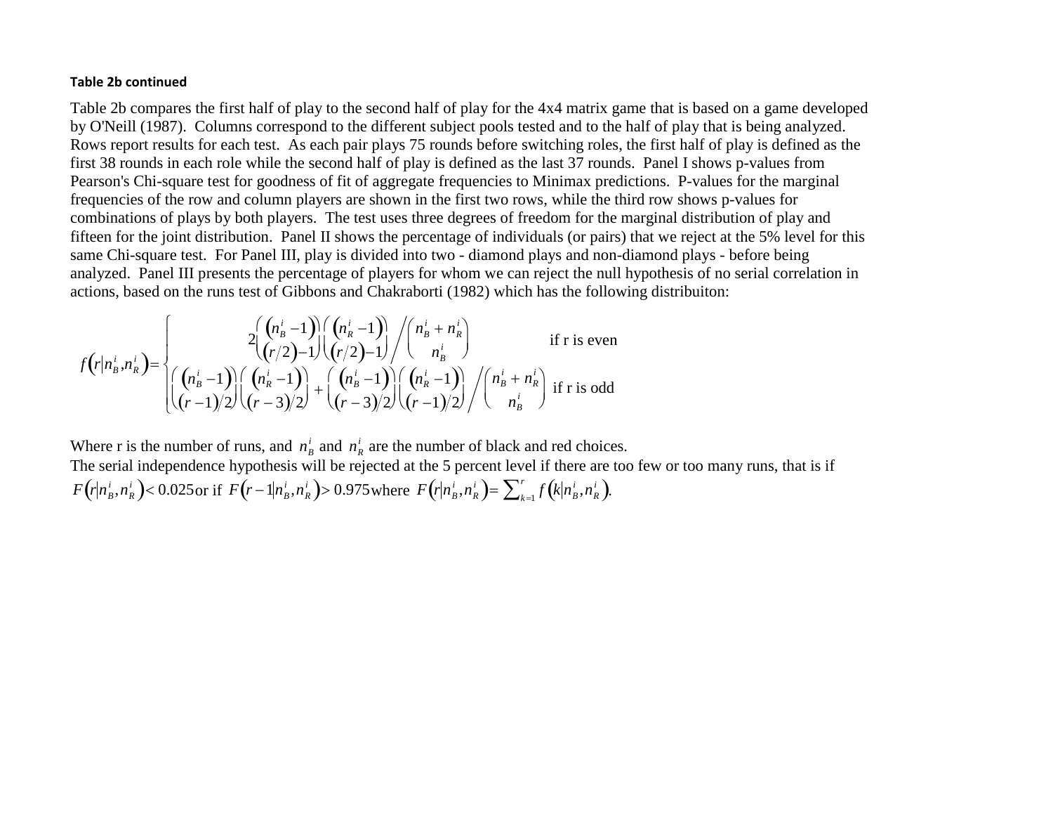**Table 2b continued**

Table 2b compares the first half of play to the second half of play for the 4x4 matrix game that is based on a game developed by O'Neill (1987). Columns correspond to the different subject pools tested and to the half of play that is being analyzed. Rows report results for each test. As each pair plays 75 rounds before switching roles, the first half of play is defined as the first 38 rounds in each role while the second half of play is defined as the last 37 rounds. Panel I shows p-values from Pearson's Chi-square test for goodness of fit of aggregate frequencies to Minimax predictions. P-values for the marginal frequencies of the row and column players are shown in the first two rows, while the third row shows p-values for combinations of plays by both players. The test uses three degrees of freedom for the marginal distribution of play and fifteen for the joint distribution. Panel II shows the percentage of individuals (or pairs) that we reject at the 5% level for this same Chi-square test. For Panel III, play is divided into two - diamond plays and non-diamond plays - before being analyzed. Panel III presents the percentage of players for whom we can reject the null hypothesis of no serial correlation in actions, based on the runs test of Gibbons and Chakraborti (1982) which has the following distribuiton:

$$
f\left(r \mid n_B^i, n_R^i\right) = \begin{cases} 2\dbinom{n_B^i - 1}{(r/2)-1}\dbinom{n_R^i - 1}{(r/2)-1} \Big/ \dbinom{n_B^i + n_R^i}{n_B^i} & \text{if r is even} \\ \left[\dbinom{n_B^i - 1}{(r-1)/2}\dbinom{n_R^i - 1}{(r-3)/2} + \dbinom{n_B^i - 1}{(r-3)/2}\dbinom{n_R^i - 1}{(r-1)/2}\right] \Big/ \dbinom{n_B^i + n_R^i}{n_B^i} & \text{if r is odd} \end{cases}
$$

Where r is the number of runs, and $n_B^i$ and $n_R^i$ are the number of black and red choices.
The serial independence hypothesis will be rejected at the 5 percent level if there are too few or too many runs, that is if $F\left(r \mid n_B^i, n_R^i\right) < 0.025$ or if $F\left(r-1 \mid n_B^i, n_R^i\right) > 0.975$ where $F\left(r \mid n_B^i, n_R^i\right) = \sum_{k=1}^{r} f\left(k \mid n_B^i, n_R^i\right)$.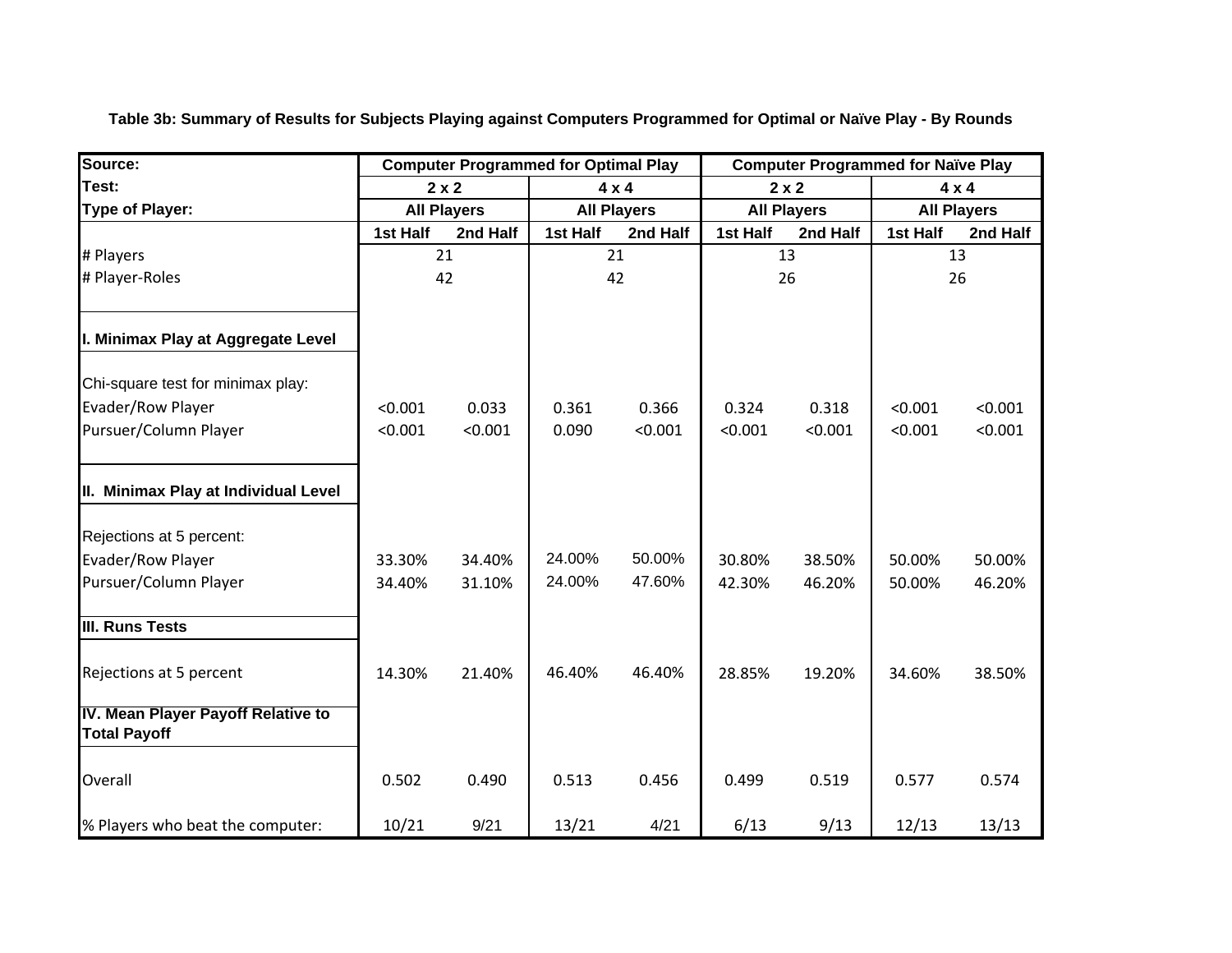**Table 3b: Summary of Results for Subjects Playing against Computers Programmed for Optimal or Naïve Play - By Rounds**

| **Source:** | **Computer Programmed for Optimal Play** | | | | **Computer Programmed for Naïve Play** | | | |
|---|---|---|---|---|---|---|---|---|
| **Test:** | **2 x 2** | | **4 x 4** | | **2 x 2** | | **4 x 4** | |
| **Type of Player:** | **All Players** | | **All Players** | | **All Players** | | **All Players** | |
| | **1st Half** | **2nd Half** | **1st Half** | **2nd Half** | **1st Half** | **2nd Half** | **1st Half** | **2nd Half** |
| # Players | 21 | | 21 | | 13 | | 13 | |
| # Player-Roles | 42 | | 42 | | 26 | | 26 | |
| **I. Minimax Play at Aggregate Level** | | | | | | | | |
| Chi-square test for minimax play: | | | | | | | | |
| Evader/Row Player | <0.001 | 0.033 | 0.361 | 0.366 | 0.324 | 0.318 | <0.001 | <0.001 |
| Pursuer/Column Player | <0.001 | <0.001 | 0.090 | <0.001 | <0.001 | <0.001 | <0.001 | <0.001 |
| **II. Minimax Play at Individual Level** | | | | | | | | |
| Rejections at 5 percent: | | | | | | | | |
| Evader/Row Player | 33.30% | 34.40% | 24.00% | 50.00% | 30.80% | 38.50% | 50.00% | 50.00% |
| Pursuer/Column Player | 34.40% | 31.10% | 24.00% | 47.60% | 42.30% | 46.20% | 50.00% | 46.20% |
| **III. Runs Tests** | | | | | | | | |
| Rejections at 5 percent | 14.30% | 21.40% | 46.40% | 46.40% | 28.85% | 19.20% | 34.60% | 38.50% |
| **IV. Mean Player Payoff Relative to Total Payoff** | | | | | | | | |
| Overall | 0.502 | 0.490 | 0.513 | 0.456 | 0.499 | 0.519 | 0.577 | 0.574 |
| % Players who beat the computer: | 10/21 | 9/21 | 13/21 | 4/21 | 6/13 | 9/13 | 12/13 | 13/13 |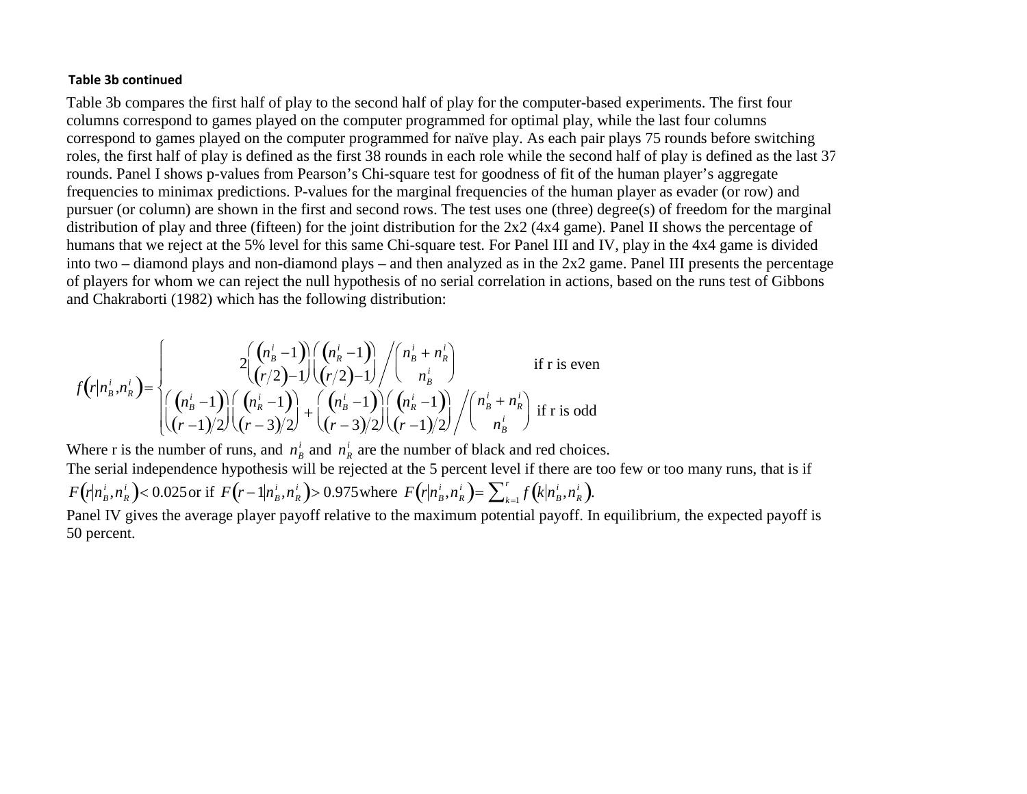**Table 3b continued**

Table 3b compares the first half of play to the second half of play for the computer-based experiments. The first four columns correspond to games played on the computer programmed for optimal play, while the last four columns correspond to games played on the computer programmed for naïve play. As each pair plays 75 rounds before switching roles, the first half of play is defined as the first 38 rounds in each role while the second half of play is defined as the last 37 rounds. Panel I shows p-values from Pearson's Chi-square test for goodness of fit of the human player's aggregate frequencies to minimax predictions. P-values for the marginal frequencies of the human player as evader (or row) and pursuer (or column) are shown in the first and second rows. The test uses one (three) degree(s) of freedom for the marginal distribution of play and three (fifteen) for the joint distribution for the 2x2 (4x4 game). Panel II shows the percentage of humans that we reject at the 5% level for this same Chi-square test. For Panel III and IV, play in the 4x4 game is divided into two – diamond plays and non-diamond plays – and then analyzed as in the 2x2 game. Panel III presents the percentage of players for whom we can reject the null hypothesis of no serial correlation in actions, based on the runs test of Gibbons and Chakraborti (1982) which has the following distribution:

$$
f\left(r \middle| n_B^i, n_R^i\right) = \begin{cases} 2\dbinom{\left(n_B^i - 1\right)}{\left(r/2\right) - 1}\dbinom{\left(n_R^i - 1\right)}{\left(r/2\right) - 1} \Bigg/ \dbinom{n_B^i + n_R^i}{n_B^i} & \text{if r is even} \\[2ex] \left[\dbinom{\left(n_B^i - 1\right)}{\left(r-1\right)/2}\dbinom{\left(n_R^i - 1\right)}{\left(r-3\right)/2} + \dbinom{\left(n_B^i - 1\right)}{\left(r-3\right)/2}\dbinom{\left(n_R^i - 1\right)}{\left(r-1\right)/2}\right] \Bigg/ \dbinom{n_B^i + n_R^i}{n_B^i} & \text{if r is odd} \end{cases}
$$

Where r is the number of runs, and $n_B^i$ and $n_R^i$ are the number of black and red choices.

The serial independence hypothesis will be rejected at the 5 percent level if there are too few or too many runs, that is if $F\left(r \middle| n_B^i, n_R^i\right) < 0.025$ or if $F\left(r-1 \middle| n_B^i, n_R^i\right) > 0.975$ where $F\left(r \middle| n_B^i, n_R^i\right) = \sum_{k=1}^{r} f\left(k \middle| n_B^i, n_R^i\right)$.

Panel IV gives the average player payoff relative to the maximum potential payoff. In equilibrium, the expected payoff is 50 percent.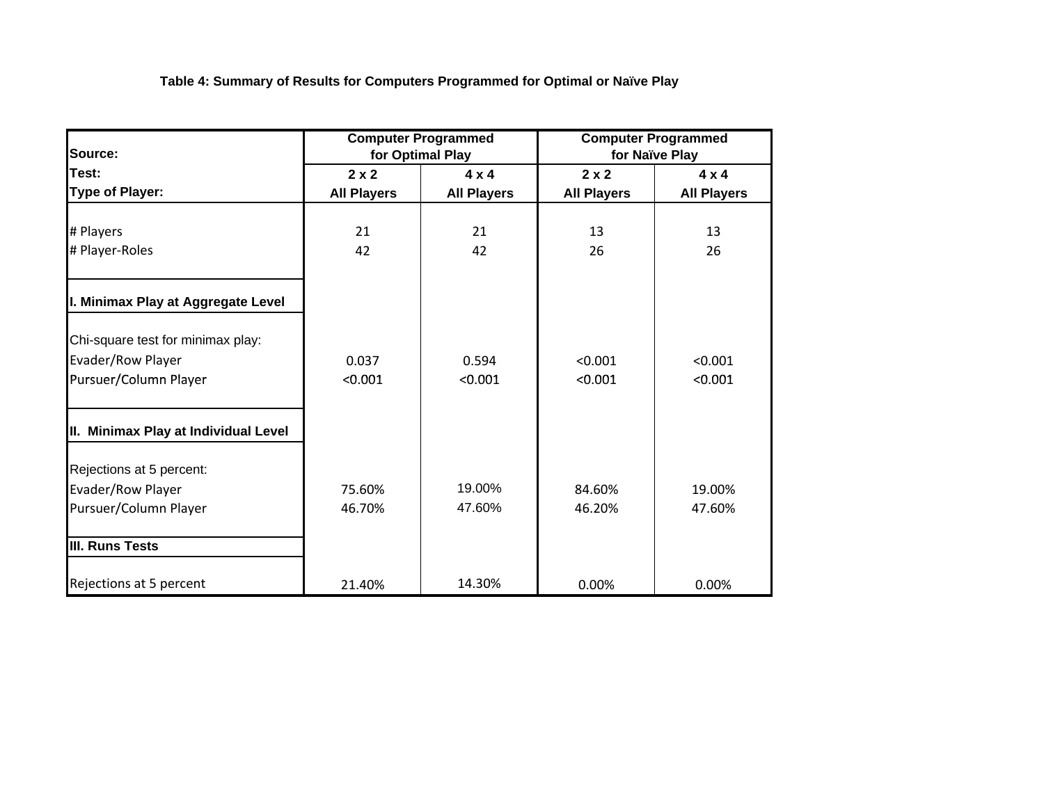**Table 4: Summary of Results for Computers Programmed for Optimal or Naïve Play**

| Source: | Computer Programmed for Optimal Play | | Computer Programmed for Naïve Play | |
|---|---|---|---|---|
| Test: | 2 x 2 | 4 x 4 | 2 x 2 | 4 x 4 |
| Type of Player: | All Players | All Players | All Players | All Players |
| # Players | 21 | 21 | 13 | 13 |
| # Player-Roles | 42 | 42 | 26 | 26 |
| **I. Minimax Play at Aggregate Level** | | | | |
| Chi-square test for minimax play: | | | | |
| Evader/Row Player | 0.037 | 0.594 | <0.001 | <0.001 |
| Pursuer/Column Player | <0.001 | <0.001 | <0.001 | <0.001 |
| **II. Minimax Play at Individual Level** | | | | |
| Rejections at 5 percent: | | | | |
| Evader/Row Player | 75.60% | 19.00% | 84.60% | 19.00% |
| Pursuer/Column Player | 46.70% | 47.60% | 46.20% | 47.60% |
| **III. Runs Tests** | | | | |
| Rejections at 5 percent | 21.40% | 14.30% | 0.00% | 0.00% |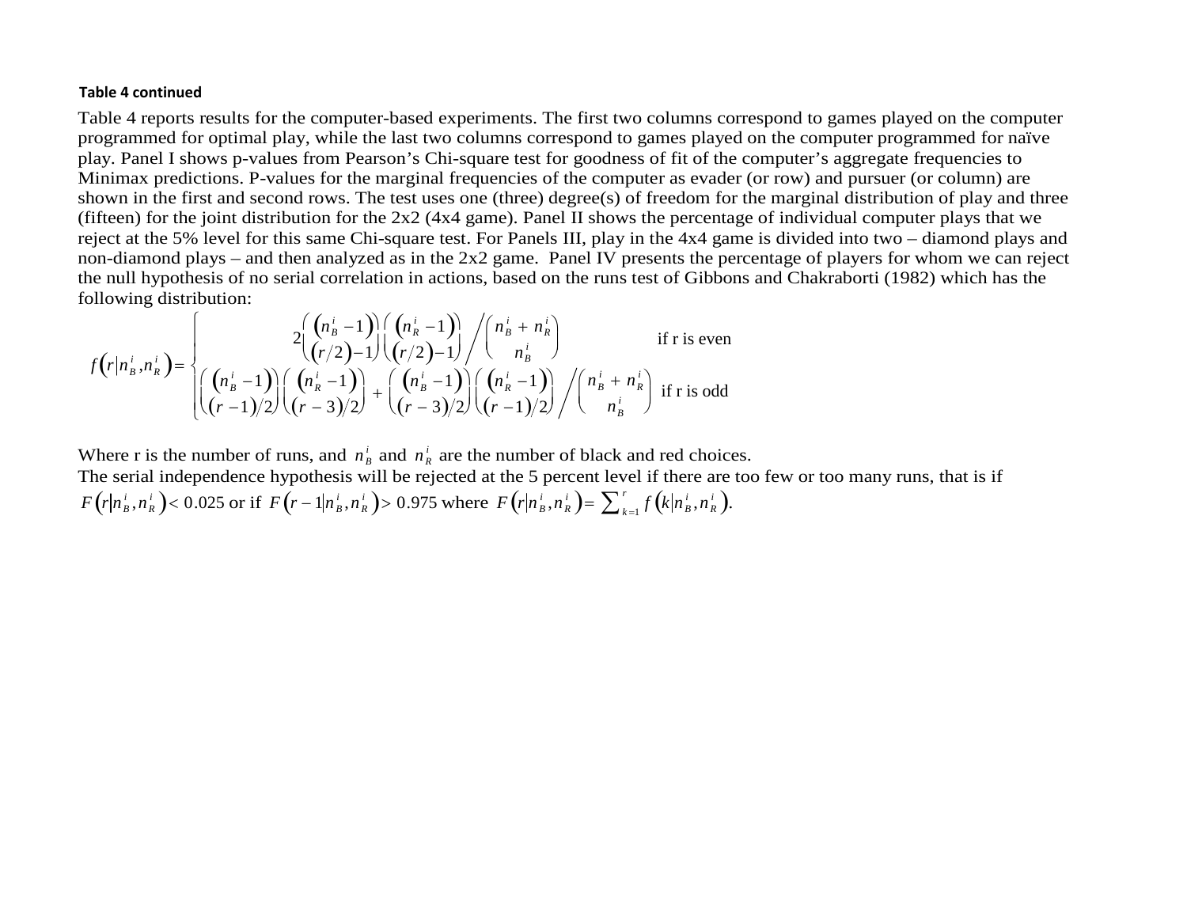**Table 4 continued**

Table 4 reports results for the computer-based experiments. The first two columns correspond to games played on the computer programmed for optimal play, while the last two columns correspond to games played on the computer programmed for naïve play. Panel I shows p-values from Pearson's Chi-square test for goodness of fit of the computer's aggregate frequencies to Minimax predictions. P-values for the marginal frequencies of the computer as evader (or row) and pursuer (or column) are shown in the first and second rows. The test uses one (three) degree(s) of freedom for the marginal distribution of play and three (fifteen) for the joint distribution for the 2x2 (4x4 game). Panel II shows the percentage of individual computer plays that we reject at the 5% level for this same Chi-square test. For Panels III, play in the 4x4 game is divided into two – diamond plays and non-diamond plays – and then analyzed as in the 2x2 game. Panel IV presents the percentage of players for whom we can reject the null hypothesis of no serial correlation in actions, based on the runs test of Gibbons and Chakraborti (1982) which has the following distribution:

$$
f\left(r \middle| n_B^i, n_R^i\right) = \begin{cases} 2\dbinom{n_B^i - 1}{(r/2)-1}\dbinom{n_R^i - 1}{(r/2)-1} \Bigg/ \dbinom{n_B^i + n_R^i}{n_B^i} & \text{if r is even} \\[2ex] \left[\dbinom{n_B^i - 1}{(r-1)/2}\dbinom{n_R^i - 1}{(r-3)/2} + \dbinom{n_B^i - 1}{(r-3)/2}\dbinom{n_R^i - 1}{(r-1)/2}\right] \Bigg/ \dbinom{n_B^i + n_R^i}{n_B^i} & \text{if r is odd} \end{cases}
$$

Where r is the number of runs, and $n_B^i$ and $n_R^i$ are the number of black and red choices.
The serial independence hypothesis will be rejected at the 5 percent level if there are too few or too many runs, that is if $F\left(r \middle| n_B^i, n_R^i\right) < 0.025$ or if $F\left(r-1 \middle| n_B^i, n_R^i\right) > 0.975$ where $F\left(r \middle| n_B^i, n_R^i\right) = \sum_{k=1}^{r} f\left(k \middle| n_B^i, n_R^i\right)$.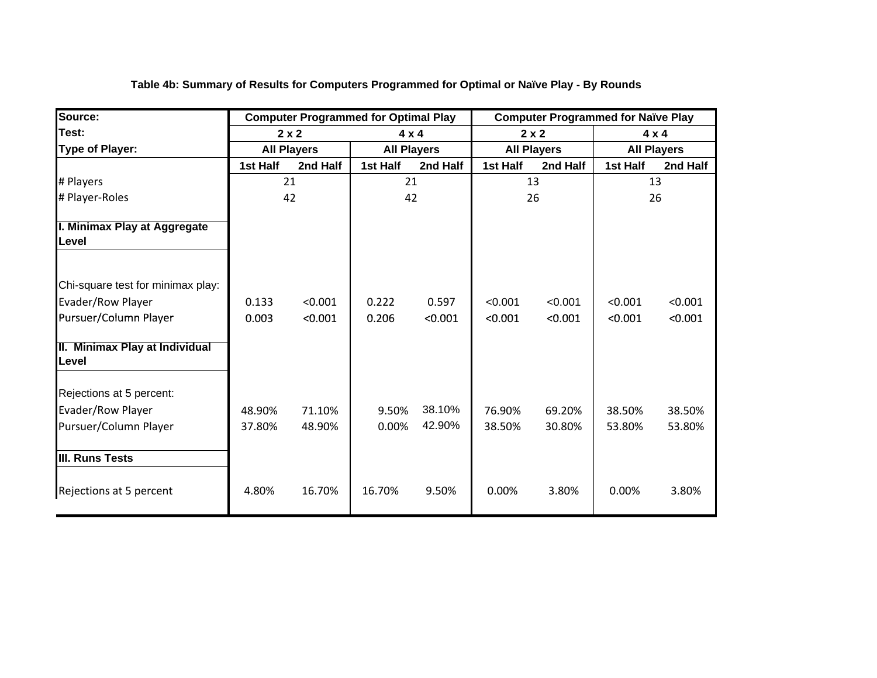**Table 4b: Summary of Results for Computers Programmed for Optimal or Naïve Play - By Rounds**

| **Source:** | **Computer Programmed for Optimal Play** | | | | **Computer Programmed for Naïve Play** | | | |
|---|---|---|---|---|---|---|---|---|
| **Test:** | **2 x 2** | | **4 x 4** | | **2 x 2** | | **4 x 4** | |
| **Type of Player:** | **All Players** | | **All Players** | | **All Players** | | **All Players** | |
| | **1st Half** | **2nd Half** | **1st Half** | **2nd Half** | **1st Half** | **2nd Half** | **1st Half** | **2nd Half** |
| # Players | 21 | | 21 | | 13 | | 13 | |
| # Player-Roles | 42 | | 42 | | 26 | | 26 | |
| **I. Minimax Play at Aggregate Level** | | | | | | | | |
| Chi-square test for minimax play: | | | | | | | | |
| Evader/Row Player | 0.133 | <0.001 | 0.222 | 0.597 | <0.001 | <0.001 | <0.001 | <0.001 |
| Pursuer/Column Player | 0.003 | <0.001 | 0.206 | <0.001 | <0.001 | <0.001 | <0.001 | <0.001 |
| **II. Minimax Play at Individual Level** | | | | | | | | |
| Rejections at 5 percent: | | | | | | | | |
| Evader/Row Player | 48.90% | 71.10% | 9.50% | 38.10% | 76.90% | 69.20% | 38.50% | 38.50% |
| Pursuer/Column Player | 37.80% | 48.90% | 0.00% | 42.90% | 38.50% | 30.80% | 53.80% | 53.80% |
| **III. Runs Tests** | | | | | | | | |
| Rejections at 5 percent | 4.80% | 16.70% | 16.70% | 9.50% | 0.00% | 3.80% | 0.00% | 3.80% |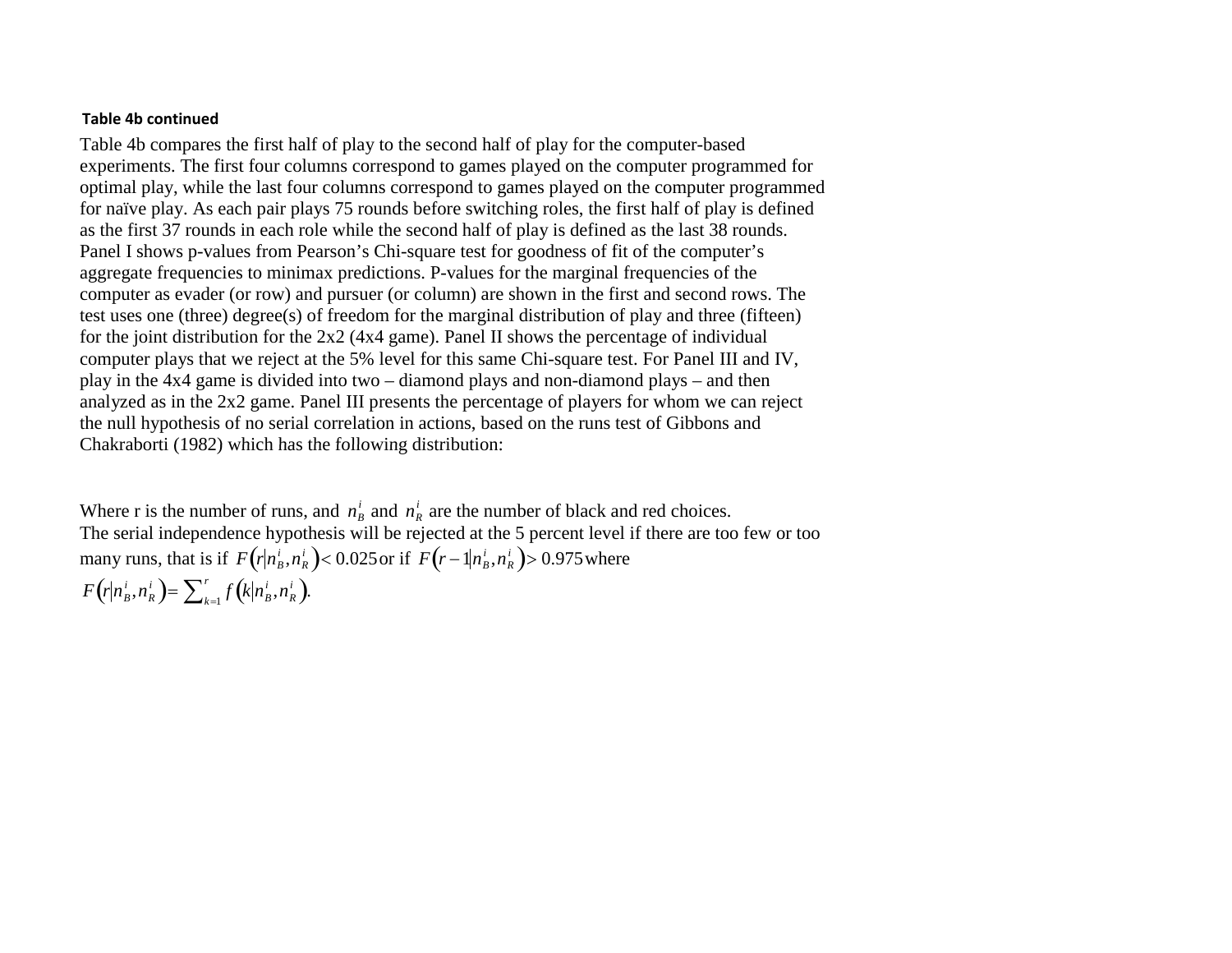**Table 4b continued**

Table 4b compares the first half of play to the second half of play for the computer-based experiments. The first four columns correspond to games played on the computer programmed for optimal play, while the last four columns correspond to games played on the computer programmed for naïve play. As each pair plays 75 rounds before switching roles, the first half of play is defined as the first 37 rounds in each role while the second half of play is defined as the last 38 rounds. Panel I shows p-values from Pearson's Chi-square test for goodness of fit of the computer's aggregate frequencies to minimax predictions. P-values for the marginal frequencies of the computer as evader (or row) and pursuer (or column) are shown in the first and second rows. The test uses one (three) degree(s) of freedom for the marginal distribution of play and three (fifteen) for the joint distribution for the 2x2 (4x4 game). Panel II shows the percentage of individual computer plays that we reject at the 5% level for this same Chi-square test. For Panel III and IV, play in the 4x4 game is divided into two – diamond plays and non-diamond plays – and then analyzed as in the 2x2 game. Panel III presents the percentage of players for whom we can reject the null hypothesis of no serial correlation in actions, based on the runs test of Gibbons and Chakraborti (1982) which has the following distribution:

Where r is the number of runs, and $n_B^i$ and $n_R^i$ are the number of black and red choices.
The serial independence hypothesis will be rejected at the 5 percent level if there are too few or too many runs, that is if $F\left(r \middle| n_B^i, n_R^i\right) < 0.025$ or if $F\left(r-1 \middle| n_B^i, n_R^i\right) > 0.975$ where
$F\left(r \middle| n_B^i, n_R^i\right) = \sum_{k=1}^{r} f\left(k \middle| n_B^i, n_R^i\right)$.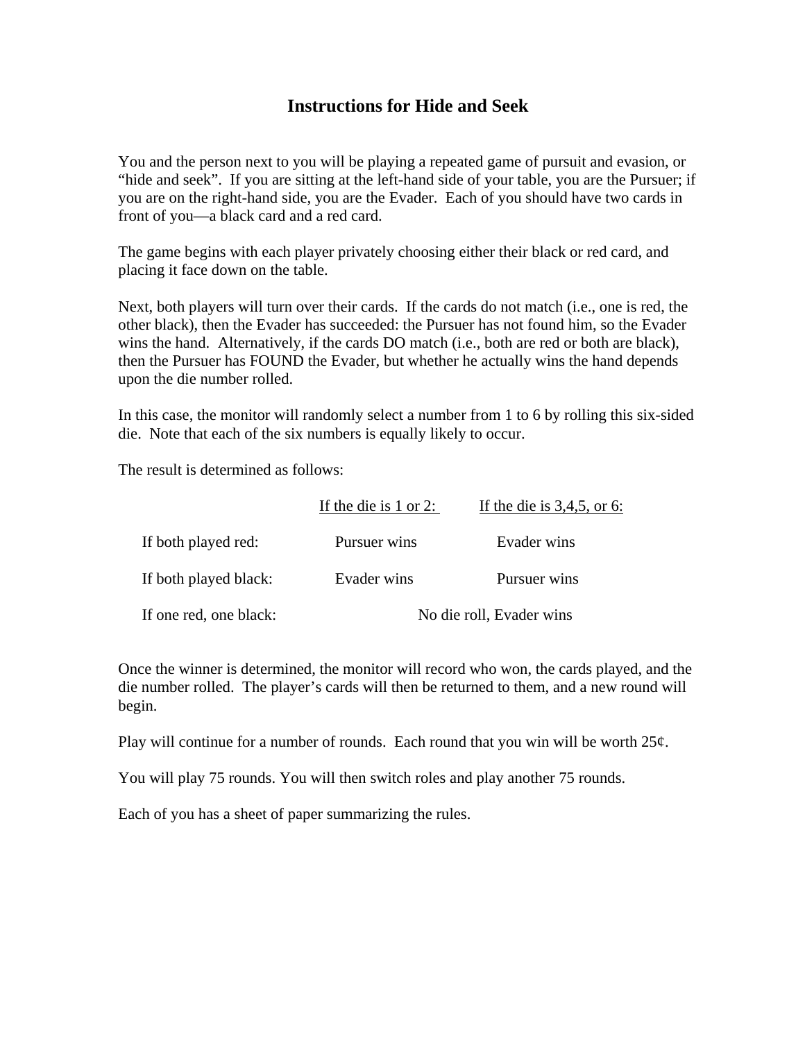# Instructions for Hide and Seek

You and the person next to you will be playing a repeated game of pursuit and evasion, or "hide and seek". If you are sitting at the left-hand side of your table, you are the Pursuer; if you are on the right-hand side, you are the Evader. Each of you should have two cards in front of you—a black card and a red card.

The game begins with each player privately choosing either their black or red card, and placing it face down on the table.

Next, both players will turn over their cards. If the cards do not match (i.e., one is red, the other black), then the Evader has succeeded: the Pursuer has not found him, so the Evader wins the hand. Alternatively, if the cards DO match (i.e., both are red or both are black), then the Pursuer has FOUND the Evader, but whether he actually wins the hand depends upon the die number rolled.

In this case, the monitor will randomly select a number from 1 to 6 by rolling this six-sided die. Note that each of the six numbers is equally likely to occur.

The result is determined as follows:

| | If the die is 1 or 2: | If the die is 3,4,5, or 6: |
|---|---|---|
| If both played red: | Pursuer wins | Evader wins |
| If both played black: | Evader wins | Pursuer wins |
| If one red, one black: | No die roll, Evader wins | |

Once the winner is determined, the monitor will record who won, the cards played, and the die number rolled. The player's cards will then be returned to them, and a new round will begin.

Play will continue for a number of rounds. Each round that you win will be worth 25¢.

You will play 75 rounds. You will then switch roles and play another 75 rounds.

Each of you has a sheet of paper summarizing the rules.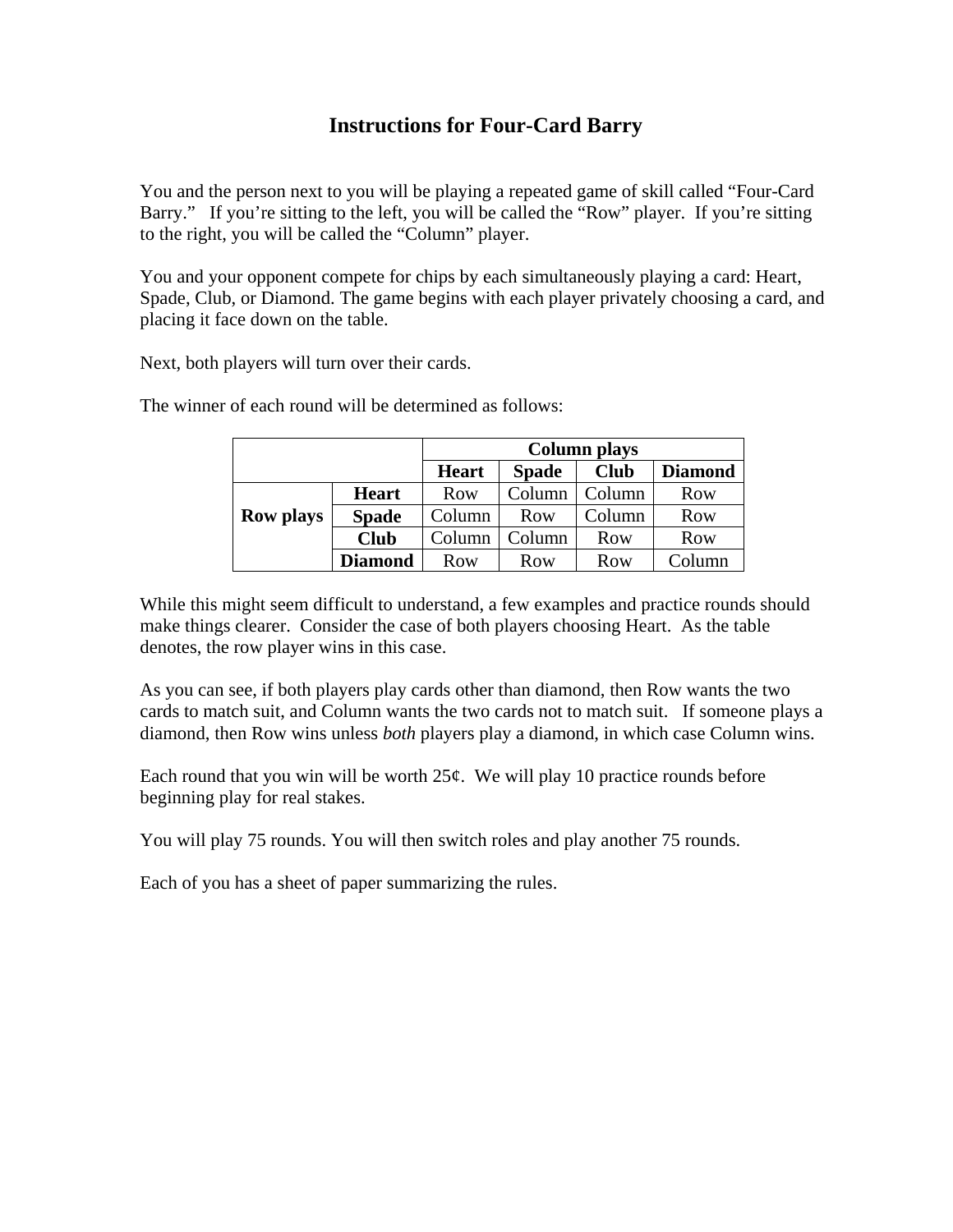# Instructions for Four-Card Barry

You and the person next to you will be playing a repeated game of skill called “Four-Card Barry.” If you’re sitting to the left, you will be called the “Row” player. If you’re sitting to the right, you will be called the “Column” player.

You and your opponent compete for chips by each simultaneously playing a card: Heart, Spade, Club, or Diamond. The game begins with each player privately choosing a card, and placing it face down on the table.

Next, both players will turn over their cards.

The winner of each round will be determined as follows:

| | | **Column plays** | | | |
|---|---|---|---|---|---|
| | | **Heart** | **Spade** | **Club** | **Diamond** |
| **Row plays** | **Heart** | Row | Column | Column | Row |
| | **Spade** | Column | Row | Column | Row |
| | **Club** | Column | Column | Row | Row |
| | **Diamond** | Row | Row | Row | Column |

While this might seem difficult to understand, a few examples and practice rounds should make things clearer. Consider the case of both players choosing Heart. As the table denotes, the row player wins in this case.

As you can see, if both players play cards other than diamond, then Row wants the two cards to match suit, and Column wants the two cards not to match suit. If someone plays a diamond, then Row wins unless *both* players play a diamond, in which case Column wins.

Each round that you win will be worth 25¢. We will play 10 practice rounds before beginning play for real stakes.

You will play 75 rounds. You will then switch roles and play another 75 rounds.

Each of you has a sheet of paper summarizing the rules.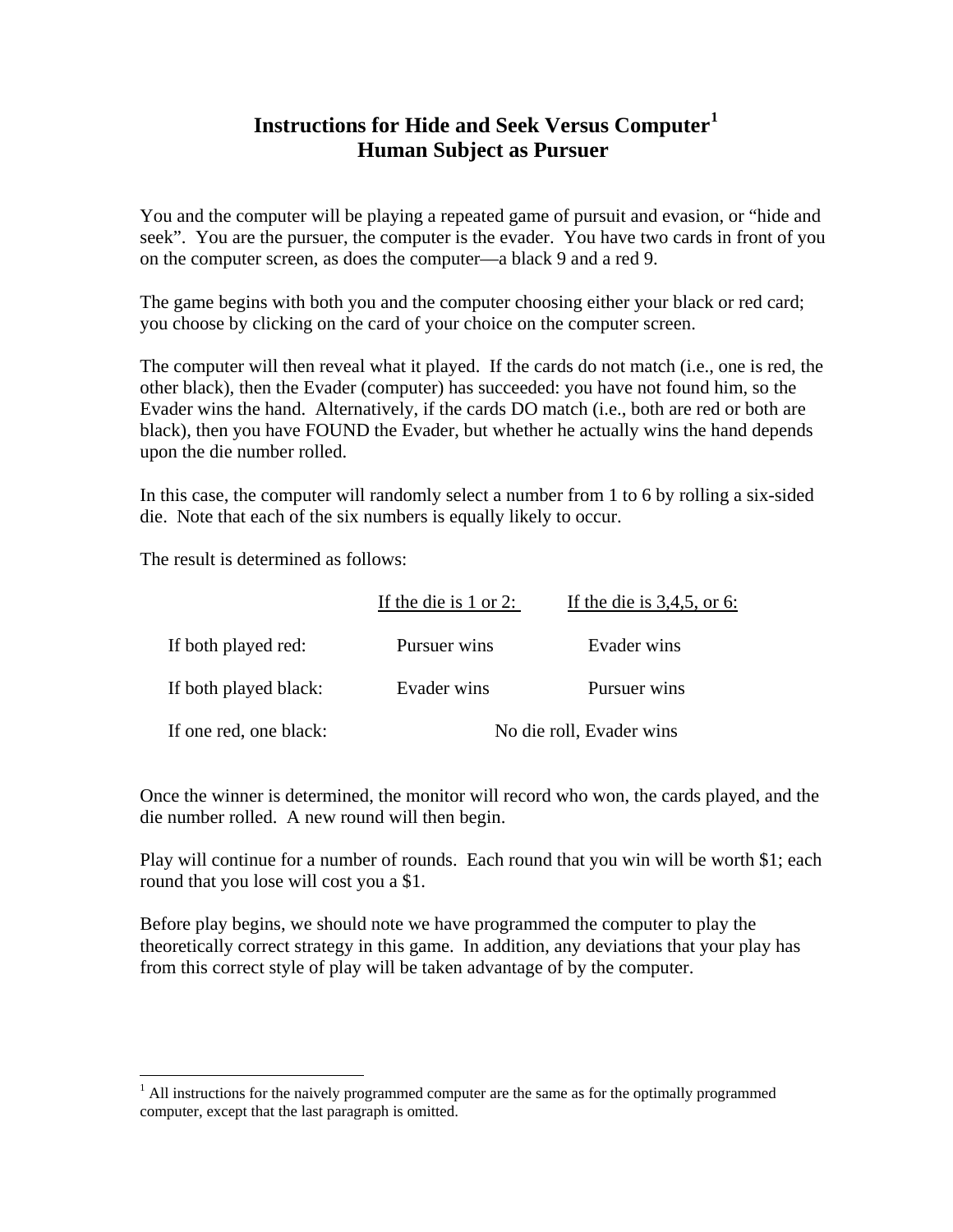# Instructions for Hide and Seek Versus Computer[1]
## Human Subject as Pursuer

You and the computer will be playing a repeated game of pursuit and evasion, or "hide and seek". You are the pursuer, the computer is the evader. You have two cards in front of you on the computer screen, as does the computer—a black 9 and a red 9.

The game begins with both you and the computer choosing either your black or red card; you choose by clicking on the card of your choice on the computer screen.

The computer will then reveal what it played. If the cards do not match (i.e., one is red, the other black), then the Evader (computer) has succeeded: you have not found him, so the Evader wins the hand. Alternatively, if the cards DO match (i.e., both are red or both are black), then you have FOUND the Evader, but whether he actually wins the hand depends upon the die number rolled.

In this case, the computer will randomly select a number from 1 to 6 by rolling a six-sided die. Note that each of the six numbers is equally likely to occur.

The result is determined as follows:

| | If the die is 1 or 2: | If the die is 3,4,5, or 6: |
|---|---|---|
| If both played red: | Pursuer wins | Evader wins |
| If both played black: | Evader wins | Pursuer wins |
| If one red, one black: | No die roll, Evader wins | |

Once the winner is determined, the monitor will record who won, the cards played, and the die number rolled. A new round will then begin.

Play will continue for a number of rounds. Each round that you win will be worth $1; each round that you lose will cost you a $1.

Before play begins, we should note we have programmed the computer to play the theoretically correct strategy in this game. In addition, any deviations that your play has from this correct style of play will be taken advantage of by the computer.

[1] All instructions for the naively programmed computer are the same as for the optimally programmed computer, except that the last paragraph is omitted.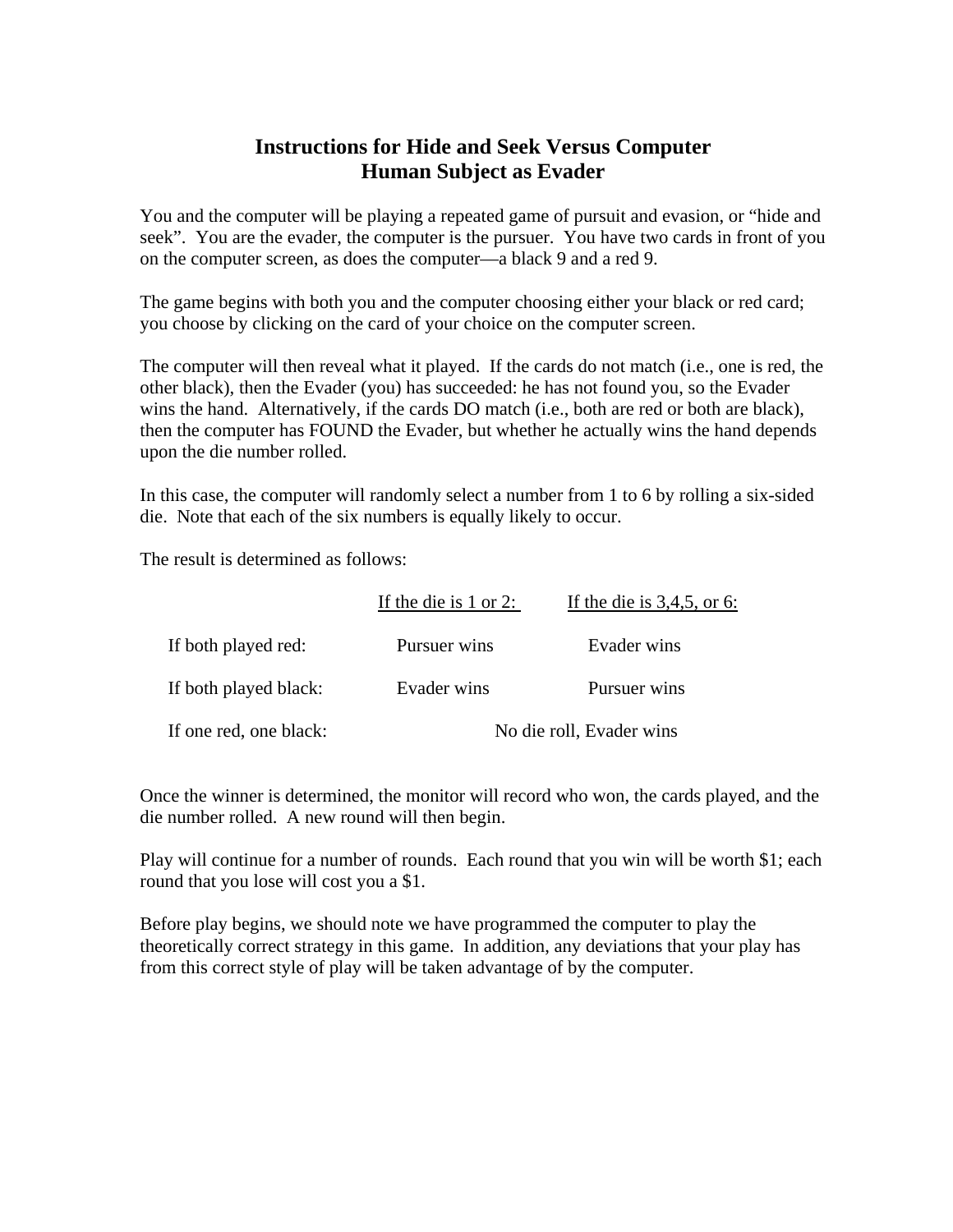# Instructions for Hide and Seek Versus Computer
## Human Subject as Evader

You and the computer will be playing a repeated game of pursuit and evasion, or "hide and seek". You are the evader, the computer is the pursuer. You have two cards in front of you on the computer screen, as does the computer—a black 9 and a red 9.

The game begins with both you and the computer choosing either your black or red card; you choose by clicking on the card of your choice on the computer screen.

The computer will then reveal what it played. If the cards do not match (i.e., one is red, the other black), then the Evader (you) has succeeded: he has not found you, so the Evader wins the hand. Alternatively, if the cards DO match (i.e., both are red or both are black), then the computer has FOUND the Evader, but whether he actually wins the hand depends upon the die number rolled.

In this case, the computer will randomly select a number from 1 to 6 by rolling a six-sided die. Note that each of the six numbers is equally likely to occur.

The result is determined as follows:

| | If the die is 1 or 2: | If the die is 3,4,5, or 6: |
|---|---|---|
| If both played red: | Pursuer wins | Evader wins |
| If both played black: | Evader wins | Pursuer wins |
| If one red, one black: | No die roll, Evader wins | |

Once the winner is determined, the monitor will record who won, the cards played, and the die number rolled. A new round will then begin.

Play will continue for a number of rounds. Each round that you win will be worth $1; each round that you lose will cost you a $1.

Before play begins, we should note we have programmed the computer to play the theoretically correct strategy in this game. In addition, any deviations that your play has from this correct style of play will be taken advantage of by the computer.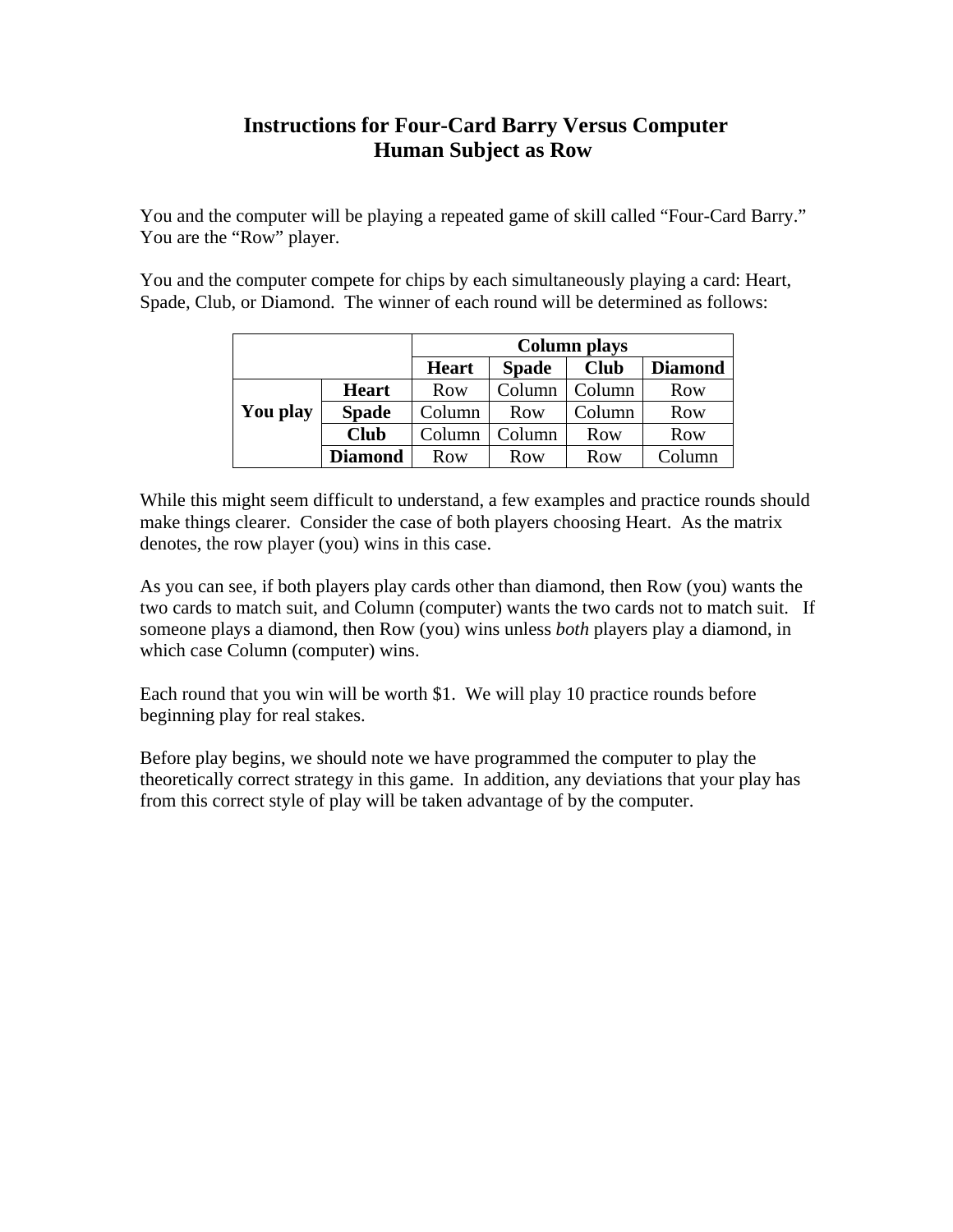# Instructions for Four-Card Barry Versus Computer
## Human Subject as Row

You and the computer will be playing a repeated game of skill called "Four-Card Barry." You are the "Row" player.

You and the computer compete for chips by each simultaneously playing a card: Heart, Spade, Club, or Diamond. The winner of each round will be determined as follows:

| | | **Column plays** | | | |
|---|---|---|---|---|---|
| | | **Heart** | **Spade** | **Club** | **Diamond** |
| **You play** | **Heart** | Row | Column | Column | Row |
| | **Spade** | Column | Row | Column | Row |
| | **Club** | Column | Column | Row | Row |
| | **Diamond** | Row | Row | Row | Column |

While this might seem difficult to understand, a few examples and practice rounds should make things clearer. Consider the case of both players choosing Heart. As the matrix denotes, the row player (you) wins in this case.

As you can see, if both players play cards other than diamond, then Row (you) wants the two cards to match suit, and Column (computer) wants the two cards not to match suit. If someone plays a diamond, then Row (you) wins unless *both* players play a diamond, in which case Column (computer) wins.

Each round that you win will be worth $1. We will play 10 practice rounds before beginning play for real stakes.

Before play begins, we should note we have programmed the computer to play the theoretically correct strategy in this game. In addition, any deviations that your play has from this correct style of play will be taken advantage of by the computer.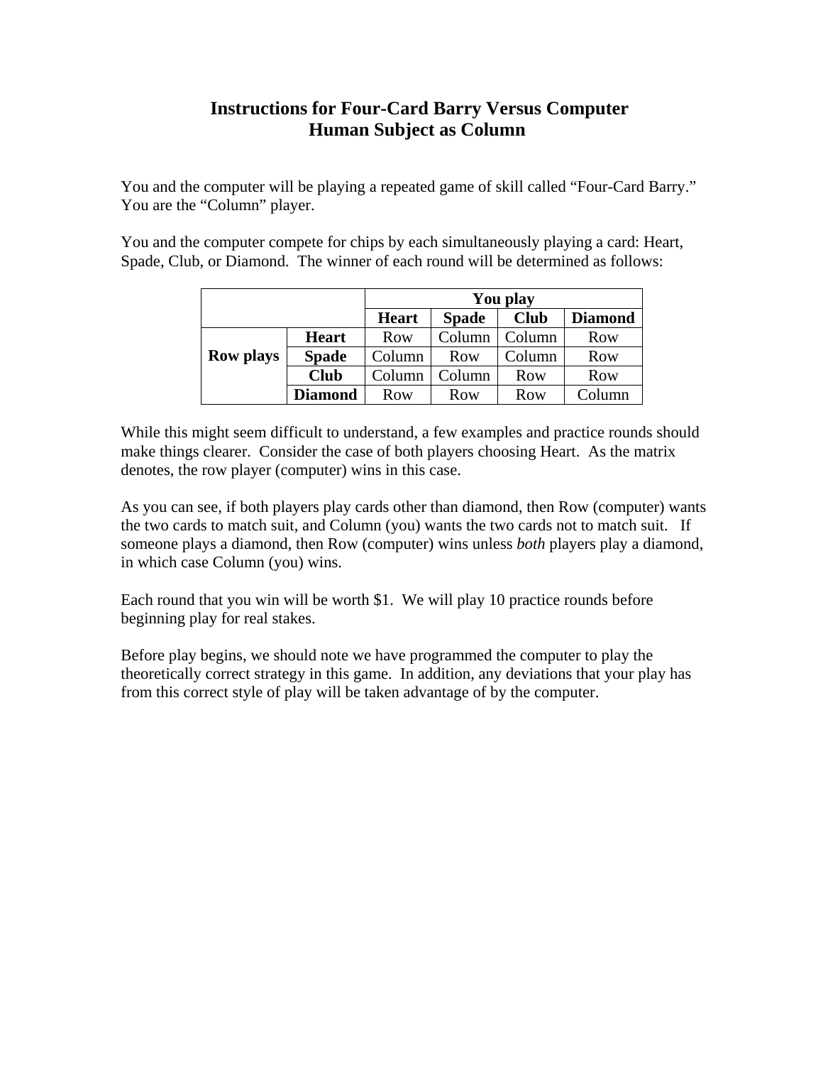# Instructions for Four-Card Barry Versus Computer
# Human Subject as Column

You and the computer will be playing a repeated game of skill called "Four-Card Barry." You are the "Column" player.

You and the computer compete for chips by each simultaneously playing a card: Heart, Spade, Club, or Diamond. The winner of each round will be determined as follows:

| | | You play | | | |
|---|---|---|---|---|---|
| | | **Heart** | **Spade** | **Club** | **Diamond** |
| **Row plays** | **Heart** | Row | Column | Column | Row |
| | **Spade** | Column | Row | Column | Row |
| | **Club** | Column | Column | Row | Row |
| | **Diamond** | Row | Row | Row | Column |

While this might seem difficult to understand, a few examples and practice rounds should make things clearer. Consider the case of both players choosing Heart. As the matrix denotes, the row player (computer) wins in this case.

As you can see, if both players play cards other than diamond, then Row (computer) wants the two cards to match suit, and Column (you) wants the two cards not to match suit. If someone plays a diamond, then Row (computer) wins unless *both* players play a diamond, in which case Column (you) wins.

Each round that you win will be worth $1. We will play 10 practice rounds before beginning play for real stakes.

Before play begins, we should note we have programmed the computer to play the theoretically correct strategy in this game. In addition, any deviations that your play has from this correct style of play will be taken advantage of by the computer.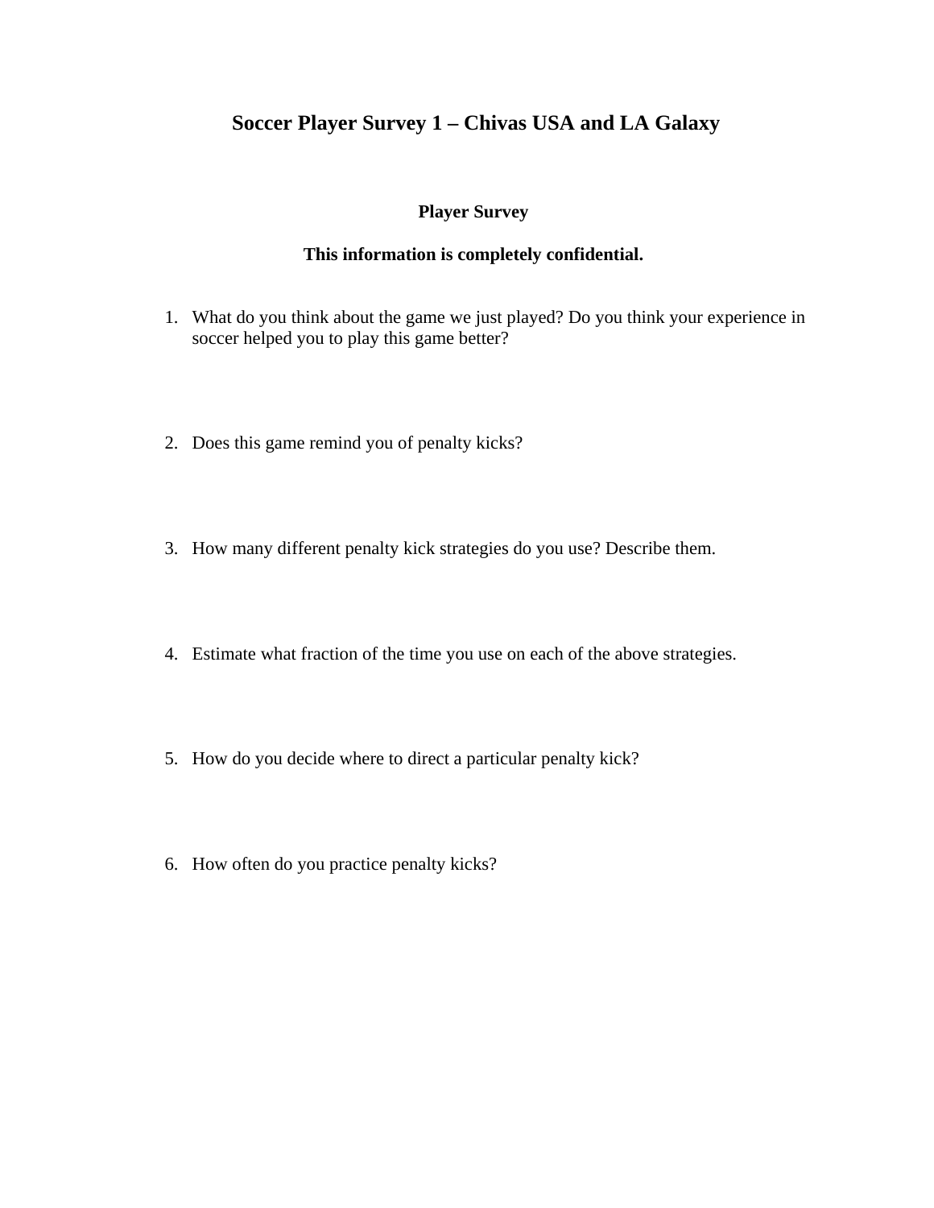# Soccer Player Survey 1 – Chivas USA and LA Galaxy

## Player Survey

**This information is completely confidential.**

1. What do you think about the game we just played? Do you think your experience in soccer helped you to play this game better?

2. Does this game remind you of penalty kicks?

3. How many different penalty kick strategies do you use? Describe them.

4. Estimate what fraction of the time you use on each of the above strategies.

5. How do you decide where to direct a particular penalty kick?

6. How often do you practice penalty kicks?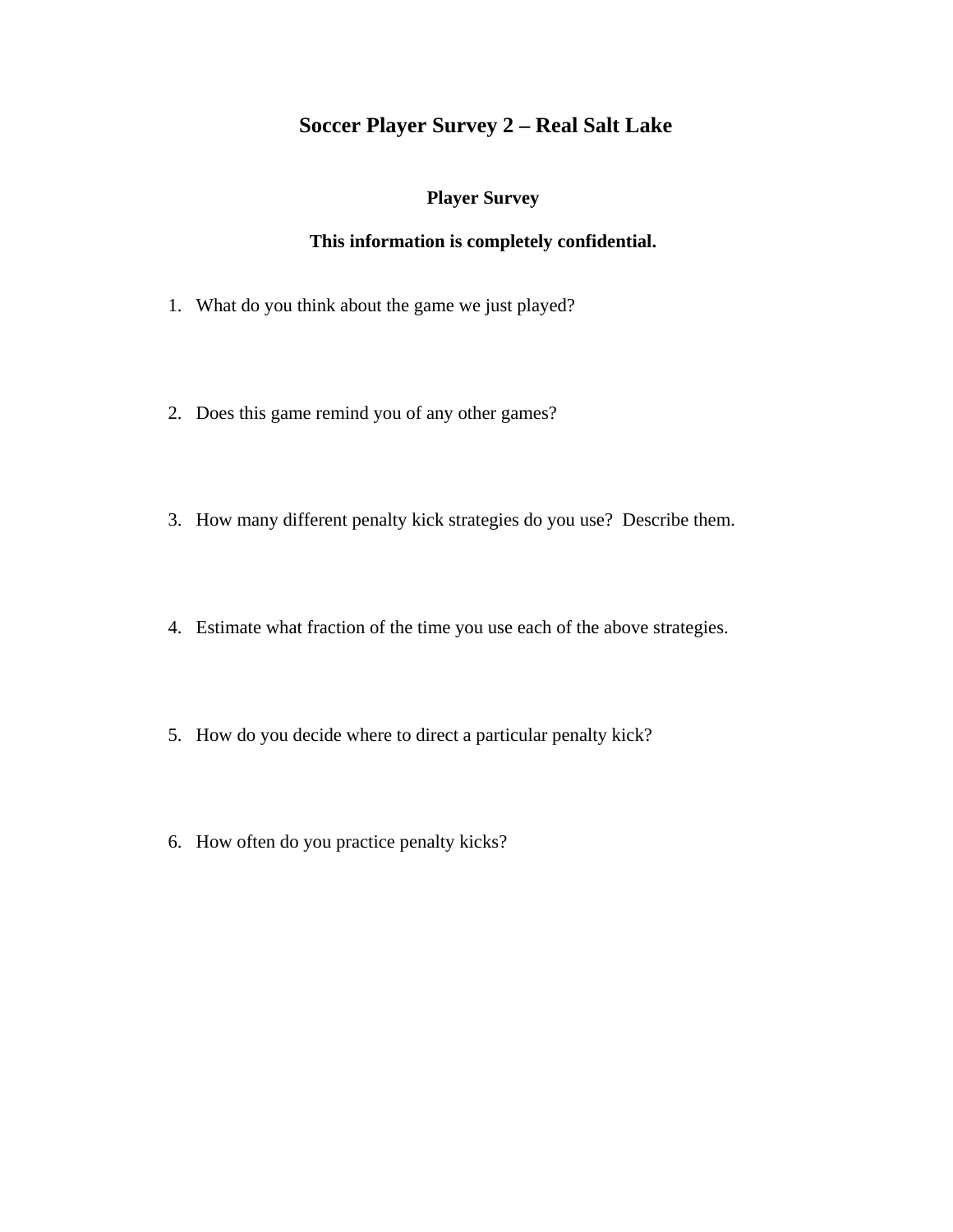# Soccer Player Survey 2 – Real Salt Lake

**Player Survey**

**This information is completely confidential.**

1. What do you think about the game we just played?

2. Does this game remind you of any other games?

3. How many different penalty kick strategies do you use?  Describe them.

4. Estimate what fraction of the time you use each of the above strategies.

5. How do you decide where to direct a particular penalty kick?

6. How often do you practice penalty kicks?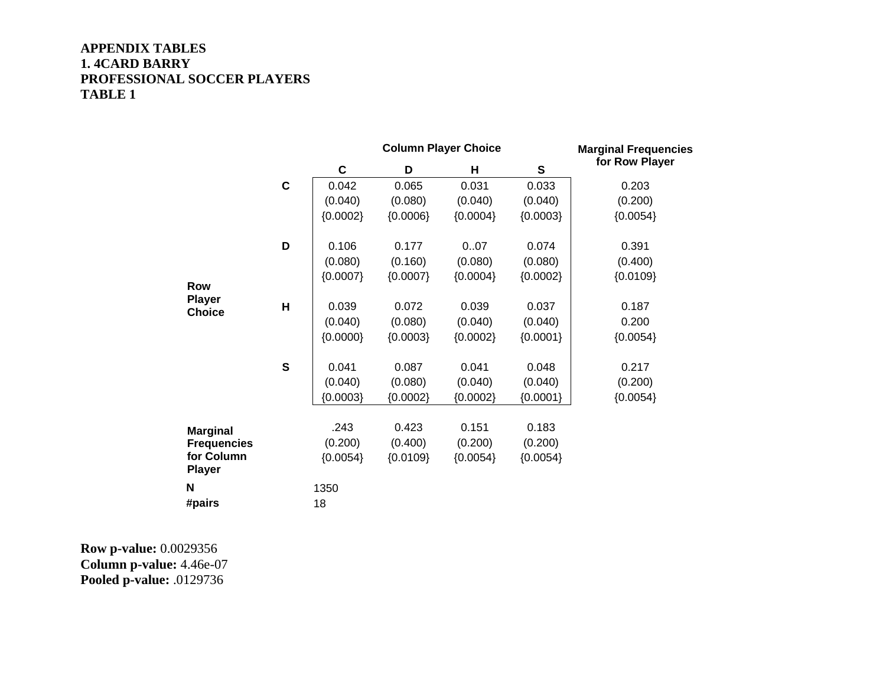**APPENDIX TABLES**
**1. 4CARD BARRY**
**PROFESSIONAL SOCCER PLAYERS**
**TABLE 1**

| | | Column Player Choice | | | | Marginal Frequencies for Row Player |
|---|---|---|---|---|---|---|
| | | C | D | H | S | |
| Row Player Choice | C | 0.042<br>(0.040)<br>{0.0002} | 0.065<br>(0.080)<br>{0.0006} | 0.031<br>(0.040)<br>{0.0004} | 0.033<br>(0.040)<br>{0.0003} | 0.203<br>(0.200)<br>{0.0054} |
| | D | 0.106<br>(0.080)<br>{0.0007} | 0.177<br>(0.160)<br>{0.0007} | 0..07<br>(0.080)<br>{0.0004} | 0.074<br>(0.080)<br>{0.0002} | 0.391<br>(0.400)<br>{0.0109} |
| | H | 0.039<br>(0.040)<br>{0.0000} | 0.072<br>(0.080)<br>{0.0003} | 0.039<br>(0.040)<br>{0.0002} | 0.037<br>(0.040)<br>{0.0001} | 0.187<br>0.200<br>{0.0054} |
| | S | 0.041<br>(0.040)<br>{0.0003} | 0.087<br>(0.080)<br>{0.0002} | 0.041<br>(0.040)<br>{0.0002} | 0.048<br>(0.040)<br>{0.0001} | 0.217<br>(0.200)<br>{0.0054} |
| Marginal Frequencies for Column Player | | .243<br>(0.200)<br>{0.0054} | 0.423<br>(0.400)<br>{0.0109} | 0.151<br>(0.200)<br>{0.0054} | 0.183<br>(0.200)<br>{0.0054} | |
| N | | 1350 | | | | |
| #pairs | | 18 | | | | |

**Row p-value:** 0.0029356
**Column p-value:** 4.46e-07
**Pooled p-value:** .0129736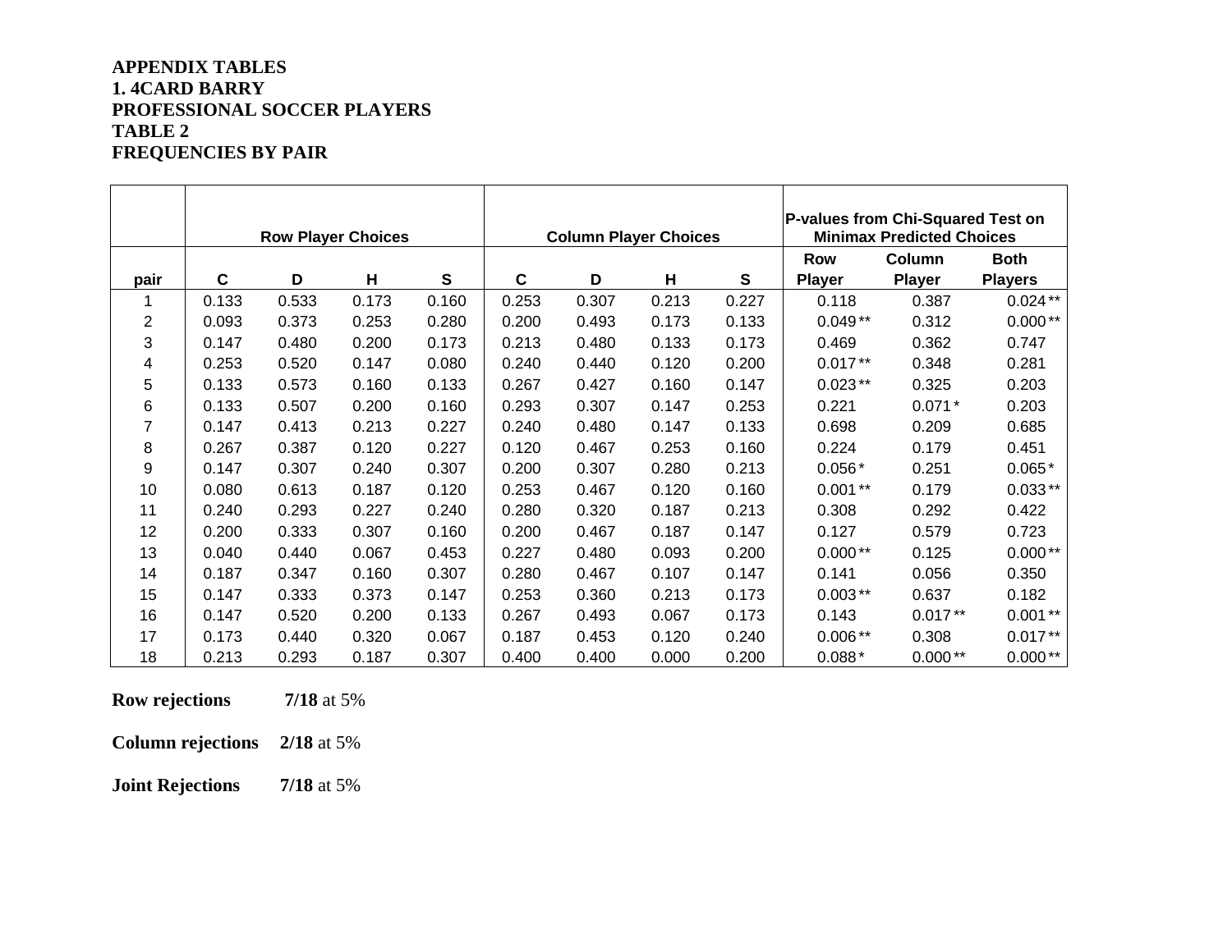**APPENDIX TABLES**
**1. 4CARD BARRY**
**PROFESSIONAL SOCCER PLAYERS**
**TABLE 2**
**FREQUENCIES BY PAIR**

| | Row Player Choices | | | | Column Player Choices | | | | P-values from Chi-Squared Test on Minimax Predicted Choices | | |
|---|---|---|---|---|---|---|---|---|---|---|---|
| pair | C | D | H | S | C | D | H | S | Row Player | Column Player | Both Players |
| 1 | 0.133 | 0.533 | 0.173 | 0.160 | 0.253 | 0.307 | 0.213 | 0.227 | 0.118 | 0.387 | 0.024** |
| 2 | 0.093 | 0.373 | 0.253 | 0.280 | 0.200 | 0.493 | 0.173 | 0.133 | 0.049** | 0.312 | 0.000** |
| 3 | 0.147 | 0.480 | 0.200 | 0.173 | 0.213 | 0.480 | 0.133 | 0.173 | 0.469 | 0.362 | 0.747 |
| 4 | 0.253 | 0.520 | 0.147 | 0.080 | 0.240 | 0.440 | 0.120 | 0.200 | 0.017** | 0.348 | 0.281 |
| 5 | 0.133 | 0.573 | 0.160 | 0.133 | 0.267 | 0.427 | 0.160 | 0.147 | 0.023** | 0.325 | 0.203 |
| 6 | 0.133 | 0.507 | 0.200 | 0.160 | 0.293 | 0.307 | 0.147 | 0.253 | 0.221 | 0.071* | 0.203 |
| 7 | 0.147 | 0.413 | 0.213 | 0.227 | 0.240 | 0.480 | 0.147 | 0.133 | 0.698 | 0.209 | 0.685 |
| 8 | 0.267 | 0.387 | 0.120 | 0.227 | 0.120 | 0.467 | 0.253 | 0.160 | 0.224 | 0.179 | 0.451 |
| 9 | 0.147 | 0.307 | 0.240 | 0.307 | 0.200 | 0.307 | 0.280 | 0.213 | 0.056* | 0.251 | 0.065* |
| 10 | 0.080 | 0.613 | 0.187 | 0.120 | 0.253 | 0.467 | 0.120 | 0.160 | 0.001** | 0.179 | 0.033** |
| 11 | 0.240 | 0.293 | 0.227 | 0.240 | 0.280 | 0.320 | 0.187 | 0.213 | 0.308 | 0.292 | 0.422 |
| 12 | 0.200 | 0.333 | 0.307 | 0.160 | 0.200 | 0.467 | 0.187 | 0.147 | 0.127 | 0.579 | 0.723 |
| 13 | 0.040 | 0.440 | 0.067 | 0.453 | 0.227 | 0.480 | 0.093 | 0.200 | 0.000** | 0.125 | 0.000** |
| 14 | 0.187 | 0.347 | 0.160 | 0.307 | 0.280 | 0.467 | 0.107 | 0.147 | 0.141 | 0.056 | 0.350 |
| 15 | 0.147 | 0.333 | 0.373 | 0.147 | 0.253 | 0.360 | 0.213 | 0.173 | 0.003** | 0.637 | 0.182 |
| 16 | 0.147 | 0.520 | 0.200 | 0.133 | 0.267 | 0.493 | 0.067 | 0.173 | 0.143 | 0.017** | 0.001** |
| 17 | 0.173 | 0.440 | 0.320 | 0.067 | 0.187 | 0.453 | 0.120 | 0.240 | 0.006** | 0.308 | 0.017** |
| 18 | 0.213 | 0.293 | 0.187 | 0.307 | 0.400 | 0.400 | 0.000 | 0.200 | 0.088* | 0.000** | 0.000** |

**Row rejections** **7/18** at 5%

**Column rejections** **2/18** at 5%

**Joint Rejections** **7/18** at 5%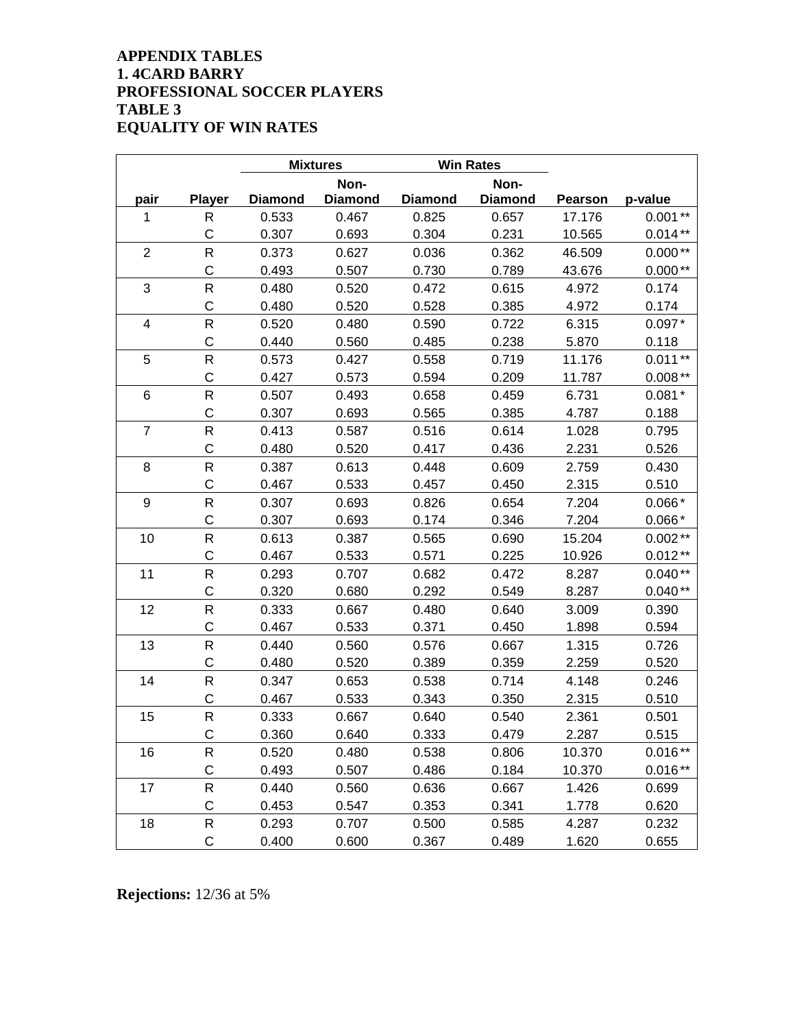**APPENDIX TABLES**
**1. 4CARD BARRY**
**PROFESSIONAL SOCCER PLAYERS**
**TABLE 3**
**EQUALITY OF WIN RATES**

| | | Mixtures | | Win Rates | | | |
|---|---|---|---|---|---|---|---|
| pair | Player | Diamond | Non-Diamond | Diamond | Non-Diamond | Pearson | p-value |
| 1 | R | 0.533 | 0.467 | 0.825 | 0.657 | 17.176 | 0.001 ** |
| | C | 0.307 | 0.693 | 0.304 | 0.231 | 10.565 | 0.014 ** |
| 2 | R | 0.373 | 0.627 | 0.036 | 0.362 | 46.509 | 0.000 ** |
| | C | 0.493 | 0.507 | 0.730 | 0.789 | 43.676 | 0.000 ** |
| 3 | R | 0.480 | 0.520 | 0.472 | 0.615 | 4.972 | 0.174 |
| | C | 0.480 | 0.520 | 0.528 | 0.385 | 4.972 | 0.174 |
| 4 | R | 0.520 | 0.480 | 0.590 | 0.722 | 6.315 | 0.097 * |
| | C | 0.440 | 0.560 | 0.485 | 0.238 | 5.870 | 0.118 |
| 5 | R | 0.573 | 0.427 | 0.558 | 0.719 | 11.176 | 0.011 ** |
| | C | 0.427 | 0.573 | 0.594 | 0.209 | 11.787 | 0.008 ** |
| 6 | R | 0.507 | 0.493 | 0.658 | 0.459 | 6.731 | 0.081 * |
| | C | 0.307 | 0.693 | 0.565 | 0.385 | 4.787 | 0.188 |
| 7 | R | 0.413 | 0.587 | 0.516 | 0.614 | 1.028 | 0.795 |
| | C | 0.480 | 0.520 | 0.417 | 0.436 | 2.231 | 0.526 |
| 8 | R | 0.387 | 0.613 | 0.448 | 0.609 | 2.759 | 0.430 |
| | C | 0.467 | 0.533 | 0.457 | 0.450 | 2.315 | 0.510 |
| 9 | R | 0.307 | 0.693 | 0.826 | 0.654 | 7.204 | 0.066 * |
| | C | 0.307 | 0.693 | 0.174 | 0.346 | 7.204 | 0.066 * |
| 10 | R | 0.613 | 0.387 | 0.565 | 0.690 | 15.204 | 0.002 ** |
| | C | 0.467 | 0.533 | 0.571 | 0.225 | 10.926 | 0.012 ** |
| 11 | R | 0.293 | 0.707 | 0.682 | 0.472 | 8.287 | 0.040 ** |
| | C | 0.320 | 0.680 | 0.292 | 0.549 | 8.287 | 0.040 ** |
| 12 | R | 0.333 | 0.667 | 0.480 | 0.640 | 3.009 | 0.390 |
| | C | 0.467 | 0.533 | 0.371 | 0.450 | 1.898 | 0.594 |
| 13 | R | 0.440 | 0.560 | 0.576 | 0.667 | 1.315 | 0.726 |
| | C | 0.480 | 0.520 | 0.389 | 0.359 | 2.259 | 0.520 |
| 14 | R | 0.347 | 0.653 | 0.538 | 0.714 | 4.148 | 0.246 |
| | C | 0.467 | 0.533 | 0.343 | 0.350 | 2.315 | 0.510 |
| 15 | R | 0.333 | 0.667 | 0.640 | 0.540 | 2.361 | 0.501 |
| | C | 0.360 | 0.640 | 0.333 | 0.479 | 2.287 | 0.515 |
| 16 | R | 0.520 | 0.480 | 0.538 | 0.806 | 10.370 | 0.016 ** |
| | C | 0.493 | 0.507 | 0.486 | 0.184 | 10.370 | 0.016 ** |
| 17 | R | 0.440 | 0.560 | 0.636 | 0.667 | 1.426 | 0.699 |
| | C | 0.453 | 0.547 | 0.353 | 0.341 | 1.778 | 0.620 |
| 18 | R | 0.293 | 0.707 | 0.500 | 0.585 | 4.287 | 0.232 |
| | C | 0.400 | 0.600 | 0.367 | 0.489 | 1.620 | 0.655 |

**Rejections:** 12/36 at 5%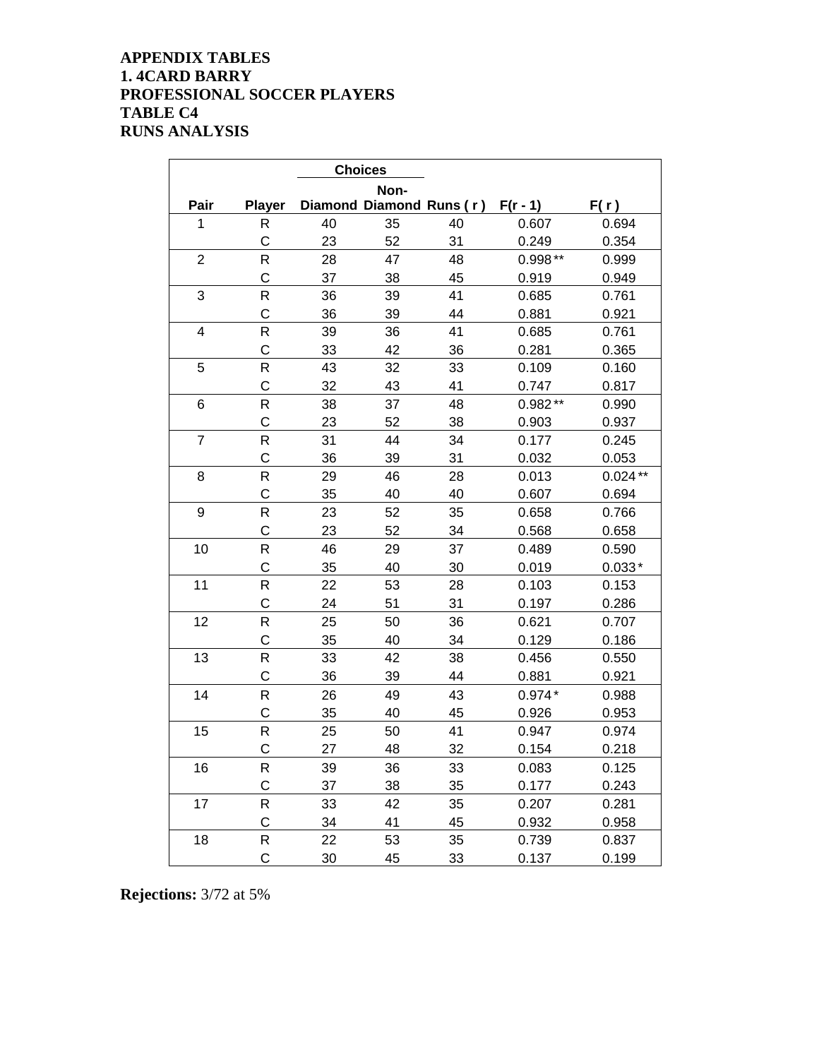**APPENDIX TABLES**
**1. 4CARD BARRY**
**PROFESSIONAL SOCCER PLAYERS**
**TABLE C4**
**RUNS ANALYSIS**

| | | Choices | | | | |
|---|---|---|---|---|---|---|
| Pair | Player | Diamond | Non-Diamond | Runs ( r ) | F(r - 1) | F( r ) |
| 1 | R | 40 | 35 | 40 | 0.607 | 0.694 |
| | C | 23 | 52 | 31 | 0.249 | 0.354 |
| 2 | R | 28 | 47 | 48 | 0.998 ** | 0.999 |
| | C | 37 | 38 | 45 | 0.919 | 0.949 |
| 3 | R | 36 | 39 | 41 | 0.685 | 0.761 |
| | C | 36 | 39 | 44 | 0.881 | 0.921 |
| 4 | R | 39 | 36 | 41 | 0.685 | 0.761 |
| | C | 33 | 42 | 36 | 0.281 | 0.365 |
| 5 | R | 43 | 32 | 33 | 0.109 | 0.160 |
| | C | 32 | 43 | 41 | 0.747 | 0.817 |
| 6 | R | 38 | 37 | 48 | 0.982 ** | 0.990 |
| | C | 23 | 52 | 38 | 0.903 | 0.937 |
| 7 | R | 31 | 44 | 34 | 0.177 | 0.245 |
| | C | 36 | 39 | 31 | 0.032 | 0.053 |
| 8 | R | 29 | 46 | 28 | 0.013 | 0.024 ** |
| | C | 35 | 40 | 40 | 0.607 | 0.694 |
| 9 | R | 23 | 52 | 35 | 0.658 | 0.766 |
| | C | 23 | 52 | 34 | 0.568 | 0.658 |
| 10 | R | 46 | 29 | 37 | 0.489 | 0.590 |
| | C | 35 | 40 | 30 | 0.019 | 0.033 * |
| 11 | R | 22 | 53 | 28 | 0.103 | 0.153 |
| | C | 24 | 51 | 31 | 0.197 | 0.286 |
| 12 | R | 25 | 50 | 36 | 0.621 | 0.707 |
| | C | 35 | 40 | 34 | 0.129 | 0.186 |
| 13 | R | 33 | 42 | 38 | 0.456 | 0.550 |
| | C | 36 | 39 | 44 | 0.881 | 0.921 |
| 14 | R | 26 | 49 | 43 | 0.974 * | 0.988 |
| | C | 35 | 40 | 45 | 0.926 | 0.953 |
| 15 | R | 25 | 50 | 41 | 0.947 | 0.974 |
| | C | 27 | 48 | 32 | 0.154 | 0.218 |
| 16 | R | 39 | 36 | 33 | 0.083 | 0.125 |
| | C | 37 | 38 | 35 | 0.177 | 0.243 |
| 17 | R | 33 | 42 | 35 | 0.207 | 0.281 |
| | C | 34 | 41 | 45 | 0.932 | 0.958 |
| 18 | R | 22 | 53 | 35 | 0.739 | 0.837 |
| | C | 30 | 45 | 33 | 0.137 | 0.199 |

**Rejections:** 3/72 at 5%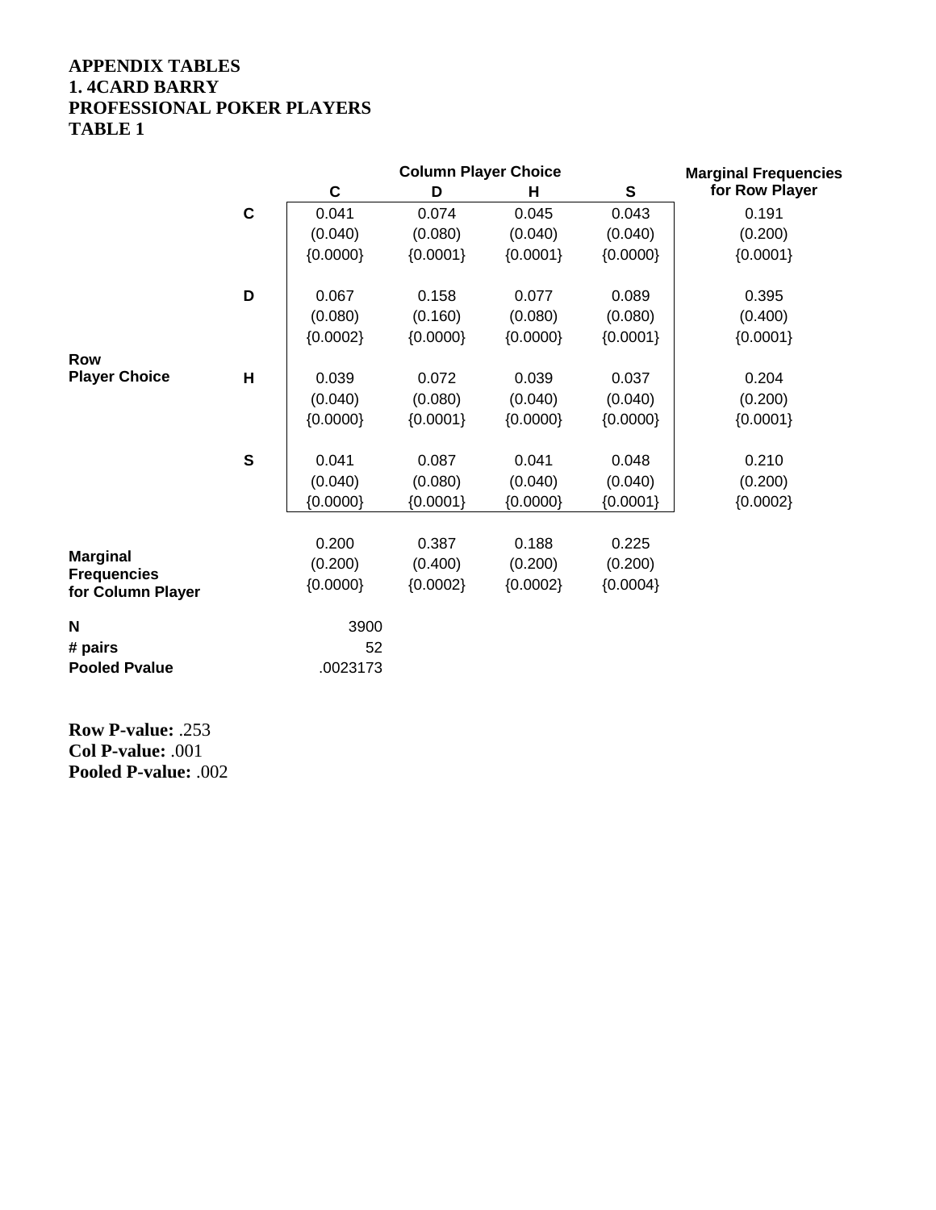**APPENDIX TABLES**
**1. 4CARD BARRY**
**PROFESSIONAL POKER PLAYERS**
**TABLE 1**

| | | Column Player Choice | | | | Marginal Frequencies for Row Player |
|---|---|---|---|---|---|---|
| | | **C** | **D** | **H** | **S** | |
| **Row Player Choice** | **C** | 0.041<br>(0.040)<br>{0.0000} | 0.074<br>(0.080)<br>{0.0001} | 0.045<br>(0.040)<br>{0.0001} | 0.043<br>(0.040)<br>{0.0000} | 0.191<br>(0.200)<br>{0.0001} |
| | **D** | 0.067<br>(0.080)<br>{0.0002} | 0.158<br>(0.160)<br>{0.0000} | 0.077<br>(0.080)<br>{0.0000} | 0.089<br>(0.080)<br>{0.0001} | 0.395<br>(0.400)<br>{0.0001} |
| | **H** | 0.039<br>(0.040)<br>{0.0000} | 0.072<br>(0.080)<br>{0.0001} | 0.039<br>(0.040)<br>{0.0000} | 0.037<br>(0.040)<br>{0.0000} | 0.204<br>(0.200)<br>{0.0001} |
| | **S** | 0.041<br>(0.040)<br>{0.0000} | 0.087<br>(0.080)<br>{0.0001} | 0.041<br>(0.040)<br>{0.0000} | 0.048<br>(0.040)<br>{0.0001} | 0.210<br>(0.200)<br>{0.0002} |
| **Marginal Frequencies for Column Player** | | 0.200<br>(0.200)<br>{0.0000} | 0.387<br>(0.400)<br>{0.0002} | 0.188<br>(0.200)<br>{0.0002} | 0.225<br>(0.200)<br>{0.0004} | |
| **N** | | 3900 | | | | |
| **# pairs** | | 52 | | | | |
| **Pooled Pvalue** | | .0023173 | | | | |

**Row P-value:** .253
**Col P-value:** .001
**Pooled P-value:** .002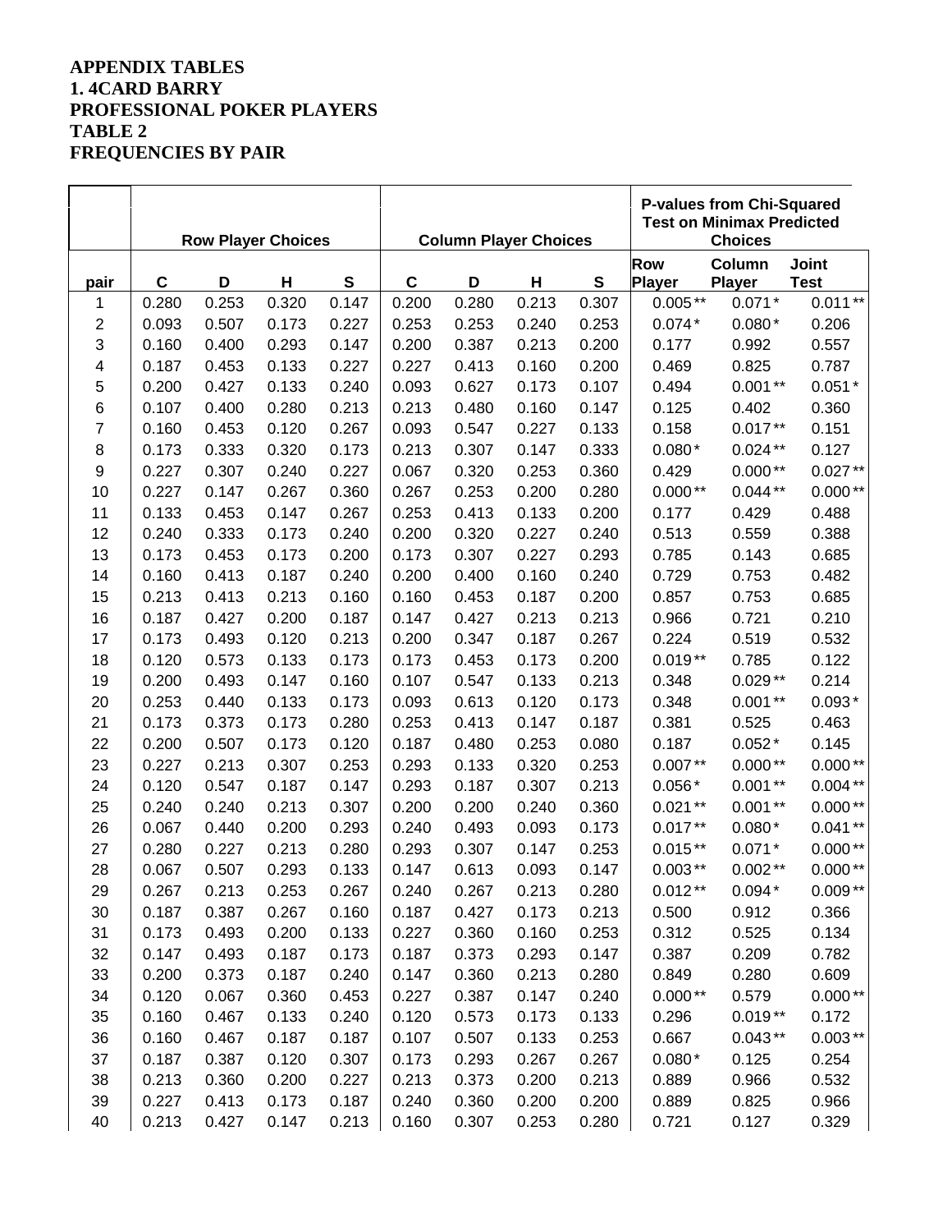**APPENDIX TABLES**
**1. 4CARD BARRY**
**PROFESSIONAL POKER PLAYERS**
**TABLE 2**
**FREQUENCIES BY PAIR**

| | Row Player Choices | | | | Column Player Choices | | | | P-values from Chi-Squared Test on Minimax Predicted Choices | | |
|---|---|---|---|---|---|---|---|---|---|---|---|
| pair | C | D | H | S | C | D | H | S | Row Player | Column Player | Joint Test |
| 1 | 0.280 | 0.253 | 0.320 | 0.147 | 0.200 | 0.280 | 0.213 | 0.307 | 0.005 ** | 0.071 * | 0.011 ** |
| 2 | 0.093 | 0.507 | 0.173 | 0.227 | 0.253 | 0.253 | 0.240 | 0.253 | 0.074 * | 0.080 * | 0.206 |
| 3 | 0.160 | 0.400 | 0.293 | 0.147 | 0.200 | 0.387 | 0.213 | 0.200 | 0.177 | 0.992 | 0.557 |
| 4 | 0.187 | 0.453 | 0.133 | 0.227 | 0.227 | 0.413 | 0.160 | 0.200 | 0.469 | 0.825 | 0.787 |
| 5 | 0.200 | 0.427 | 0.133 | 0.240 | 0.093 | 0.627 | 0.173 | 0.107 | 0.494 | 0.001 ** | 0.051 * |
| 6 | 0.107 | 0.400 | 0.280 | 0.213 | 0.213 | 0.480 | 0.160 | 0.147 | 0.125 | 0.402 | 0.360 |
| 7 | 0.160 | 0.453 | 0.120 | 0.267 | 0.093 | 0.547 | 0.227 | 0.133 | 0.158 | 0.017 ** | 0.151 |
| 8 | 0.173 | 0.333 | 0.320 | 0.173 | 0.213 | 0.307 | 0.147 | 0.333 | 0.080 * | 0.024 ** | 0.127 |
| 9 | 0.227 | 0.307 | 0.240 | 0.227 | 0.067 | 0.320 | 0.253 | 0.360 | 0.429 | 0.000 ** | 0.027 ** |
| 10 | 0.227 | 0.147 | 0.267 | 0.360 | 0.267 | 0.253 | 0.200 | 0.280 | 0.000 ** | 0.044 ** | 0.000 ** |
| 11 | 0.133 | 0.453 | 0.147 | 0.267 | 0.253 | 0.413 | 0.133 | 0.200 | 0.177 | 0.429 | 0.488 |
| 12 | 0.240 | 0.333 | 0.173 | 0.240 | 0.200 | 0.320 | 0.227 | 0.240 | 0.513 | 0.559 | 0.388 |
| 13 | 0.173 | 0.453 | 0.173 | 0.200 | 0.173 | 0.307 | 0.227 | 0.293 | 0.785 | 0.143 | 0.685 |
| 14 | 0.160 | 0.413 | 0.187 | 0.240 | 0.200 | 0.400 | 0.160 | 0.240 | 0.729 | 0.753 | 0.482 |
| 15 | 0.213 | 0.413 | 0.213 | 0.160 | 0.160 | 0.453 | 0.187 | 0.200 | 0.857 | 0.753 | 0.685 |
| 16 | 0.187 | 0.427 | 0.200 | 0.187 | 0.147 | 0.427 | 0.213 | 0.213 | 0.966 | 0.721 | 0.210 |
| 17 | 0.173 | 0.493 | 0.120 | 0.213 | 0.200 | 0.347 | 0.187 | 0.267 | 0.224 | 0.519 | 0.532 |
| 18 | 0.120 | 0.573 | 0.133 | 0.173 | 0.173 | 0.453 | 0.173 | 0.200 | 0.019 ** | 0.785 | 0.122 |
| 19 | 0.200 | 0.493 | 0.147 | 0.160 | 0.107 | 0.547 | 0.133 | 0.213 | 0.348 | 0.029 ** | 0.214 |
| 20 | 0.253 | 0.440 | 0.133 | 0.173 | 0.093 | 0.613 | 0.120 | 0.173 | 0.348 | 0.001 ** | 0.093 * |
| 21 | 0.173 | 0.373 | 0.173 | 0.280 | 0.253 | 0.413 | 0.147 | 0.187 | 0.381 | 0.525 | 0.463 |
| 22 | 0.200 | 0.507 | 0.173 | 0.120 | 0.187 | 0.480 | 0.253 | 0.080 | 0.187 | 0.052 * | 0.145 |
| 23 | 0.227 | 0.213 | 0.307 | 0.253 | 0.293 | 0.133 | 0.320 | 0.253 | 0.007 ** | 0.000 ** | 0.000 ** |
| 24 | 0.120 | 0.547 | 0.187 | 0.147 | 0.293 | 0.187 | 0.307 | 0.213 | 0.056 * | 0.001 ** | 0.004 ** |
| 25 | 0.240 | 0.240 | 0.213 | 0.307 | 0.200 | 0.200 | 0.240 | 0.360 | 0.021 ** | 0.001 ** | 0.000 ** |
| 26 | 0.067 | 0.440 | 0.200 | 0.293 | 0.240 | 0.493 | 0.093 | 0.173 | 0.017 ** | 0.080 * | 0.041 ** |
| 27 | 0.280 | 0.227 | 0.213 | 0.280 | 0.293 | 0.307 | 0.147 | 0.253 | 0.015 ** | 0.071 * | 0.000 ** |
| 28 | 0.067 | 0.507 | 0.293 | 0.133 | 0.147 | 0.613 | 0.093 | 0.147 | 0.003 ** | 0.002 ** | 0.000 ** |
| 29 | 0.267 | 0.213 | 0.253 | 0.267 | 0.240 | 0.267 | 0.213 | 0.280 | 0.012 ** | 0.094 * | 0.009 ** |
| 30 | 0.187 | 0.387 | 0.267 | 0.160 | 0.187 | 0.427 | 0.173 | 0.213 | 0.500 | 0.912 | 0.366 |
| 31 | 0.173 | 0.493 | 0.200 | 0.133 | 0.227 | 0.360 | 0.160 | 0.253 | 0.312 | 0.525 | 0.134 |
| 32 | 0.147 | 0.493 | 0.187 | 0.173 | 0.187 | 0.373 | 0.293 | 0.147 | 0.387 | 0.209 | 0.782 |
| 33 | 0.200 | 0.373 | 0.187 | 0.240 | 0.147 | 0.360 | 0.213 | 0.280 | 0.849 | 0.280 | 0.609 |
| 34 | 0.120 | 0.067 | 0.360 | 0.453 | 0.227 | 0.387 | 0.147 | 0.240 | 0.000 ** | 0.579 | 0.000 ** |
| 35 | 0.160 | 0.467 | 0.133 | 0.240 | 0.120 | 0.573 | 0.173 | 0.133 | 0.296 | 0.019 ** | 0.172 |
| 36 | 0.160 | 0.467 | 0.187 | 0.187 | 0.107 | 0.507 | 0.133 | 0.253 | 0.667 | 0.043 ** | 0.003 ** |
| 37 | 0.187 | 0.387 | 0.120 | 0.307 | 0.173 | 0.293 | 0.267 | 0.267 | 0.080 * | 0.125 | 0.254 |
| 38 | 0.213 | 0.360 | 0.200 | 0.227 | 0.213 | 0.373 | 0.200 | 0.213 | 0.889 | 0.966 | 0.532 |
| 39 | 0.227 | 0.413 | 0.173 | 0.187 | 0.240 | 0.360 | 0.200 | 0.200 | 0.889 | 0.825 | 0.966 |
| 40 | 0.213 | 0.427 | 0.147 | 0.213 | 0.160 | 0.307 | 0.253 | 0.280 | 0.721 | 0.127 | 0.329 |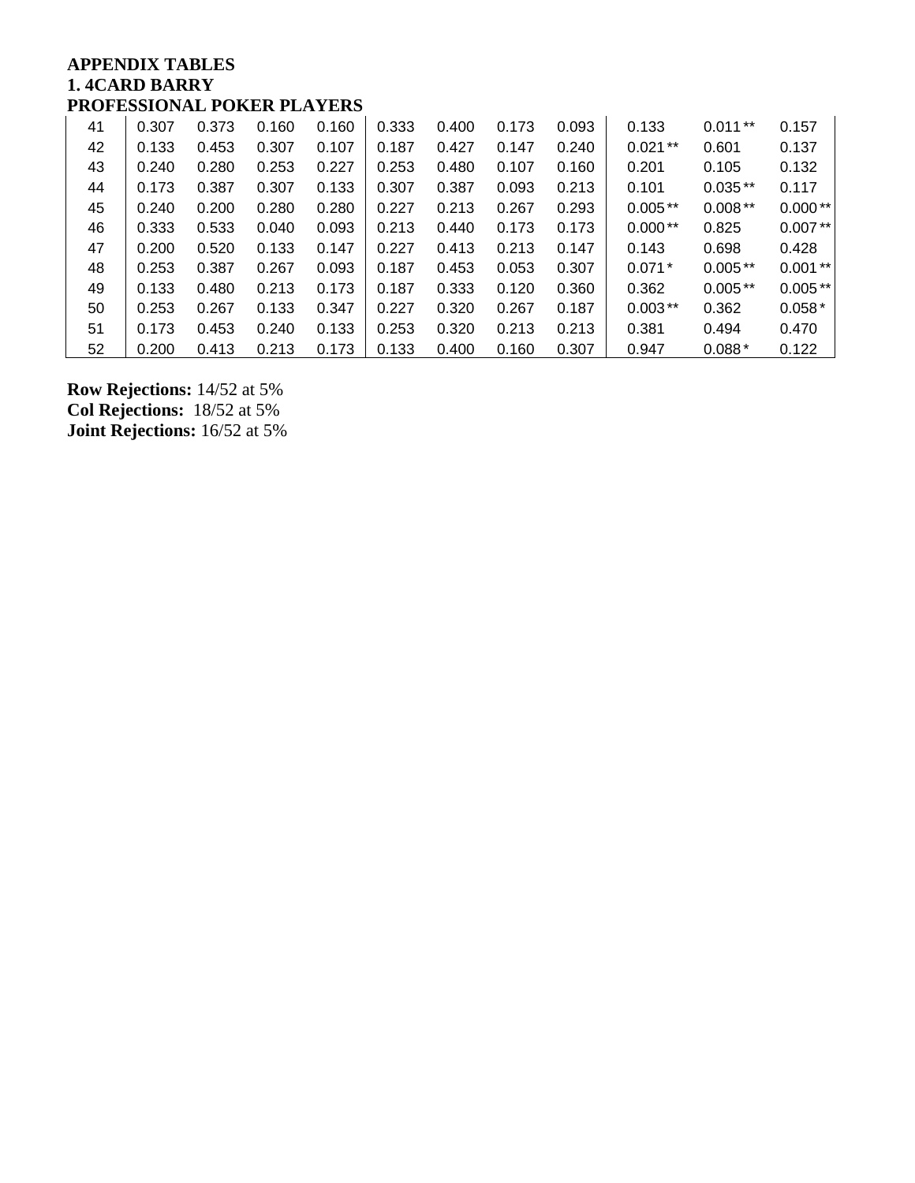**APPENDIX TABLES**
**1. 4CARD BARRY**
**PROFESSIONAL POKER PLAYERS**

| | | | | | | | | | | | |
|---|---|---|---|---|---|---|---|---|---|---|---|
| 41 | 0.307 | 0.373 | 0.160 | 0.160 | 0.333 | 0.400 | 0.173 | 0.093 | 0.133 | 0.011 ** | 0.157 |
| 42 | 0.133 | 0.453 | 0.307 | 0.107 | 0.187 | 0.427 | 0.147 | 0.240 | 0.021 ** | 0.601 | 0.137 |
| 43 | 0.240 | 0.280 | 0.253 | 0.227 | 0.253 | 0.480 | 0.107 | 0.160 | 0.201 | 0.105 | 0.132 |
| 44 | 0.173 | 0.387 | 0.307 | 0.133 | 0.307 | 0.387 | 0.093 | 0.213 | 0.101 | 0.035 ** | 0.117 |
| 45 | 0.240 | 0.200 | 0.280 | 0.280 | 0.227 | 0.213 | 0.267 | 0.293 | 0.005 ** | 0.008 ** | 0.000 ** |
| 46 | 0.333 | 0.533 | 0.040 | 0.093 | 0.213 | 0.440 | 0.173 | 0.173 | 0.000 ** | 0.825 | 0.007 ** |
| 47 | 0.200 | 0.520 | 0.133 | 0.147 | 0.227 | 0.413 | 0.213 | 0.147 | 0.143 | 0.698 | 0.428 |
| 48 | 0.253 | 0.387 | 0.267 | 0.093 | 0.187 | 0.453 | 0.053 | 0.307 | 0.071 * | 0.005 ** | 0.001 ** |
| 49 | 0.133 | 0.480 | 0.213 | 0.173 | 0.187 | 0.333 | 0.120 | 0.360 | 0.362 | 0.005 ** | 0.005 ** |
| 50 | 0.253 | 0.267 | 0.133 | 0.347 | 0.227 | 0.320 | 0.267 | 0.187 | 0.003 ** | 0.362 | 0.058 * |
| 51 | 0.173 | 0.453 | 0.240 | 0.133 | 0.253 | 0.320 | 0.213 | 0.213 | 0.381 | 0.494 | 0.470 |
| 52 | 0.200 | 0.413 | 0.213 | 0.173 | 0.133 | 0.400 | 0.160 | 0.307 | 0.947 | 0.088 * | 0.122 |

**Row Rejections:** 14/52 at 5%
**Col Rejections:** 18/52 at 5%
**Joint Rejections:** 16/52 at 5%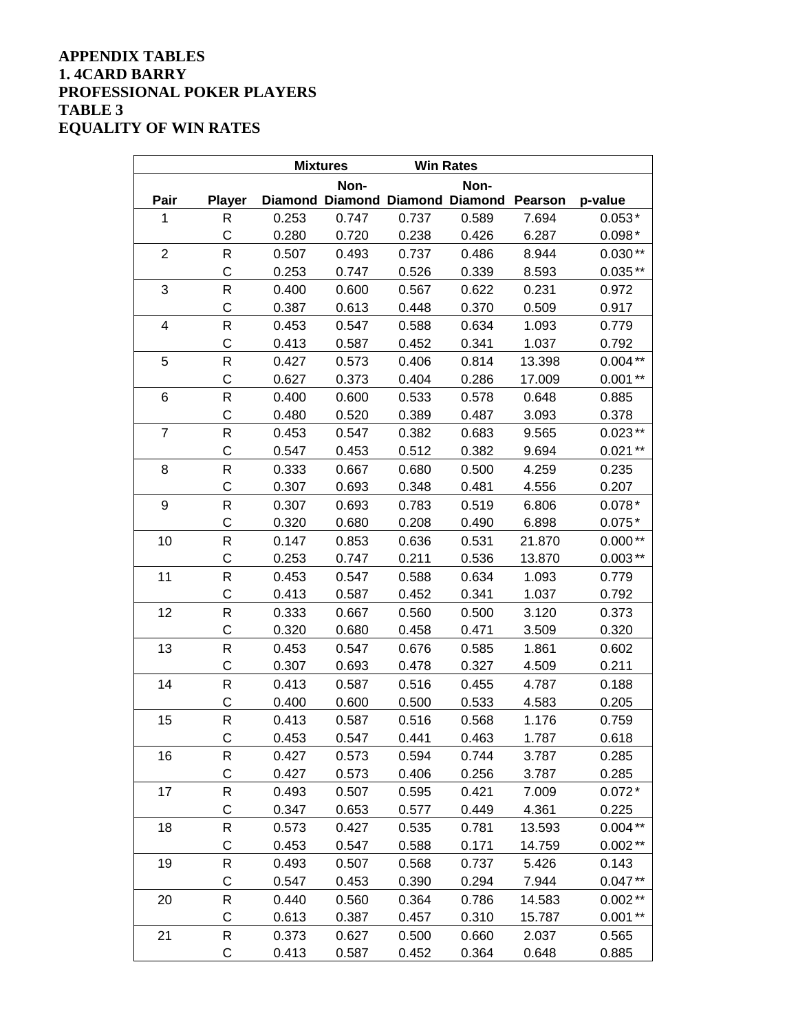**APPENDIX TABLES**
**1. 4CARD BARRY**
**PROFESSIONAL POKER PLAYERS**
**TABLE 3**
**EQUALITY OF WIN RATES**

| | | Mixtures | | Win Rates | | | |
|---|---|---|---|---|---|---|---|
| Pair | Player | Diamond | Non-Diamond | Diamond | Non-Diamond | Pearson | p-value |
| 1 | R | 0.253 | 0.747 | 0.737 | 0.589 | 7.694 | 0.053* |
| | C | 0.280 | 0.720 | 0.238 | 0.426 | 6.287 | 0.098* |
| 2 | R | 0.507 | 0.493 | 0.737 | 0.486 | 8.944 | 0.030** |
| | C | 0.253 | 0.747 | 0.526 | 0.339 | 8.593 | 0.035** |
| 3 | R | 0.400 | 0.600 | 0.567 | 0.622 | 0.231 | 0.972 |
| | C | 0.387 | 0.613 | 0.448 | 0.370 | 0.509 | 0.917 |
| 4 | R | 0.453 | 0.547 | 0.588 | 0.634 | 1.093 | 0.779 |
| | C | 0.413 | 0.587 | 0.452 | 0.341 | 1.037 | 0.792 |
| 5 | R | 0.427 | 0.573 | 0.406 | 0.814 | 13.398 | 0.004** |
| | C | 0.627 | 0.373 | 0.404 | 0.286 | 17.009 | 0.001** |
| 6 | R | 0.400 | 0.600 | 0.533 | 0.578 | 0.648 | 0.885 |
| | C | 0.480 | 0.520 | 0.389 | 0.487 | 3.093 | 0.378 |
| 7 | R | 0.453 | 0.547 | 0.382 | 0.683 | 9.565 | 0.023** |
| | C | 0.547 | 0.453 | 0.512 | 0.382 | 9.694 | 0.021** |
| 8 | R | 0.333 | 0.667 | 0.680 | 0.500 | 4.259 | 0.235 |
| | C | 0.307 | 0.693 | 0.348 | 0.481 | 4.556 | 0.207 |
| 9 | R | 0.307 | 0.693 | 0.783 | 0.519 | 6.806 | 0.078* |
| | C | 0.320 | 0.680 | 0.208 | 0.490 | 6.898 | 0.075* |
| 10 | R | 0.147 | 0.853 | 0.636 | 0.531 | 21.870 | 0.000** |
| | C | 0.253 | 0.747 | 0.211 | 0.536 | 13.870 | 0.003** |
| 11 | R | 0.453 | 0.547 | 0.588 | 0.634 | 1.093 | 0.779 |
| | C | 0.413 | 0.587 | 0.452 | 0.341 | 1.037 | 0.792 |
| 12 | R | 0.333 | 0.667 | 0.560 | 0.500 | 3.120 | 0.373 |
| | C | 0.320 | 0.680 | 0.458 | 0.471 | 3.509 | 0.320 |
| 13 | R | 0.453 | 0.547 | 0.676 | 0.585 | 1.861 | 0.602 |
| | C | 0.307 | 0.693 | 0.478 | 0.327 | 4.509 | 0.211 |
| 14 | R | 0.413 | 0.587 | 0.516 | 0.455 | 4.787 | 0.188 |
| | C | 0.400 | 0.600 | 0.500 | 0.533 | 4.583 | 0.205 |
| 15 | R | 0.413 | 0.587 | 0.516 | 0.568 | 1.176 | 0.759 |
| | C | 0.453 | 0.547 | 0.441 | 0.463 | 1.787 | 0.618 |
| 16 | R | 0.427 | 0.573 | 0.594 | 0.744 | 3.787 | 0.285 |
| | C | 0.427 | 0.573 | 0.406 | 0.256 | 3.787 | 0.285 |
| 17 | R | 0.493 | 0.507 | 0.595 | 0.421 | 7.009 | 0.072* |
| | C | 0.347 | 0.653 | 0.577 | 0.449 | 4.361 | 0.225 |
| 18 | R | 0.573 | 0.427 | 0.535 | 0.781 | 13.593 | 0.004** |
| | C | 0.453 | 0.547 | 0.588 | 0.171 | 14.759 | 0.002** |
| 19 | R | 0.493 | 0.507 | 0.568 | 0.737 | 5.426 | 0.143 |
| | C | 0.547 | 0.453 | 0.390 | 0.294 | 7.944 | 0.047** |
| 20 | R | 0.440 | 0.560 | 0.364 | 0.786 | 14.583 | 0.002** |
| | C | 0.613 | 0.387 | 0.457 | 0.310 | 15.787 | 0.001** |
| 21 | R | 0.373 | 0.627 | 0.500 | 0.660 | 2.037 | 0.565 |
| | C | 0.413 | 0.587 | 0.452 | 0.364 | 0.648 | 0.885 |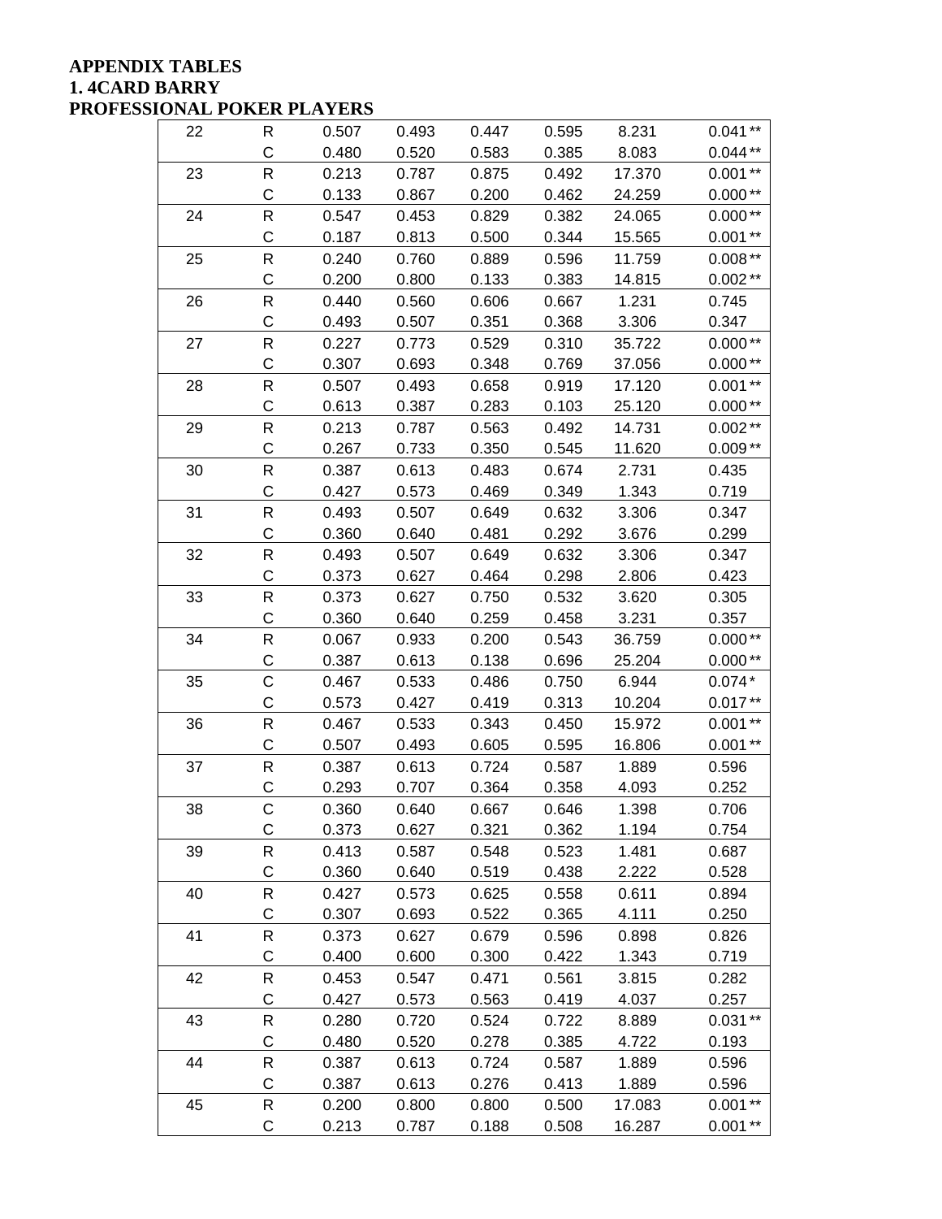**APPENDIX TABLES**
**1. 4CARD BARRY**
**PROFESSIONAL POKER PLAYERS**

| | | | | | | | |
|---|---|---|---|---|---|---|---|
| 22 | R | 0.507 | 0.493 | 0.447 | 0.595 | 8.231 | 0.041 ** |
| | C | 0.480 | 0.520 | 0.583 | 0.385 | 8.083 | 0.044 ** |
| 23 | R | 0.213 | 0.787 | 0.875 | 0.492 | 17.370 | 0.001 ** |
| | C | 0.133 | 0.867 | 0.200 | 0.462 | 24.259 | 0.000 ** |
| 24 | R | 0.547 | 0.453 | 0.829 | 0.382 | 24.065 | 0.000 ** |
| | C | 0.187 | 0.813 | 0.500 | 0.344 | 15.565 | 0.001 ** |
| 25 | R | 0.240 | 0.760 | 0.889 | 0.596 | 11.759 | 0.008 ** |
| | C | 0.200 | 0.800 | 0.133 | 0.383 | 14.815 | 0.002 ** |
| 26 | R | 0.440 | 0.560 | 0.606 | 0.667 | 1.231 | 0.745 |
| | C | 0.493 | 0.507 | 0.351 | 0.368 | 3.306 | 0.347 |
| 27 | R | 0.227 | 0.773 | 0.529 | 0.310 | 35.722 | 0.000 ** |
| | C | 0.307 | 0.693 | 0.348 | 0.769 | 37.056 | 0.000 ** |
| 28 | R | 0.507 | 0.493 | 0.658 | 0.919 | 17.120 | 0.001 ** |
| | C | 0.613 | 0.387 | 0.283 | 0.103 | 25.120 | 0.000 ** |
| 29 | R | 0.213 | 0.787 | 0.563 | 0.492 | 14.731 | 0.002 ** |
| | C | 0.267 | 0.733 | 0.350 | 0.545 | 11.620 | 0.009 ** |
| 30 | R | 0.387 | 0.613 | 0.483 | 0.674 | 2.731 | 0.435 |
| | C | 0.427 | 0.573 | 0.469 | 0.349 | 1.343 | 0.719 |
| 31 | R | 0.493 | 0.507 | 0.649 | 0.632 | 3.306 | 0.347 |
| | C | 0.360 | 0.640 | 0.481 | 0.292 | 3.676 | 0.299 |
| 32 | R | 0.493 | 0.507 | 0.649 | 0.632 | 3.306 | 0.347 |
| | C | 0.373 | 0.627 | 0.464 | 0.298 | 2.806 | 0.423 |
| 33 | R | 0.373 | 0.627 | 0.750 | 0.532 | 3.620 | 0.305 |
| | C | 0.360 | 0.640 | 0.259 | 0.458 | 3.231 | 0.357 |
| 34 | R | 0.067 | 0.933 | 0.200 | 0.543 | 36.759 | 0.000 ** |
| | C | 0.387 | 0.613 | 0.138 | 0.696 | 25.204 | 0.000 ** |
| 35 | C | 0.467 | 0.533 | 0.486 | 0.750 | 6.944 | 0.074 * |
| | C | 0.573 | 0.427 | 0.419 | 0.313 | 10.204 | 0.017 ** |
| 36 | R | 0.467 | 0.533 | 0.343 | 0.450 | 15.972 | 0.001 ** |
| | C | 0.507 | 0.493 | 0.605 | 0.595 | 16.806 | 0.001 ** |
| 37 | R | 0.387 | 0.613 | 0.724 | 0.587 | 1.889 | 0.596 |
| | C | 0.293 | 0.707 | 0.364 | 0.358 | 4.093 | 0.252 |
| 38 | C | 0.360 | 0.640 | 0.667 | 0.646 | 1.398 | 0.706 |
| | C | 0.373 | 0.627 | 0.321 | 0.362 | 1.194 | 0.754 |
| 39 | R | 0.413 | 0.587 | 0.548 | 0.523 | 1.481 | 0.687 |
| | C | 0.360 | 0.640 | 0.519 | 0.438 | 2.222 | 0.528 |
| 40 | R | 0.427 | 0.573 | 0.625 | 0.558 | 0.611 | 0.894 |
| | C | 0.307 | 0.693 | 0.522 | 0.365 | 4.111 | 0.250 |
| 41 | R | 0.373 | 0.627 | 0.679 | 0.596 | 0.898 | 0.826 |
| | C | 0.400 | 0.600 | 0.300 | 0.422 | 1.343 | 0.719 |
| 42 | R | 0.453 | 0.547 | 0.471 | 0.561 | 3.815 | 0.282 |
| | C | 0.427 | 0.573 | 0.563 | 0.419 | 4.037 | 0.257 |
| 43 | R | 0.280 | 0.720 | 0.524 | 0.722 | 8.889 | 0.031 ** |
| | C | 0.480 | 0.520 | 0.278 | 0.385 | 4.722 | 0.193 |
| 44 | R | 0.387 | 0.613 | 0.724 | 0.587 | 1.889 | 0.596 |
| | C | 0.387 | 0.613 | 0.276 | 0.413 | 1.889 | 0.596 |
| 45 | R | 0.200 | 0.800 | 0.800 | 0.500 | 17.083 | 0.001 ** |
| | C | 0.213 | 0.787 | 0.188 | 0.508 | 16.287 | 0.001 ** |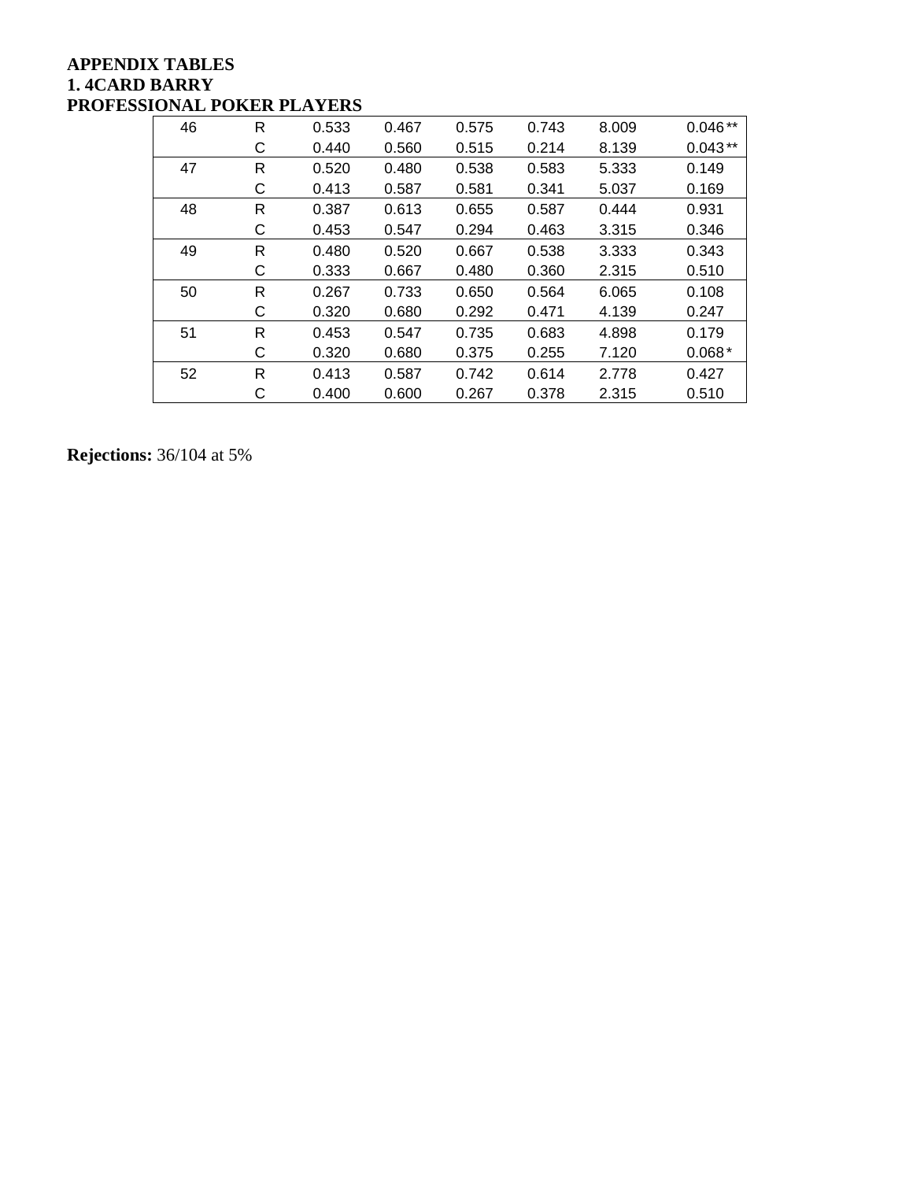**APPENDIX TABLES**
**1. 4CARD BARRY**
**PROFESSIONAL POKER PLAYERS**

| | | | | | | | |
|---|---|---|---|---|---|---|---|
| 46 | R | 0.533 | 0.467 | 0.575 | 0.743 | 8.009 | 0.046** |
| | C | 0.440 | 0.560 | 0.515 | 0.214 | 8.139 | 0.043** |
| 47 | R | 0.520 | 0.480 | 0.538 | 0.583 | 5.333 | 0.149 |
| | C | 0.413 | 0.587 | 0.581 | 0.341 | 5.037 | 0.169 |
| 48 | R | 0.387 | 0.613 | 0.655 | 0.587 | 0.444 | 0.931 |
| | C | 0.453 | 0.547 | 0.294 | 0.463 | 3.315 | 0.346 |
| 49 | R | 0.480 | 0.520 | 0.667 | 0.538 | 3.333 | 0.343 |
| | C | 0.333 | 0.667 | 0.480 | 0.360 | 2.315 | 0.510 |
| 50 | R | 0.267 | 0.733 | 0.650 | 0.564 | 6.065 | 0.108 |
| | C | 0.320 | 0.680 | 0.292 | 0.471 | 4.139 | 0.247 |
| 51 | R | 0.453 | 0.547 | 0.735 | 0.683 | 4.898 | 0.179 |
| | C | 0.320 | 0.680 | 0.375 | 0.255 | 7.120 | 0.068* |
| 52 | R | 0.413 | 0.587 | 0.742 | 0.614 | 2.778 | 0.427 |
| | C | 0.400 | 0.600 | 0.267 | 0.378 | 2.315 | 0.510 |

**Rejections:** 36/104 at 5%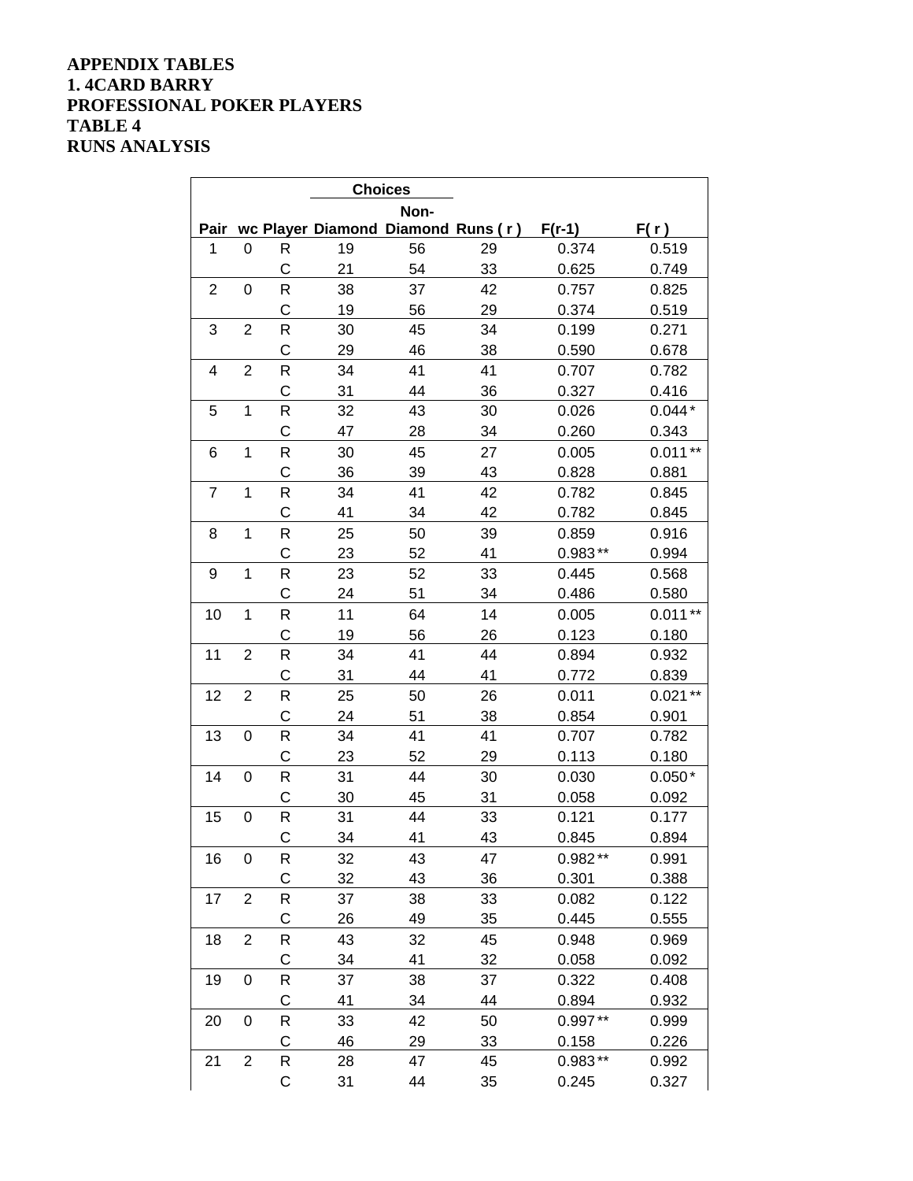**APPENDIX TABLES**
**1. 4CARD BARRY**
**PROFESSIONAL POKER PLAYERS**
**TABLE 4**
**RUNS ANALYSIS**

| | | | Choices | | | | |
|---|---|---|---|---|---|---|---|
| Pair | wc | Player | Diamond | Non-Diamond | Runs ( r ) | F(r-1) | F( r ) |
| 1 | 0 | R | 19 | 56 | 29 | 0.374 | 0.519 |
| | | C | 21 | 54 | 33 | 0.625 | 0.749 |
| 2 | 0 | R | 38 | 37 | 42 | 0.757 | 0.825 |
| | | C | 19 | 56 | 29 | 0.374 | 0.519 |
| 3 | 2 | R | 30 | 45 | 34 | 0.199 | 0.271 |
| | | C | 29 | 46 | 38 | 0.590 | 0.678 |
| 4 | 2 | R | 34 | 41 | 41 | 0.707 | 0.782 |
| | | C | 31 | 44 | 36 | 0.327 | 0.416 |
| 5 | 1 | R | 32 | 43 | 30 | 0.026 | 0.044* |
| | | C | 47 | 28 | 34 | 0.260 | 0.343 |
| 6 | 1 | R | 30 | 45 | 27 | 0.005 | 0.011** |
| | | C | 36 | 39 | 43 | 0.828 | 0.881 |
| 7 | 1 | R | 34 | 41 | 42 | 0.782 | 0.845 |
| | | C | 41 | 34 | 42 | 0.782 | 0.845 |
| 8 | 1 | R | 25 | 50 | 39 | 0.859 | 0.916 |
| | | C | 23 | 52 | 41 | 0.983** | 0.994 |
| 9 | 1 | R | 23 | 52 | 33 | 0.445 | 0.568 |
| | | C | 24 | 51 | 34 | 0.486 | 0.580 |
| 10 | 1 | R | 11 | 64 | 14 | 0.005 | 0.011** |
| | | C | 19 | 56 | 26 | 0.123 | 0.180 |
| 11 | 2 | R | 34 | 41 | 44 | 0.894 | 0.932 |
| | | C | 31 | 44 | 41 | 0.772 | 0.839 |
| 12 | 2 | R | 25 | 50 | 26 | 0.011 | 0.021** |
| | | C | 24 | 51 | 38 | 0.854 | 0.901 |
| 13 | 0 | R | 34 | 41 | 41 | 0.707 | 0.782 |
| | | C | 23 | 52 | 29 | 0.113 | 0.180 |
| 14 | 0 | R | 31 | 44 | 30 | 0.030 | 0.050* |
| | | C | 30 | 45 | 31 | 0.058 | 0.092 |
| 15 | 0 | R | 31 | 44 | 33 | 0.121 | 0.177 |
| | | C | 34 | 41 | 43 | 0.845 | 0.894 |
| 16 | 0 | R | 32 | 43 | 47 | 0.982** | 0.991 |
| | | C | 32 | 43 | 36 | 0.301 | 0.388 |
| 17 | 2 | R | 37 | 38 | 33 | 0.082 | 0.122 |
| | | C | 26 | 49 | 35 | 0.445 | 0.555 |
| 18 | 2 | R | 43 | 32 | 45 | 0.948 | 0.969 |
| | | C | 34 | 41 | 32 | 0.058 | 0.092 |
| 19 | 0 | R | 37 | 38 | 37 | 0.322 | 0.408 |
| | | C | 41 | 34 | 44 | 0.894 | 0.932 |
| 20 | 0 | R | 33 | 42 | 50 | 0.997** | 0.999 |
| | | C | 46 | 29 | 33 | 0.158 | 0.226 |
| 21 | 2 | R | 28 | 47 | 45 | 0.983** | 0.992 |
| | | C | 31 | 44 | 35 | 0.245 | 0.327 |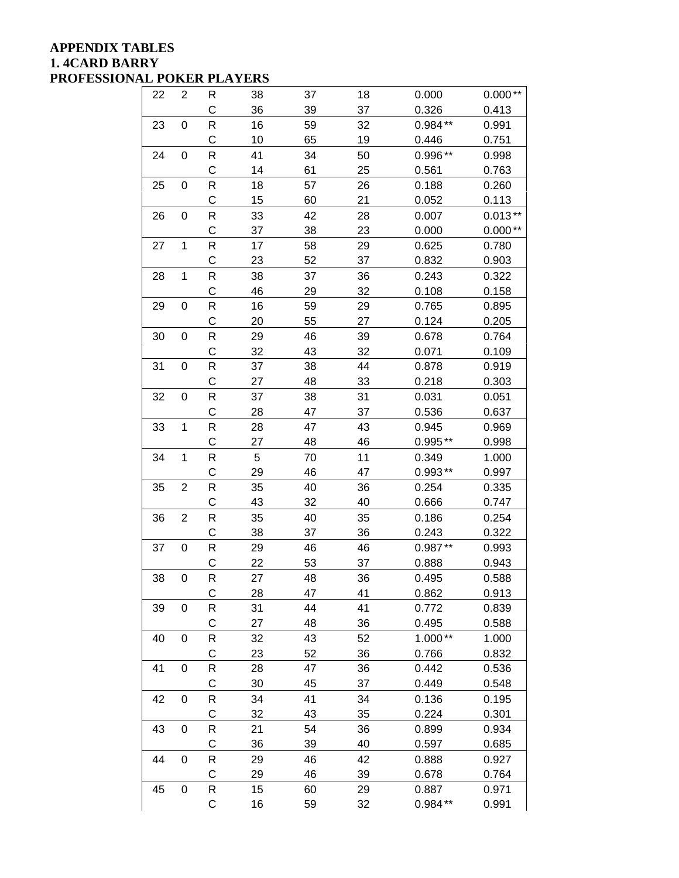**APPENDIX TABLES**
**1. 4CARD BARRY**
**PROFESSIONAL POKER PLAYERS**

| | | | | | | | |
|---|---|---|---|---|---|---|---|
| 22 | 2 | R | 38 | 37 | 18 | 0.000 | 0.000** |
| | | C | 36 | 39 | 37 | 0.326 | 0.413 |
| 23 | 0 | R | 16 | 59 | 32 | 0.984** | 0.991 |
| | | C | 10 | 65 | 19 | 0.446 | 0.751 |
| 24 | 0 | R | 41 | 34 | 50 | 0.996** | 0.998 |
| | | C | 14 | 61 | 25 | 0.561 | 0.763 |
| 25 | 0 | R | 18 | 57 | 26 | 0.188 | 0.260 |
| | | C | 15 | 60 | 21 | 0.052 | 0.113 |
| 26 | 0 | R | 33 | 42 | 28 | 0.007 | 0.013** |
| | | C | 37 | 38 | 23 | 0.000 | 0.000** |
| 27 | 1 | R | 17 | 58 | 29 | 0.625 | 0.780 |
| | | C | 23 | 52 | 37 | 0.832 | 0.903 |
| 28 | 1 | R | 38 | 37 | 36 | 0.243 | 0.322 |
| | | C | 46 | 29 | 32 | 0.108 | 0.158 |
| 29 | 0 | R | 16 | 59 | 29 | 0.765 | 0.895 |
| | | C | 20 | 55 | 27 | 0.124 | 0.205 |
| 30 | 0 | R | 29 | 46 | 39 | 0.678 | 0.764 |
| | | C | 32 | 43 | 32 | 0.071 | 0.109 |
| 31 | 0 | R | 37 | 38 | 44 | 0.878 | 0.919 |
| | | C | 27 | 48 | 33 | 0.218 | 0.303 |
| 32 | 0 | R | 37 | 38 | 31 | 0.031 | 0.051 |
| | | C | 28 | 47 | 37 | 0.536 | 0.637 |
| 33 | 1 | R | 28 | 47 | 43 | 0.945 | 0.969 |
| | | C | 27 | 48 | 46 | 0.995** | 0.998 |
| 34 | 1 | R | 5 | 70 | 11 | 0.349 | 1.000 |
| | | C | 29 | 46 | 47 | 0.993** | 0.997 |
| 35 | 2 | R | 35 | 40 | 36 | 0.254 | 0.335 |
| | | C | 43 | 32 | 40 | 0.666 | 0.747 |
| 36 | 2 | R | 35 | 40 | 35 | 0.186 | 0.254 |
| | | C | 38 | 37 | 36 | 0.243 | 0.322 |
| 37 | 0 | R | 29 | 46 | 46 | 0.987** | 0.993 |
| | | C | 22 | 53 | 37 | 0.888 | 0.943 |
| 38 | 0 | R | 27 | 48 | 36 | 0.495 | 0.588 |
| | | C | 28 | 47 | 41 | 0.862 | 0.913 |
| 39 | 0 | R | 31 | 44 | 41 | 0.772 | 0.839 |
| | | C | 27 | 48 | 36 | 0.495 | 0.588 |
| 40 | 0 | R | 32 | 43 | 52 | 1.000** | 1.000 |
| | | C | 23 | 52 | 36 | 0.766 | 0.832 |
| 41 | 0 | R | 28 | 47 | 36 | 0.442 | 0.536 |
| | | C | 30 | 45 | 37 | 0.449 | 0.548 |
| 42 | 0 | R | 34 | 41 | 34 | 0.136 | 0.195 |
| | | C | 32 | 43 | 35 | 0.224 | 0.301 |
| 43 | 0 | R | 21 | 54 | 36 | 0.899 | 0.934 |
| | | C | 36 | 39 | 40 | 0.597 | 0.685 |
| 44 | 0 | R | 29 | 46 | 42 | 0.888 | 0.927 |
| | | C | 29 | 46 | 39 | 0.678 | 0.764 |
| 45 | 0 | R | 15 | 60 | 29 | 0.887 | 0.971 |
| | | C | 16 | 59 | 32 | 0.984** | 0.991 |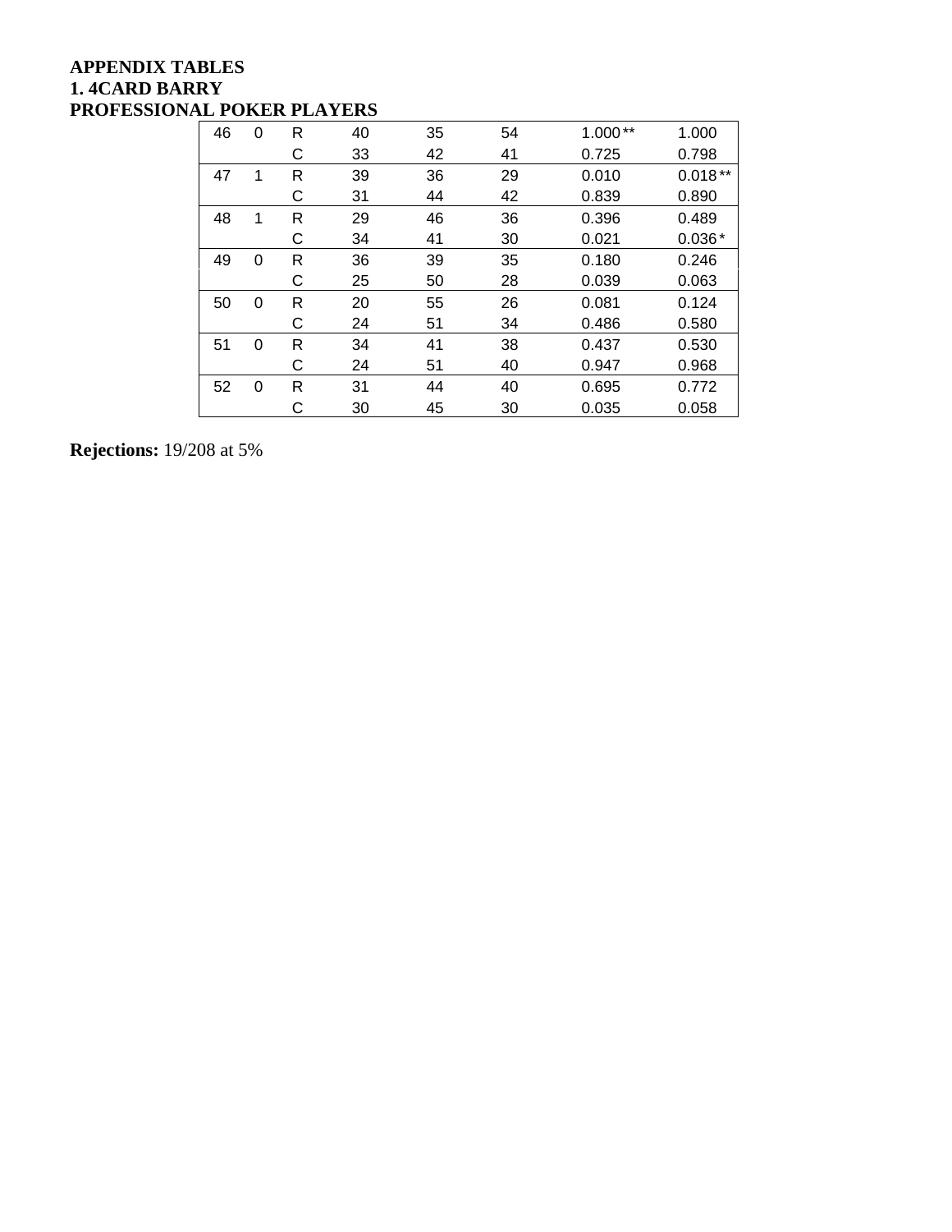**APPENDIX TABLES**
**1. 4CARD BARRY**
**PROFESSIONAL POKER PLAYERS**

| | | | | | | | |
|---|---|---|---|---|---|---|---|
| 46 | 0 | R | 40 | 35 | 54 | 1.000 ** | 1.000 |
| | | C | 33 | 42 | 41 | 0.725 | 0.798 |
| 47 | 1 | R | 39 | 36 | 29 | 0.010 | 0.018 ** |
| | | C | 31 | 44 | 42 | 0.839 | 0.890 |
| 48 | 1 | R | 29 | 46 | 36 | 0.396 | 0.489 |
| | | C | 34 | 41 | 30 | 0.021 | 0.036 * |
| 49 | 0 | R | 36 | 39 | 35 | 0.180 | 0.246 |
| | | C | 25 | 50 | 28 | 0.039 | 0.063 |
| 50 | 0 | R | 20 | 55 | 26 | 0.081 | 0.124 |
| | | C | 24 | 51 | 34 | 0.486 | 0.580 |
| 51 | 0 | R | 34 | 41 | 38 | 0.437 | 0.530 |
| | | C | 24 | 51 | 40 | 0.947 | 0.968 |
| 52 | 0 | R | 31 | 44 | 40 | 0.695 | 0.772 |
| | | C | 30 | 45 | 30 | 0.035 | 0.058 |

**Rejections:** 19/208 at 5%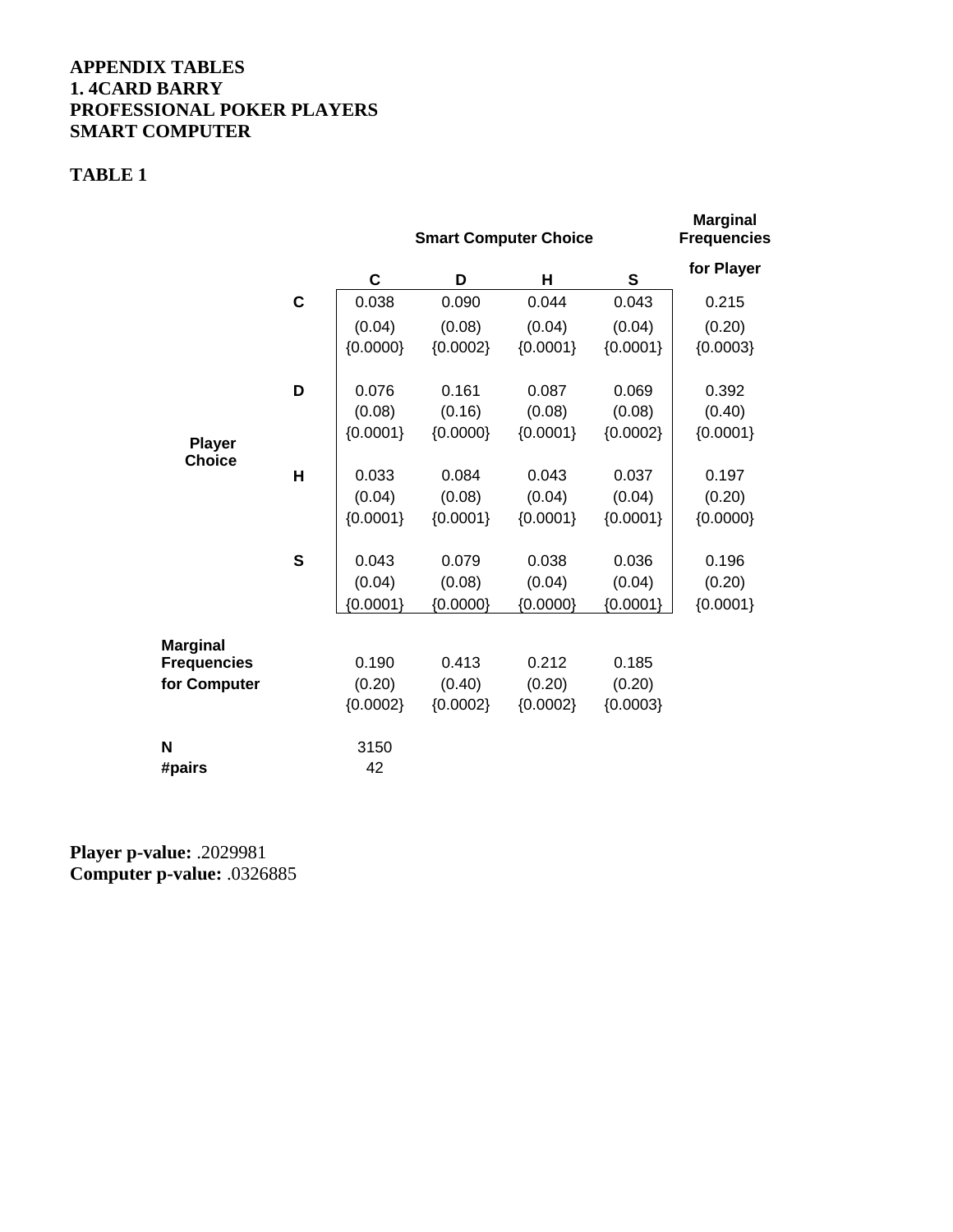**APPENDIX TABLES**
**1. 4CARD BARRY**
**PROFESSIONAL POKER PLAYERS**
**SMART COMPUTER**

**TABLE 1**

| | | Smart Computer Choice | | | | Marginal Frequencies for Player |
|---|---|---|---|---|---|---|
| | | **C** | **D** | **H** | **S** | |
| **Player Choice** | **C** | 0.038 | 0.090 | 0.044 | 0.043 | 0.215 |
| | | (0.04) | (0.08) | (0.04) | (0.04) | (0.20) |
| | | {0.0000} | {0.0002} | {0.0001} | {0.0001} | {0.0003} |
| | **D** | 0.076 | 0.161 | 0.087 | 0.069 | 0.392 |
| | | (0.08) | (0.16) | (0.08) | (0.08) | (0.40) |
| | | {0.0001} | {0.0000} | {0.0001} | {0.0002} | {0.0001} |
| | **H** | 0.033 | 0.084 | 0.043 | 0.037 | 0.197 |
| | | (0.04) | (0.08) | (0.04) | (0.04) | (0.20) |
| | | {0.0001} | {0.0001} | {0.0001} | {0.0001} | {0.0000} |
| | **S** | 0.043 | 0.079 | 0.038 | 0.036 | 0.196 |
| | | (0.04) | (0.08) | (0.04) | (0.04) | (0.20) |
| | | {0.0001} | {0.0000} | {0.0000} | {0.0001} | {0.0001} |
| **Marginal Frequencies for Computer** | | 0.190 | 0.413 | 0.212 | 0.185 | |
| | | (0.20) | (0.40) | (0.20) | (0.20) | |
| | | {0.0002} | {0.0002} | {0.0002} | {0.0003} | |
| **N** | | 3150 | | | | |
| **#pairs** | | 42 | | | | |

**Player p-value:** .2029981
**Computer p-value:** .0326885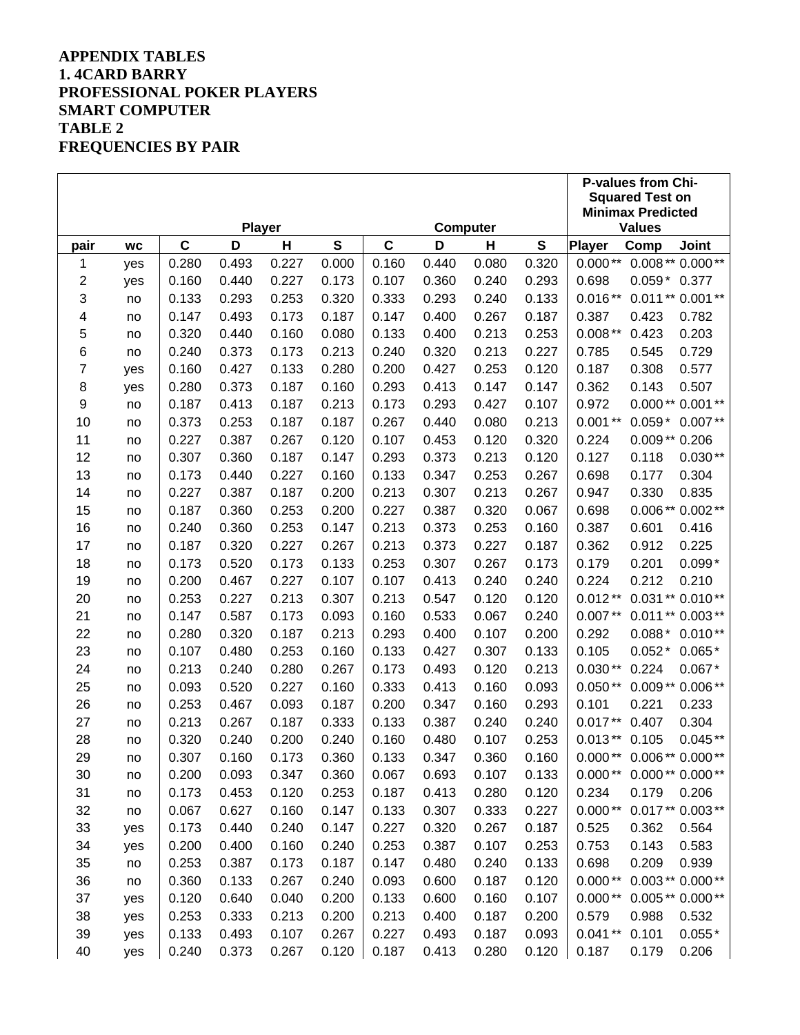**APPENDIX TABLES**
**1. 4CARD BARRY**
**PROFESSIONAL POKER PLAYERS**
**SMART COMPUTER**
**TABLE 2**
**FREQUENCIES BY PAIR**

| | | Player | | | | Computer | | | | P-values from Chi-Squared Test on Minimax Predicted Values | | |
|---|---|---|---|---|---|---|---|---|---|---|---|---|
| pair | wc | C | D | H | S | C | D | H | S | Player | Comp | Joint |
| 1 | yes | 0.280 | 0.493 | 0.227 | 0.000 | 0.160 | 0.440 | 0.080 | 0.320 | 0.000** | 0.008** | 0.000** |
| 2 | yes | 0.160 | 0.440 | 0.227 | 0.173 | 0.107 | 0.360 | 0.240 | 0.293 | 0.698 | 0.059* | 0.377 |
| 3 | no | 0.133 | 0.293 | 0.253 | 0.320 | 0.333 | 0.293 | 0.240 | 0.133 | 0.016** | 0.011** | 0.001** |
| 4 | no | 0.147 | 0.493 | 0.173 | 0.187 | 0.147 | 0.400 | 0.267 | 0.187 | 0.387 | 0.423 | 0.782 |
| 5 | no | 0.320 | 0.440 | 0.160 | 0.080 | 0.133 | 0.400 | 0.213 | 0.253 | 0.008** | 0.423 | 0.203 |
| 6 | no | 0.240 | 0.373 | 0.173 | 0.213 | 0.240 | 0.320 | 0.213 | 0.227 | 0.785 | 0.545 | 0.729 |
| 7 | yes | 0.160 | 0.427 | 0.133 | 0.280 | 0.200 | 0.427 | 0.253 | 0.120 | 0.187 | 0.308 | 0.577 |
| 8 | yes | 0.280 | 0.373 | 0.187 | 0.160 | 0.293 | 0.413 | 0.147 | 0.147 | 0.362 | 0.143 | 0.507 |
| 9 | no | 0.187 | 0.413 | 0.187 | 0.213 | 0.173 | 0.293 | 0.427 | 0.107 | 0.972 | 0.000** | 0.001** |
| 10 | no | 0.373 | 0.253 | 0.187 | 0.187 | 0.267 | 0.440 | 0.080 | 0.213 | 0.001** | 0.059* | 0.007** |
| 11 | no | 0.227 | 0.387 | 0.267 | 0.120 | 0.107 | 0.453 | 0.120 | 0.320 | 0.224 | 0.009** | 0.206 |
| 12 | no | 0.307 | 0.360 | 0.187 | 0.147 | 0.293 | 0.373 | 0.213 | 0.120 | 0.127 | 0.118 | 0.030** |
| 13 | no | 0.173 | 0.440 | 0.227 | 0.160 | 0.133 | 0.347 | 0.253 | 0.267 | 0.698 | 0.177 | 0.304 |
| 14 | no | 0.227 | 0.387 | 0.187 | 0.200 | 0.213 | 0.307 | 0.213 | 0.267 | 0.947 | 0.330 | 0.835 |
| 15 | no | 0.187 | 0.360 | 0.253 | 0.200 | 0.227 | 0.387 | 0.320 | 0.067 | 0.698 | 0.006** | 0.002** |
| 16 | no | 0.240 | 0.360 | 0.253 | 0.147 | 0.213 | 0.373 | 0.253 | 0.160 | 0.387 | 0.601 | 0.416 |
| 17 | no | 0.187 | 0.320 | 0.227 | 0.267 | 0.213 | 0.373 | 0.227 | 0.187 | 0.362 | 0.912 | 0.225 |
| 18 | no | 0.173 | 0.520 | 0.173 | 0.133 | 0.253 | 0.307 | 0.267 | 0.173 | 0.179 | 0.201 | 0.099* |
| 19 | no | 0.200 | 0.467 | 0.227 | 0.107 | 0.107 | 0.413 | 0.240 | 0.240 | 0.224 | 0.212 | 0.210 |
| 20 | no | 0.253 | 0.227 | 0.213 | 0.307 | 0.213 | 0.547 | 0.120 | 0.120 | 0.012** | 0.031** | 0.010** |
| 21 | no | 0.147 | 0.587 | 0.173 | 0.093 | 0.160 | 0.533 | 0.067 | 0.240 | 0.007** | 0.011** | 0.003** |
| 22 | no | 0.280 | 0.320 | 0.187 | 0.213 | 0.293 | 0.400 | 0.107 | 0.200 | 0.292 | 0.088* | 0.010** |
| 23 | no | 0.107 | 0.480 | 0.253 | 0.160 | 0.133 | 0.427 | 0.307 | 0.133 | 0.105 | 0.052* | 0.065* |
| 24 | no | 0.213 | 0.240 | 0.280 | 0.267 | 0.173 | 0.493 | 0.120 | 0.213 | 0.030** | 0.224 | 0.067* |
| 25 | no | 0.093 | 0.520 | 0.227 | 0.160 | 0.333 | 0.413 | 0.160 | 0.093 | 0.050** | 0.009** | 0.006** |
| 26 | no | 0.253 | 0.467 | 0.093 | 0.187 | 0.200 | 0.347 | 0.160 | 0.293 | 0.101 | 0.221 | 0.233 |
| 27 | no | 0.213 | 0.267 | 0.187 | 0.333 | 0.133 | 0.387 | 0.240 | 0.240 | 0.017** | 0.407 | 0.304 |
| 28 | no | 0.320 | 0.240 | 0.200 | 0.240 | 0.160 | 0.480 | 0.107 | 0.253 | 0.013** | 0.105 | 0.045** |
| 29 | no | 0.307 | 0.160 | 0.173 | 0.360 | 0.133 | 0.347 | 0.360 | 0.160 | 0.000** | 0.006** | 0.000** |
| 30 | no | 0.200 | 0.093 | 0.347 | 0.360 | 0.067 | 0.693 | 0.107 | 0.133 | 0.000** | 0.000** | 0.000** |
| 31 | no | 0.173 | 0.453 | 0.120 | 0.253 | 0.187 | 0.413 | 0.280 | 0.120 | 0.234 | 0.179 | 0.206 |
| 32 | no | 0.067 | 0.627 | 0.160 | 0.147 | 0.133 | 0.307 | 0.333 | 0.227 | 0.000** | 0.017** | 0.003** |
| 33 | yes | 0.173 | 0.440 | 0.240 | 0.147 | 0.227 | 0.320 | 0.267 | 0.187 | 0.525 | 0.362 | 0.564 |
| 34 | yes | 0.200 | 0.400 | 0.160 | 0.240 | 0.253 | 0.387 | 0.107 | 0.253 | 0.753 | 0.143 | 0.583 |
| 35 | no | 0.253 | 0.387 | 0.173 | 0.187 | 0.147 | 0.480 | 0.240 | 0.133 | 0.698 | 0.209 | 0.939 |
| 36 | no | 0.360 | 0.133 | 0.267 | 0.240 | 0.093 | 0.600 | 0.187 | 0.120 | 0.000** | 0.003** | 0.000** |
| 37 | yes | 0.120 | 0.640 | 0.040 | 0.200 | 0.133 | 0.600 | 0.160 | 0.107 | 0.000** | 0.005** | 0.000** |
| 38 | yes | 0.253 | 0.333 | 0.213 | 0.200 | 0.213 | 0.400 | 0.187 | 0.200 | 0.579 | 0.988 | 0.532 |
| 39 | yes | 0.133 | 0.493 | 0.107 | 0.267 | 0.227 | 0.493 | 0.187 | 0.093 | 0.041** | 0.101 | 0.055* |
| 40 | yes | 0.240 | 0.373 | 0.267 | 0.120 | 0.187 | 0.413 | 0.280 | 0.120 | 0.187 | 0.179 | 0.206 |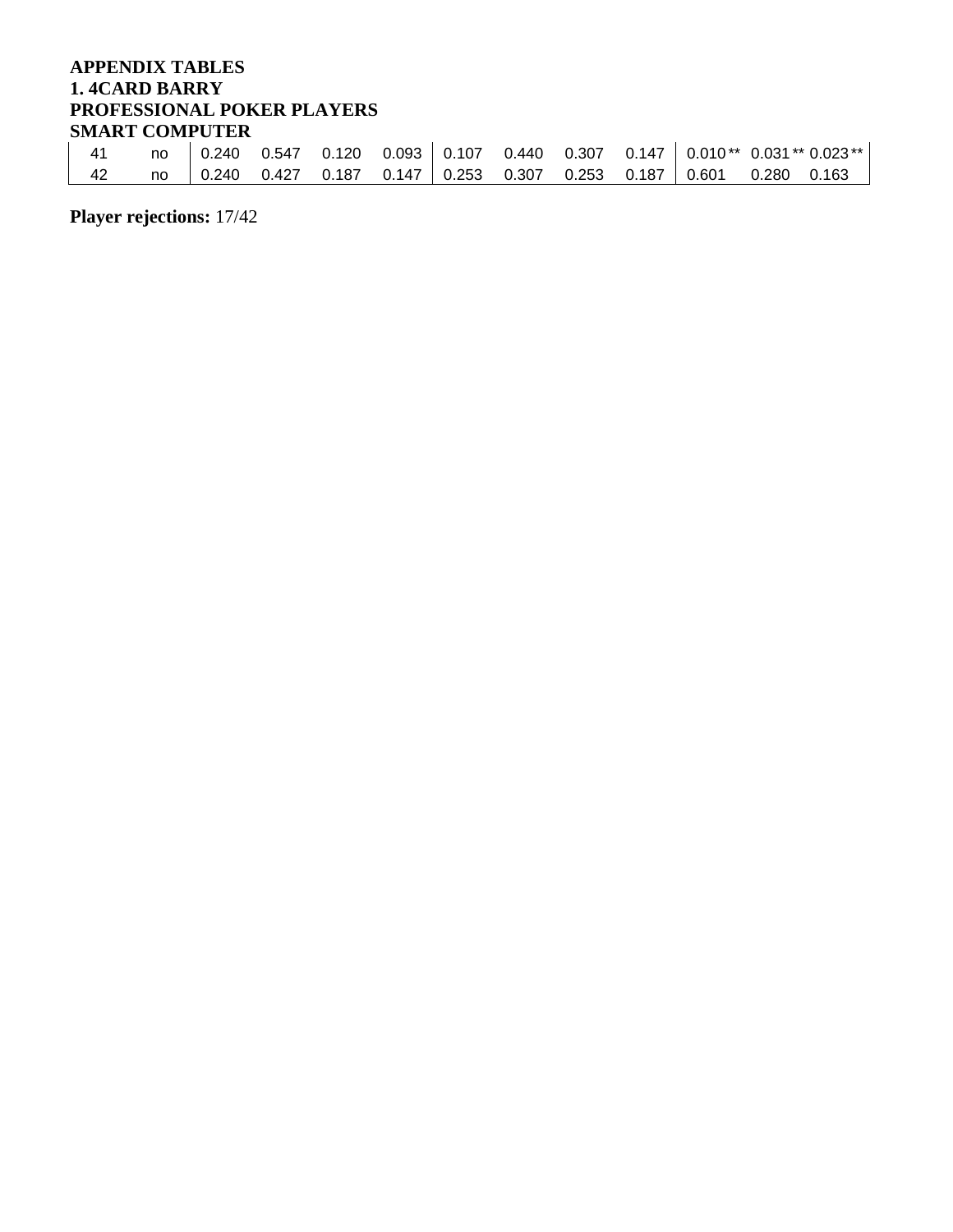**APPENDIX TABLES**
**1. 4CARD BARRY**
**PROFESSIONAL POKER PLAYERS**
**SMART COMPUTER**

| | | | | | | | | | | | | |
|---|---|---|---|---|---|---|---|---|---|---|---|---|
| 41 | no | 0.240 | 0.547 | 0.120 | 0.093 | 0.107 | 0.440 | 0.307 | 0.147 | 0.010** | 0.031** | 0.023** |
| 42 | no | 0.240 | 0.427 | 0.187 | 0.147 | 0.253 | 0.307 | 0.253 | 0.187 | 0.601 | 0.280 | 0.163 |

**Player rejections:** 17/42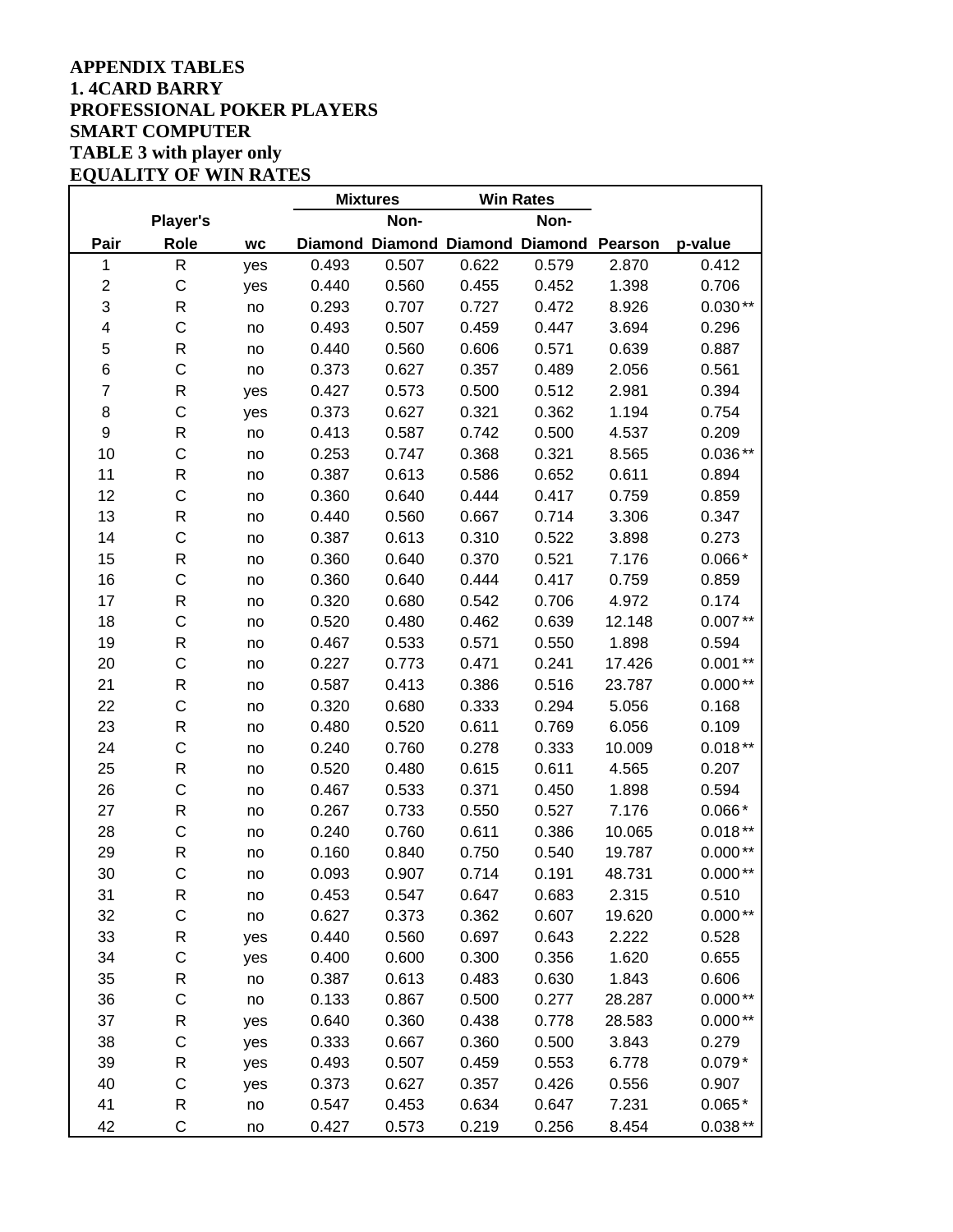**APPENDIX TABLES**
**1. 4CARD BARRY**
**PROFESSIONAL POKER PLAYERS**
**SMART COMPUTER**
**TABLE 3 with player only**
**EQUALITY OF WIN RATES**

| | | | Mixtures | | Win Rates | | | |
|---|---|---|---|---|---|---|---|---|
| | Player's | | | Non- | | Non- | | |
| Pair | Role | wc | Diamond | Diamond | Diamond | Diamond | Pearson | p-value |
| 1 | R | yes | 0.493 | 0.507 | 0.622 | 0.579 | 2.870 | 0.412 |
| 2 | C | yes | 0.440 | 0.560 | 0.455 | 0.452 | 1.398 | 0.706 |
| 3 | R | no | 0.293 | 0.707 | 0.727 | 0.472 | 8.926 | 0.030** |
| 4 | C | no | 0.493 | 0.507 | 0.459 | 0.447 | 3.694 | 0.296 |
| 5 | R | no | 0.440 | 0.560 | 0.606 | 0.571 | 0.639 | 0.887 |
| 6 | C | no | 0.373 | 0.627 | 0.357 | 0.489 | 2.056 | 0.561 |
| 7 | R | yes | 0.427 | 0.573 | 0.500 | 0.512 | 2.981 | 0.394 |
| 8 | C | yes | 0.373 | 0.627 | 0.321 | 0.362 | 1.194 | 0.754 |
| 9 | R | no | 0.413 | 0.587 | 0.742 | 0.500 | 4.537 | 0.209 |
| 10 | C | no | 0.253 | 0.747 | 0.368 | 0.321 | 8.565 | 0.036** |
| 11 | R | no | 0.387 | 0.613 | 0.586 | 0.652 | 0.611 | 0.894 |
| 12 | C | no | 0.360 | 0.640 | 0.444 | 0.417 | 0.759 | 0.859 |
| 13 | R | no | 0.440 | 0.560 | 0.667 | 0.714 | 3.306 | 0.347 |
| 14 | C | no | 0.387 | 0.613 | 0.310 | 0.522 | 3.898 | 0.273 |
| 15 | R | no | 0.360 | 0.640 | 0.370 | 0.521 | 7.176 | 0.066* |
| 16 | C | no | 0.360 | 0.640 | 0.444 | 0.417 | 0.759 | 0.859 |
| 17 | R | no | 0.320 | 0.680 | 0.542 | 0.706 | 4.972 | 0.174 |
| 18 | C | no | 0.520 | 0.480 | 0.462 | 0.639 | 12.148 | 0.007** |
| 19 | R | no | 0.467 | 0.533 | 0.571 | 0.550 | 1.898 | 0.594 |
| 20 | C | no | 0.227 | 0.773 | 0.471 | 0.241 | 17.426 | 0.001** |
| 21 | R | no | 0.587 | 0.413 | 0.386 | 0.516 | 23.787 | 0.000** |
| 22 | C | no | 0.320 | 0.680 | 0.333 | 0.294 | 5.056 | 0.168 |
| 23 | R | no | 0.480 | 0.520 | 0.611 | 0.769 | 6.056 | 0.109 |
| 24 | C | no | 0.240 | 0.760 | 0.278 | 0.333 | 10.009 | 0.018** |
| 25 | R | no | 0.520 | 0.480 | 0.615 | 0.611 | 4.565 | 0.207 |
| 26 | C | no | 0.467 | 0.533 | 0.371 | 0.450 | 1.898 | 0.594 |
| 27 | R | no | 0.267 | 0.733 | 0.550 | 0.527 | 7.176 | 0.066* |
| 28 | C | no | 0.240 | 0.760 | 0.611 | 0.386 | 10.065 | 0.018** |
| 29 | R | no | 0.160 | 0.840 | 0.750 | 0.540 | 19.787 | 0.000** |
| 30 | C | no | 0.093 | 0.907 | 0.714 | 0.191 | 48.731 | 0.000** |
| 31 | R | no | 0.453 | 0.547 | 0.647 | 0.683 | 2.315 | 0.510 |
| 32 | C | no | 0.627 | 0.373 | 0.362 | 0.607 | 19.620 | 0.000** |
| 33 | R | yes | 0.440 | 0.560 | 0.697 | 0.643 | 2.222 | 0.528 |
| 34 | C | yes | 0.400 | 0.600 | 0.300 | 0.356 | 1.620 | 0.655 |
| 35 | R | no | 0.387 | 0.613 | 0.483 | 0.630 | 1.843 | 0.606 |
| 36 | C | no | 0.133 | 0.867 | 0.500 | 0.277 | 28.287 | 0.000** |
| 37 | R | yes | 0.640 | 0.360 | 0.438 | 0.778 | 28.583 | 0.000** |
| 38 | C | yes | 0.333 | 0.667 | 0.360 | 0.500 | 3.843 | 0.279 |
| 39 | R | yes | 0.493 | 0.507 | 0.459 | 0.553 | 6.778 | 0.079* |
| 40 | C | yes | 0.373 | 0.627 | 0.357 | 0.426 | 0.556 | 0.907 |
| 41 | R | no | 0.547 | 0.453 | 0.634 | 0.647 | 7.231 | 0.065* |
| 42 | C | no | 0.427 | 0.573 | 0.219 | 0.256 | 8.454 | 0.038** |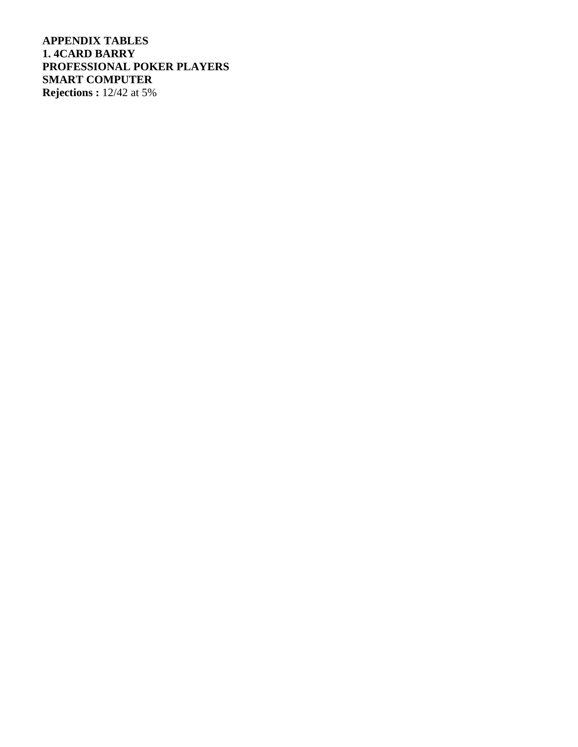**APPENDIX TABLES**
**1. 4CARD BARRY**
**PROFESSIONAL POKER PLAYERS**
**SMART COMPUTER**
**Rejections :** 12/42 at 5%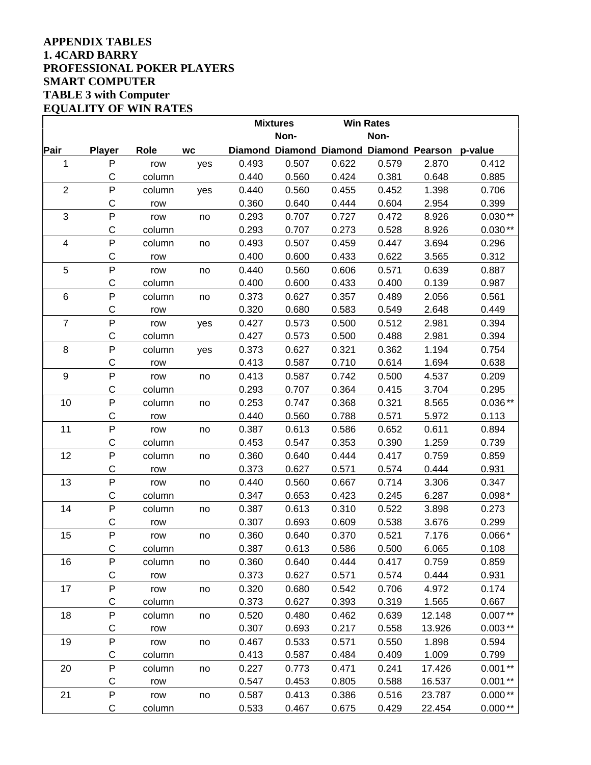**APPENDIX TABLES**
**1. 4CARD BARRY**
**PROFESSIONAL POKER PLAYERS**
**SMART COMPUTER**
**TABLE 3 with Computer**
**EQUALITY OF WIN RATES**

| | | | | Mixtures | | Win Rates | | | | |
|---|---|---|---|---|---|---|---|---|---|---|
| | | | | | Non- | | Non- | | | |
| Pair | Player | Role | wc | Diamond | Diamond | Diamond | Diamond | Pearson | p-value | |
| 1 | P | row | yes | 0.493 | 0.507 | 0.622 | 0.579 | 2.870 | 0.412 | |
| | C | column | | 0.440 | 0.560 | 0.424 | 0.381 | 0.648 | 0.885 | |
| 2 | P | column | yes | 0.440 | 0.560 | 0.455 | 0.452 | 1.398 | 0.706 | |
| | C | row | | 0.360 | 0.640 | 0.444 | 0.604 | 2.954 | 0.399 | |
| 3 | P | row | no | 0.293 | 0.707 | 0.727 | 0.472 | 8.926 | 0.030 | ** |
| | C | column | | 0.293 | 0.707 | 0.273 | 0.528 | 8.926 | 0.030 | ** |
| 4 | P | column | no | 0.493 | 0.507 | 0.459 | 0.447 | 3.694 | 0.296 | |
| | C | row | | 0.400 | 0.600 | 0.433 | 0.622 | 3.565 | 0.312 | |
| 5 | P | row | no | 0.440 | 0.560 | 0.606 | 0.571 | 0.639 | 0.887 | |
| | C | column | | 0.400 | 0.600 | 0.433 | 0.400 | 0.139 | 0.987 | |
| 6 | P | column | no | 0.373 | 0.627 | 0.357 | 0.489 | 2.056 | 0.561 | |
| | C | row | | 0.320 | 0.680 | 0.583 | 0.549 | 2.648 | 0.449 | |
| 7 | P | row | yes | 0.427 | 0.573 | 0.500 | 0.512 | 2.981 | 0.394 | |
| | C | column | | 0.427 | 0.573 | 0.500 | 0.488 | 2.981 | 0.394 | |
| 8 | P | column | yes | 0.373 | 0.627 | 0.321 | 0.362 | 1.194 | 0.754 | |
| | C | row | | 0.413 | 0.587 | 0.710 | 0.614 | 1.694 | 0.638 | |
| 9 | P | row | no | 0.413 | 0.587 | 0.742 | 0.500 | 4.537 | 0.209 | |
| | C | column | | 0.293 | 0.707 | 0.364 | 0.415 | 3.704 | 0.295 | |
| 10 | P | column | no | 0.253 | 0.747 | 0.368 | 0.321 | 8.565 | 0.036 | ** |
| | C | row | | 0.440 | 0.560 | 0.788 | 0.571 | 5.972 | 0.113 | |
| 11 | P | row | no | 0.387 | 0.613 | 0.586 | 0.652 | 0.611 | 0.894 | |
| | C | column | | 0.453 | 0.547 | 0.353 | 0.390 | 1.259 | 0.739 | |
| 12 | P | column | no | 0.360 | 0.640 | 0.444 | 0.417 | 0.759 | 0.859 | |
| | C | row | | 0.373 | 0.627 | 0.571 | 0.574 | 0.444 | 0.931 | |
| 13 | P | row | no | 0.440 | 0.560 | 0.667 | 0.714 | 3.306 | 0.347 | |
| | C | column | | 0.347 | 0.653 | 0.423 | 0.245 | 6.287 | 0.098 | * |
| 14 | P | column | no | 0.387 | 0.613 | 0.310 | 0.522 | 3.898 | 0.273 | |
| | C | row | | 0.307 | 0.693 | 0.609 | 0.538 | 3.676 | 0.299 | |
| 15 | P | row | no | 0.360 | 0.640 | 0.370 | 0.521 | 7.176 | 0.066 | * |
| | C | column | | 0.387 | 0.613 | 0.586 | 0.500 | 6.065 | 0.108 | |
| 16 | P | column | no | 0.360 | 0.640 | 0.444 | 0.417 | 0.759 | 0.859 | |
| | C | row | | 0.373 | 0.627 | 0.571 | 0.574 | 0.444 | 0.931 | |
| 17 | P | row | no | 0.320 | 0.680 | 0.542 | 0.706 | 4.972 | 0.174 | |
| | C | column | | 0.373 | 0.627 | 0.393 | 0.319 | 1.565 | 0.667 | |
| 18 | P | column | no | 0.520 | 0.480 | 0.462 | 0.639 | 12.148 | 0.007 | ** |
| | C | row | | 0.307 | 0.693 | 0.217 | 0.558 | 13.926 | 0.003 | ** |
| 19 | P | row | no | 0.467 | 0.533 | 0.571 | 0.550 | 1.898 | 0.594 | |
| | C | column | | 0.413 | 0.587 | 0.484 | 0.409 | 1.009 | 0.799 | |
| 20 | P | column | no | 0.227 | 0.773 | 0.471 | 0.241 | 17.426 | 0.001 | ** |
| | C | row | | 0.547 | 0.453 | 0.805 | 0.588 | 16.537 | 0.001 | ** |
| 21 | P | row | no | 0.587 | 0.413 | 0.386 | 0.516 | 23.787 | 0.000 | ** |
| | C | column | | 0.533 | 0.467 | 0.675 | 0.429 | 22.454 | 0.000 | ** |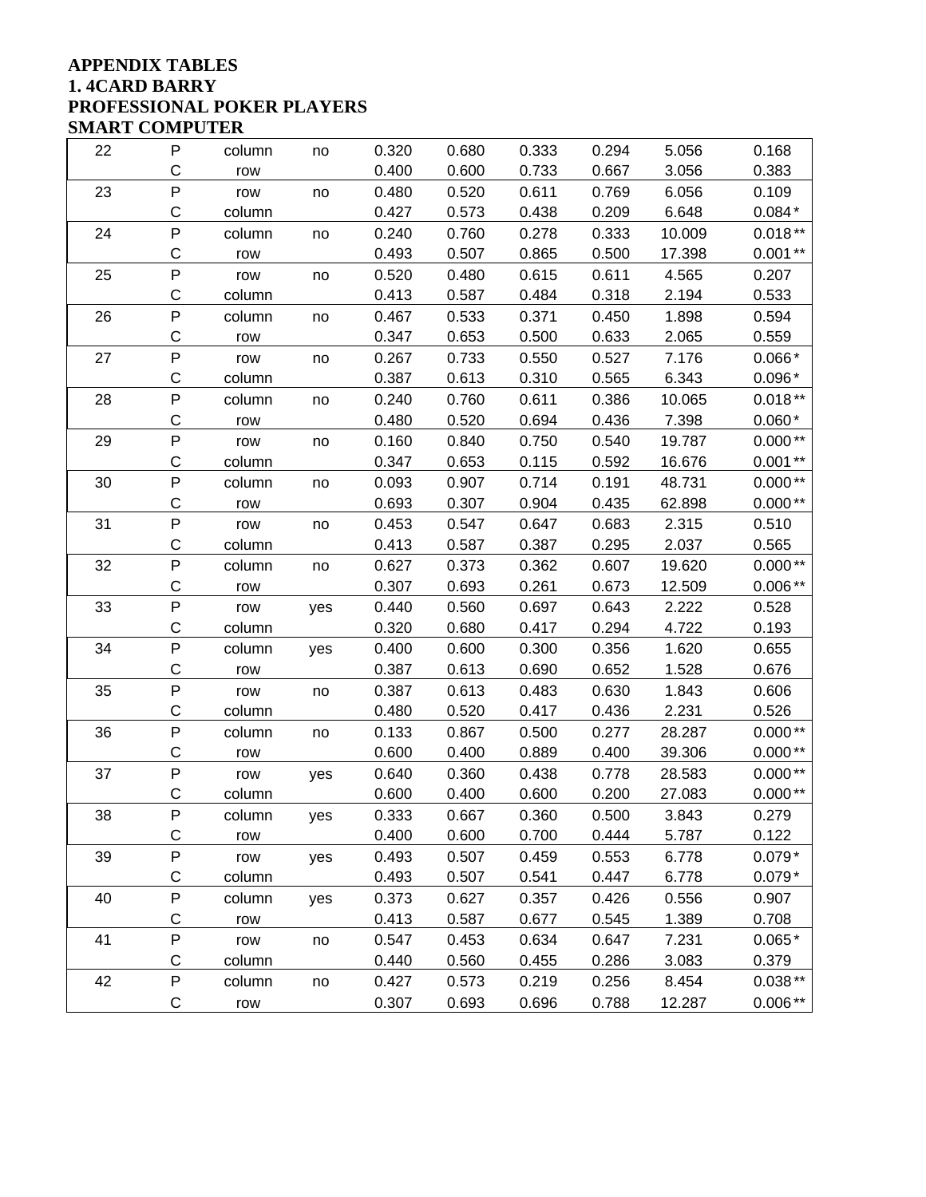# APPENDIX TABLES

## 1. 4CARD BARRY

### PROFESSIONAL POKER PLAYERS

### SMART COMPUTER

| | | | | | | | | | |
|---|---|---|---|---|---|---|---|---|---|
| 22 | P | column | no | 0.320 | 0.680 | 0.333 | 0.294 | 5.056 | 0.168 |
| | C | row | | 0.400 | 0.600 | 0.733 | 0.667 | 3.056 | 0.383 |
| 23 | P | row | no | 0.480 | 0.520 | 0.611 | 0.769 | 6.056 | 0.109 |
| | C | column | | 0.427 | 0.573 | 0.438 | 0.209 | 6.648 | 0.084 * |
| 24 | P | column | no | 0.240 | 0.760 | 0.278 | 0.333 | 10.009 | 0.018 ** |
| | C | row | | 0.493 | 0.507 | 0.865 | 0.500 | 17.398 | 0.001 ** |
| 25 | P | row | no | 0.520 | 0.480 | 0.615 | 0.611 | 4.565 | 0.207 |
| | C | column | | 0.413 | 0.587 | 0.484 | 0.318 | 2.194 | 0.533 |
| 26 | P | column | no | 0.467 | 0.533 | 0.371 | 0.450 | 1.898 | 0.594 |
| | C | row | | 0.347 | 0.653 | 0.500 | 0.633 | 2.065 | 0.559 |
| 27 | P | row | no | 0.267 | 0.733 | 0.550 | 0.527 | 7.176 | 0.066 * |
| | C | column | | 0.387 | 0.613 | 0.310 | 0.565 | 6.343 | 0.096 * |
| 28 | P | column | no | 0.240 | 0.760 | 0.611 | 0.386 | 10.065 | 0.018 ** |
| | C | row | | 0.480 | 0.520 | 0.694 | 0.436 | 7.398 | 0.060 * |
| 29 | P | row | no | 0.160 | 0.840 | 0.750 | 0.540 | 19.787 | 0.000 ** |
| | C | column | | 0.347 | 0.653 | 0.115 | 0.592 | 16.676 | 0.001 ** |
| 30 | P | column | no | 0.093 | 0.907 | 0.714 | 0.191 | 48.731 | 0.000 ** |
| | C | row | | 0.693 | 0.307 | 0.904 | 0.435 | 62.898 | 0.000 ** |
| 31 | P | row | no | 0.453 | 0.547 | 0.647 | 0.683 | 2.315 | 0.510 |
| | C | column | | 0.413 | 0.587 | 0.387 | 0.295 | 2.037 | 0.565 |
| 32 | P | column | no | 0.627 | 0.373 | 0.362 | 0.607 | 19.620 | 0.000 ** |
| | C | row | | 0.307 | 0.693 | 0.261 | 0.673 | 12.509 | 0.006 ** |
| 33 | P | row | yes | 0.440 | 0.560 | 0.697 | 0.643 | 2.222 | 0.528 |
| | C | column | | 0.320 | 0.680 | 0.417 | 0.294 | 4.722 | 0.193 |
| 34 | P | column | yes | 0.400 | 0.600 | 0.300 | 0.356 | 1.620 | 0.655 |
| | C | row | | 0.387 | 0.613 | 0.690 | 0.652 | 1.528 | 0.676 |
| 35 | P | row | no | 0.387 | 0.613 | 0.483 | 0.630 | 1.843 | 0.606 |
| | C | column | | 0.480 | 0.520 | 0.417 | 0.436 | 2.231 | 0.526 |
| 36 | P | column | no | 0.133 | 0.867 | 0.500 | 0.277 | 28.287 | 0.000 ** |
| | C | row | | 0.600 | 0.400 | 0.889 | 0.400 | 39.306 | 0.000 ** |
| 37 | P | row | yes | 0.640 | 0.360 | 0.438 | 0.778 | 28.583 | 0.000 ** |
| | C | column | | 0.600 | 0.400 | 0.600 | 0.200 | 27.083 | 0.000 ** |
| 38 | P | column | yes | 0.333 | 0.667 | 0.360 | 0.500 | 3.843 | 0.279 |
| | C | row | | 0.400 | 0.600 | 0.700 | 0.444 | 5.787 | 0.122 |
| 39 | P | row | yes | 0.493 | 0.507 | 0.459 | 0.553 | 6.778 | 0.079 * |
| | C | column | | 0.493 | 0.507 | 0.541 | 0.447 | 6.778 | 0.079 * |
| 40 | P | column | yes | 0.373 | 0.627 | 0.357 | 0.426 | 0.556 | 0.907 |
| | C | row | | 0.413 | 0.587 | 0.677 | 0.545 | 1.389 | 0.708 |
| 41 | P | row | no | 0.547 | 0.453 | 0.634 | 0.647 | 7.231 | 0.065 * |
| | C | column | | 0.440 | 0.560 | 0.455 | 0.286 | 3.083 | 0.379 |
| 42 | P | column | no | 0.427 | 0.573 | 0.219 | 0.256 | 8.454 | 0.038 ** |
| | C | row | | 0.307 | 0.693 | 0.696 | 0.788 | 12.287 | 0.006 ** |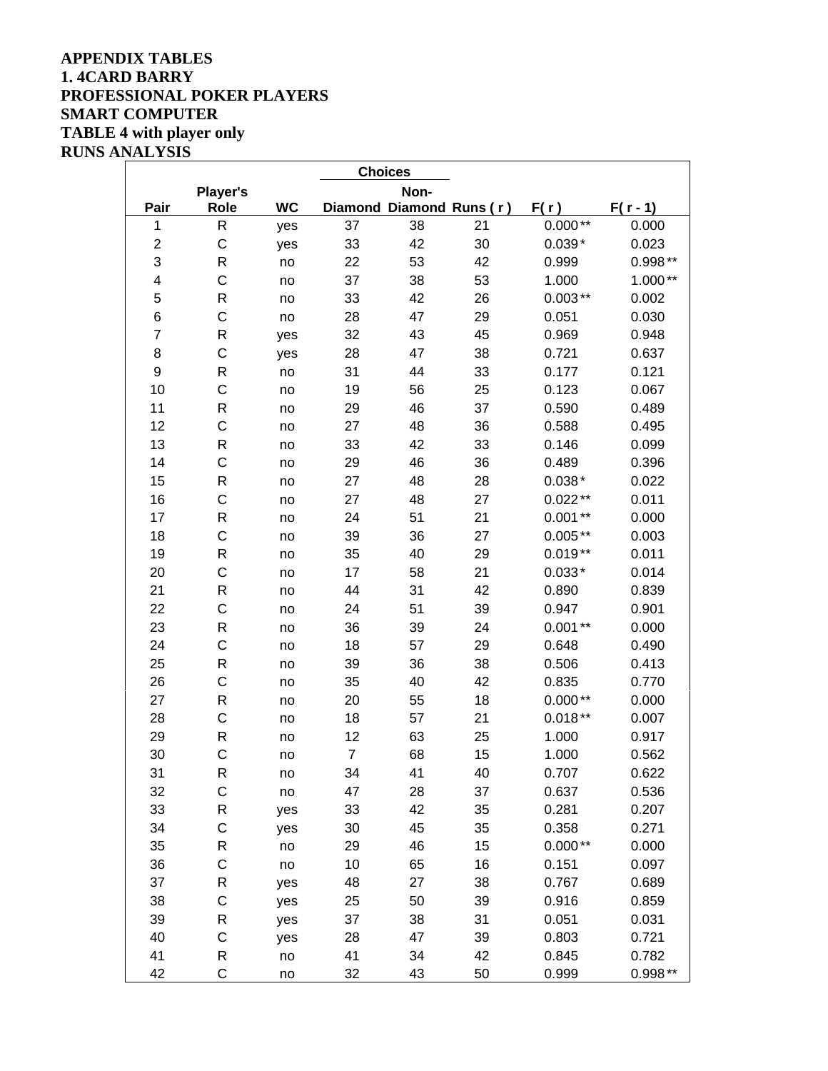**APPENDIX TABLES**
**1. 4CARD BARRY**
**PROFESSIONAL POKER PLAYERS**
**SMART COMPUTER**
**TABLE 4 with player only**
**RUNS ANALYSIS**

| Pair | Player's Role | WC | Choices: Diamond | Choices: Non-Diamond | Runs ( r ) | F( r ) | F( r - 1) |
|---|---|---|---|---|---|---|---|
| 1 | R | yes | 37 | 38 | 21 | 0.000 ** | 0.000 |
| 2 | C | yes | 33 | 42 | 30 | 0.039 * | 0.023 |
| 3 | R | no | 22 | 53 | 42 | 0.999 | 0.998 ** |
| 4 | C | no | 37 | 38 | 53 | 1.000 | 1.000 ** |
| 5 | R | no | 33 | 42 | 26 | 0.003 ** | 0.002 |
| 6 | C | no | 28 | 47 | 29 | 0.051 | 0.030 |
| 7 | R | yes | 32 | 43 | 45 | 0.969 | 0.948 |
| 8 | C | yes | 28 | 47 | 38 | 0.721 | 0.637 |
| 9 | R | no | 31 | 44 | 33 | 0.177 | 0.121 |
| 10 | C | no | 19 | 56 | 25 | 0.123 | 0.067 |
| 11 | R | no | 29 | 46 | 37 | 0.590 | 0.489 |
| 12 | C | no | 27 | 48 | 36 | 0.588 | 0.495 |
| 13 | R | no | 33 | 42 | 33 | 0.146 | 0.099 |
| 14 | C | no | 29 | 46 | 36 | 0.489 | 0.396 |
| 15 | R | no | 27 | 48 | 28 | 0.038 * | 0.022 |
| 16 | C | no | 27 | 48 | 27 | 0.022 ** | 0.011 |
| 17 | R | no | 24 | 51 | 21 | 0.001 ** | 0.000 |
| 18 | C | no | 39 | 36 | 27 | 0.005 ** | 0.003 |
| 19 | R | no | 35 | 40 | 29 | 0.019 ** | 0.011 |
| 20 | C | no | 17 | 58 | 21 | 0.033 * | 0.014 |
| 21 | R | no | 44 | 31 | 42 | 0.890 | 0.839 |
| 22 | C | no | 24 | 51 | 39 | 0.947 | 0.901 |
| 23 | R | no | 36 | 39 | 24 | 0.001 ** | 0.000 |
| 24 | C | no | 18 | 57 | 29 | 0.648 | 0.490 |
| 25 | R | no | 39 | 36 | 38 | 0.506 | 0.413 |
| 26 | C | no | 35 | 40 | 42 | 0.835 | 0.770 |
| 27 | R | no | 20 | 55 | 18 | 0.000 ** | 0.000 |
| 28 | C | no | 18 | 57 | 21 | 0.018 ** | 0.007 |
| 29 | R | no | 12 | 63 | 25 | 1.000 | 0.917 |
| 30 | C | no | 7 | 68 | 15 | 1.000 | 0.562 |
| 31 | R | no | 34 | 41 | 40 | 0.707 | 0.622 |
| 32 | C | no | 47 | 28 | 37 | 0.637 | 0.536 |
| 33 | R | yes | 33 | 42 | 35 | 0.281 | 0.207 |
| 34 | C | yes | 30 | 45 | 35 | 0.358 | 0.271 |
| 35 | R | no | 29 | 46 | 15 | 0.000 ** | 0.000 |
| 36 | C | no | 10 | 65 | 16 | 0.151 | 0.097 |
| 37 | R | yes | 48 | 27 | 38 | 0.767 | 0.689 |
| 38 | C | yes | 25 | 50 | 39 | 0.916 | 0.859 |
| 39 | R | yes | 37 | 38 | 31 | 0.051 | 0.031 |
| 40 | C | yes | 28 | 47 | 39 | 0.803 | 0.721 |
| 41 | R | no | 41 | 34 | 42 | 0.845 | 0.782 |
| 42 | C | no | 32 | 43 | 50 | 0.999 | 0.998 ** |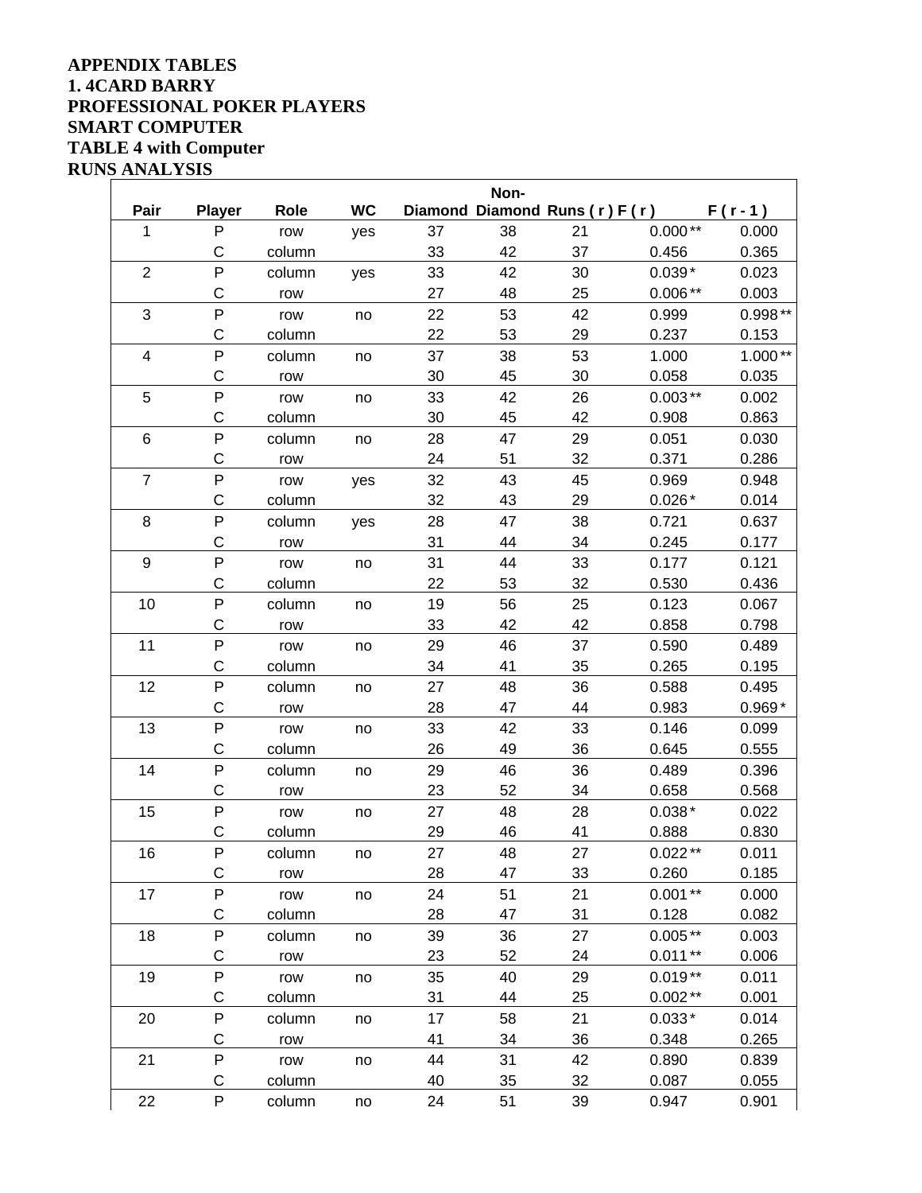**APPENDIX TABLES**
**1. 4CARD BARRY**
**PROFESSIONAL POKER PLAYERS**
**SMART COMPUTER**
**TABLE 4 with Computer**
**RUNS ANALYSIS**

| Pair | Player | Role | WC | Diamond | Non-Diamond | Runs ( r ) | F ( r ) | F ( r - 1 ) |
|---|---|---|---|---|---|---|---|---|
| 1 | P | row | yes | 37 | 38 | 21 | 0.000 ** | 0.000 |
| | C | column | | 33 | 42 | 37 | 0.456 | 0.365 |
| 2 | P | column | yes | 33 | 42 | 30 | 0.039 * | 0.023 |
| | C | row | | 27 | 48 | 25 | 0.006 ** | 0.003 |
| 3 | P | row | no | 22 | 53 | 42 | 0.999 | 0.998 ** |
| | C | column | | 22 | 53 | 29 | 0.237 | 0.153 |
| 4 | P | column | no | 37 | 38 | 53 | 1.000 | 1.000 ** |
| | C | row | | 30 | 45 | 30 | 0.058 | 0.035 |
| 5 | P | row | no | 33 | 42 | 26 | 0.003 ** | 0.002 |
| | C | column | | 30 | 45 | 42 | 0.908 | 0.863 |
| 6 | P | column | no | 28 | 47 | 29 | 0.051 | 0.030 |
| | C | row | | 24 | 51 | 32 | 0.371 | 0.286 |
| 7 | P | row | yes | 32 | 43 | 45 | 0.969 | 0.948 |
| | C | column | | 32 | 43 | 29 | 0.026 * | 0.014 |
| 8 | P | column | yes | 28 | 47 | 38 | 0.721 | 0.637 |
| | C | row | | 31 | 44 | 34 | 0.245 | 0.177 |
| 9 | P | row | no | 31 | 44 | 33 | 0.177 | 0.121 |
| | C | column | | 22 | 53 | 32 | 0.530 | 0.436 |
| 10 | P | column | no | 19 | 56 | 25 | 0.123 | 0.067 |
| | C | row | | 33 | 42 | 42 | 0.858 | 0.798 |
| 11 | P | row | no | 29 | 46 | 37 | 0.590 | 0.489 |
| | C | column | | 34 | 41 | 35 | 0.265 | 0.195 |
| 12 | P | column | no | 27 | 48 | 36 | 0.588 | 0.495 |
| | C | row | | 28 | 47 | 44 | 0.983 | 0.969 * |
| 13 | P | row | no | 33 | 42 | 33 | 0.146 | 0.099 |
| | C | column | | 26 | 49 | 36 | 0.645 | 0.555 |
| 14 | P | column | no | 29 | 46 | 36 | 0.489 | 0.396 |
| | C | row | | 23 | 52 | 34 | 0.658 | 0.568 |
| 15 | P | row | no | 27 | 48 | 28 | 0.038 * | 0.022 |
| | C | column | | 29 | 46 | 41 | 0.888 | 0.830 |
| 16 | P | column | no | 27 | 48 | 27 | 0.022 ** | 0.011 |
| | C | row | | 28 | 47 | 33 | 0.260 | 0.185 |
| 17 | P | row | no | 24 | 51 | 21 | 0.001 ** | 0.000 |
| | C | column | | 28 | 47 | 31 | 0.128 | 0.082 |
| 18 | P | column | no | 39 | 36 | 27 | 0.005 ** | 0.003 |
| | C | row | | 23 | 52 | 24 | 0.011 ** | 0.006 |
| 19 | P | row | no | 35 | 40 | 29 | 0.019 ** | 0.011 |
| | C | column | | 31 | 44 | 25 | 0.002 ** | 0.001 |
| 20 | P | column | no | 17 | 58 | 21 | 0.033 * | 0.014 |
| | C | row | | 41 | 34 | 36 | 0.348 | 0.265 |
| 21 | P | row | no | 44 | 31 | 42 | 0.890 | 0.839 |
| | C | column | | 40 | 35 | 32 | 0.087 | 0.055 |
| 22 | P | column | no | 24 | 51 | 39 | 0.947 | 0.901 |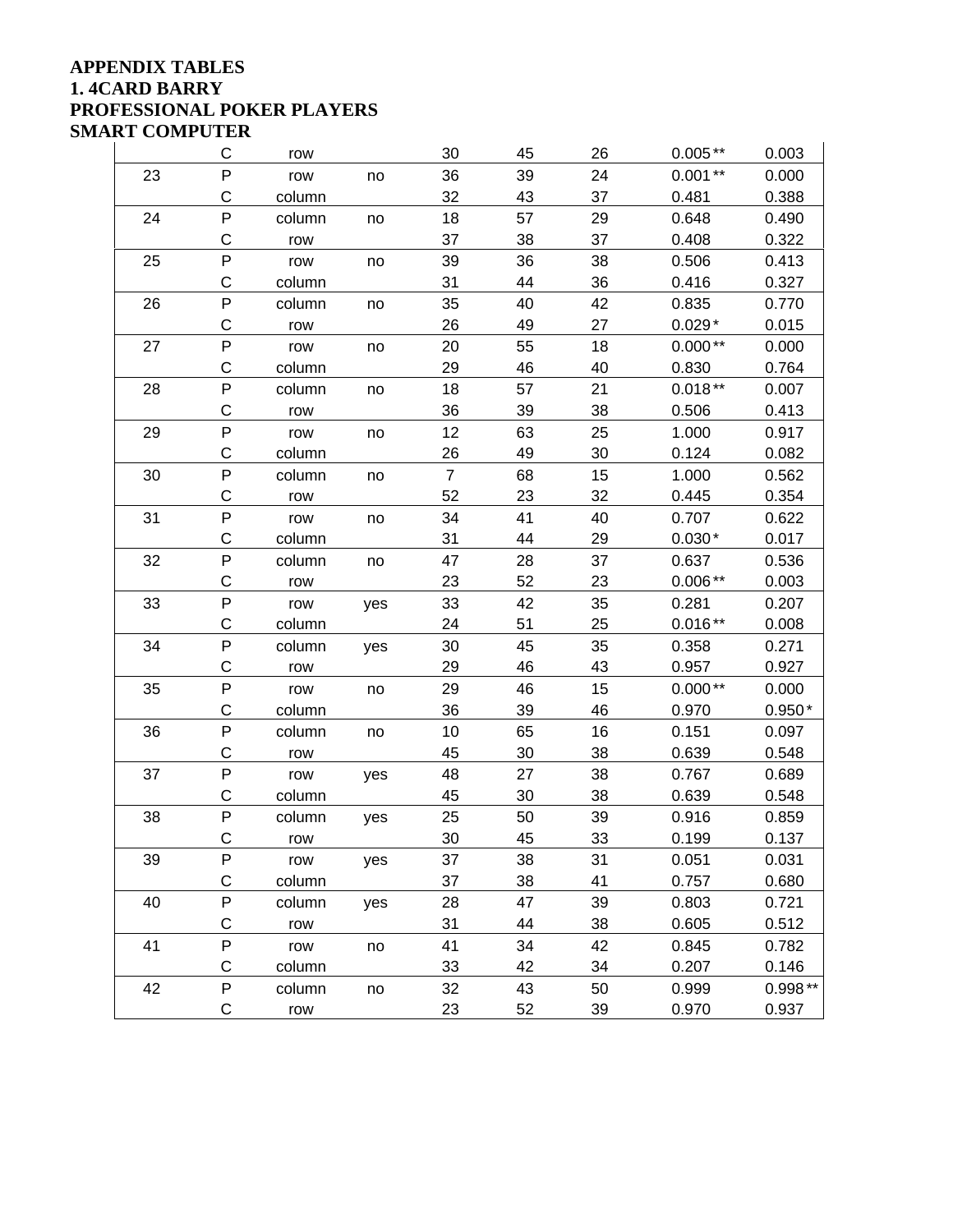**APPENDIX TABLES**
**1. 4CARD BARRY**
**PROFESSIONAL POKER PLAYERS**
**SMART COMPUTER**

| | | | | | | | | |
|---|---|---|---|---|---|---|---|---|
| | C | row | | 30 | 45 | 26 | 0.005 ** | 0.003 |
| 23 | P | row | no | 36 | 39 | 24 | 0.001 ** | 0.000 |
| | C | column | | 32 | 43 | 37 | 0.481 | 0.388 |
| 24 | P | column | no | 18 | 57 | 29 | 0.648 | 0.490 |
| | C | row | | 37 | 38 | 37 | 0.408 | 0.322 |
| 25 | P | row | no | 39 | 36 | 38 | 0.506 | 0.413 |
| | C | column | | 31 | 44 | 36 | 0.416 | 0.327 |
| 26 | P | column | no | 35 | 40 | 42 | 0.835 | 0.770 |
| | C | row | | 26 | 49 | 27 | 0.029 * | 0.015 |
| 27 | P | row | no | 20 | 55 | 18 | 0.000 ** | 0.000 |
| | C | column | | 29 | 46 | 40 | 0.830 | 0.764 |
| 28 | P | column | no | 18 | 57 | 21 | 0.018 ** | 0.007 |
| | C | row | | 36 | 39 | 38 | 0.506 | 0.413 |
| 29 | P | row | no | 12 | 63 | 25 | 1.000 | 0.917 |
| | C | column | | 26 | 49 | 30 | 0.124 | 0.082 |
| 30 | P | column | no | 7 | 68 | 15 | 1.000 | 0.562 |
| | C | row | | 52 | 23 | 32 | 0.445 | 0.354 |
| 31 | P | row | no | 34 | 41 | 40 | 0.707 | 0.622 |
| | C | column | | 31 | 44 | 29 | 0.030 * | 0.017 |
| 32 | P | column | no | 47 | 28 | 37 | 0.637 | 0.536 |
| | C | row | | 23 | 52 | 23 | 0.006 ** | 0.003 |
| 33 | P | row | yes | 33 | 42 | 35 | 0.281 | 0.207 |
| | C | column | | 24 | 51 | 25 | 0.016 ** | 0.008 |
| 34 | P | column | yes | 30 | 45 | 35 | 0.358 | 0.271 |
| | C | row | | 29 | 46 | 43 | 0.957 | 0.927 |
| 35 | P | row | no | 29 | 46 | 15 | 0.000 ** | 0.000 |
| | C | column | | 36 | 39 | 46 | 0.970 | 0.950 * |
| 36 | P | column | no | 10 | 65 | 16 | 0.151 | 0.097 |
| | C | row | | 45 | 30 | 38 | 0.639 | 0.548 |
| 37 | P | row | yes | 48 | 27 | 38 | 0.767 | 0.689 |
| | C | column | | 45 | 30 | 38 | 0.639 | 0.548 |
| 38 | P | column | yes | 25 | 50 | 39 | 0.916 | 0.859 |
| | C | row | | 30 | 45 | 33 | 0.199 | 0.137 |
| 39 | P | row | yes | 37 | 38 | 31 | 0.051 | 0.031 |
| | C | column | | 37 | 38 | 41 | 0.757 | 0.680 |
| 40 | P | column | yes | 28 | 47 | 39 | 0.803 | 0.721 |
| | C | row | | 31 | 44 | 38 | 0.605 | 0.512 |
| 41 | P | row | no | 41 | 34 | 42 | 0.845 | 0.782 |
| | C | column | | 33 | 42 | 34 | 0.207 | 0.146 |
| 42 | P | column | no | 32 | 43 | 50 | 0.999 | 0.998 ** |
| | C | row | | 23 | 52 | 39 | 0.970 | 0.937 |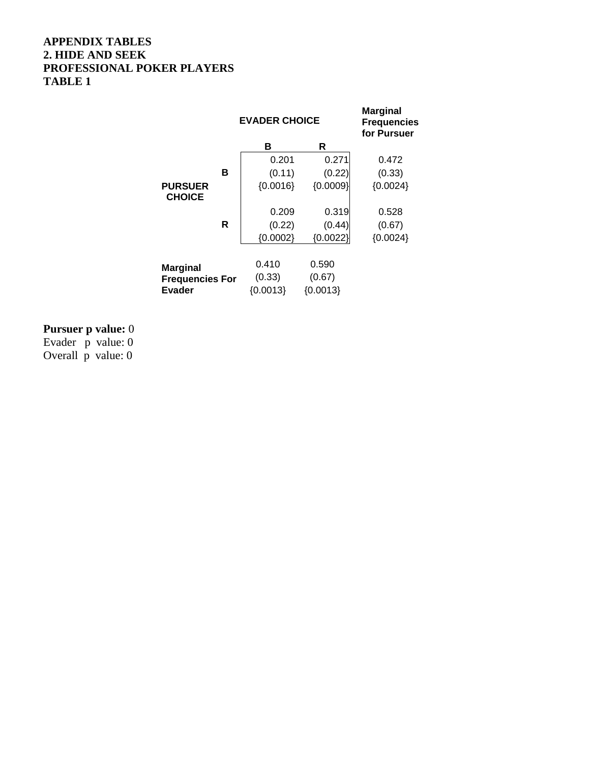**APPENDIX TABLES**
**2. HIDE AND SEEK**
**PROFESSIONAL POKER PLAYERS**
**TABLE 1**

| | | EVADER CHOICE | | Marginal Frequencies for Pursuer |
|---|---|---|---|---|
| | | B | R | |
| PURSUER CHOICE | B | 0.201 | 0.271 | 0.472 |
| | | (0.11) | (0.22) | (0.33) |
| | | {0.0016} | {0.0009} | {0.0024} |
| | R | 0.209 | 0.319 | 0.528 |
| | | (0.22) | (0.44) | (0.67) |
| | | {0.0002} | {0.0022} | {0.0024} |
| Marginal Frequencies For Evader | | 0.410 | 0.590 | |
| | | (0.33) | (0.67) | |
| | | {0.0013} | {0.0013} | |

**Pursuer p value:** 0
Evader p value: 0
Overall p value: 0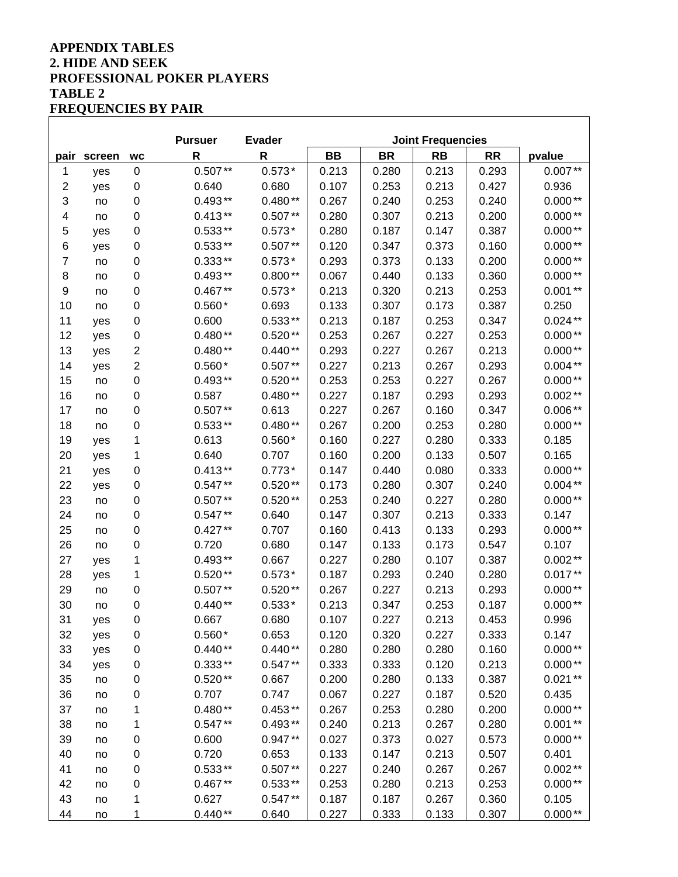**APPENDIX TABLES**
**2. HIDE AND SEEK**
**PROFESSIONAL POKER PLAYERS**
**TABLE 2**
**FREQUENCIES BY PAIR**

| | | | Pursuer | Evader | Joint Frequencies | | | | |
|---|---|---|---|---|---|---|---|---|---|
| pair | screen | wc | R | R | BB | BR | RB | RR | pvalue |
| 1 | yes | 0 | 0.507** | 0.573* | 0.213 | 0.280 | 0.213 | 0.293 | 0.007** |
| 2 | yes | 0 | 0.640 | 0.680 | 0.107 | 0.253 | 0.213 | 0.427 | 0.936 |
| 3 | no | 0 | 0.493** | 0.480** | 0.267 | 0.240 | 0.253 | 0.240 | 0.000** |
| 4 | no | 0 | 0.413** | 0.507** | 0.280 | 0.307 | 0.213 | 0.200 | 0.000** |
| 5 | yes | 0 | 0.533** | 0.573* | 0.280 | 0.187 | 0.147 | 0.387 | 0.000** |
| 6 | yes | 0 | 0.533** | 0.507** | 0.120 | 0.347 | 0.373 | 0.160 | 0.000** |
| 7 | no | 0 | 0.333** | 0.573* | 0.293 | 0.373 | 0.133 | 0.200 | 0.000** |
| 8 | no | 0 | 0.493** | 0.800** | 0.067 | 0.440 | 0.133 | 0.360 | 0.000** |
| 9 | no | 0 | 0.467** | 0.573* | 0.213 | 0.320 | 0.213 | 0.253 | 0.001** |
| 10 | no | 0 | 0.560* | 0.693 | 0.133 | 0.307 | 0.173 | 0.387 | 0.250 |
| 11 | yes | 0 | 0.600 | 0.533** | 0.213 | 0.187 | 0.253 | 0.347 | 0.024** |
| 12 | yes | 0 | 0.480** | 0.520** | 0.253 | 0.267 | 0.227 | 0.253 | 0.000** |
| 13 | yes | 2 | 0.480** | 0.440** | 0.293 | 0.227 | 0.267 | 0.213 | 0.000** |
| 14 | yes | 2 | 0.560* | 0.507** | 0.227 | 0.213 | 0.267 | 0.293 | 0.004** |
| 15 | no | 0 | 0.493** | 0.520** | 0.253 | 0.253 | 0.227 | 0.267 | 0.000** |
| 16 | no | 0 | 0.587 | 0.480** | 0.227 | 0.187 | 0.293 | 0.293 | 0.002** |
| 17 | no | 0 | 0.507** | 0.613 | 0.227 | 0.267 | 0.160 | 0.347 | 0.006** |
| 18 | no | 0 | 0.533** | 0.480** | 0.267 | 0.200 | 0.253 | 0.280 | 0.000** |
| 19 | yes | 1 | 0.613 | 0.560* | 0.160 | 0.227 | 0.280 | 0.333 | 0.185 |
| 20 | yes | 1 | 0.640 | 0.707 | 0.160 | 0.200 | 0.133 | 0.507 | 0.165 |
| 21 | yes | 0 | 0.413** | 0.773* | 0.147 | 0.440 | 0.080 | 0.333 | 0.000** |
| 22 | yes | 0 | 0.547** | 0.520** | 0.173 | 0.280 | 0.307 | 0.240 | 0.004** |
| 23 | no | 0 | 0.507** | 0.520** | 0.253 | 0.240 | 0.227 | 0.280 | 0.000** |
| 24 | no | 0 | 0.547** | 0.640 | 0.147 | 0.307 | 0.213 | 0.333 | 0.147 |
| 25 | no | 0 | 0.427** | 0.707 | 0.160 | 0.413 | 0.133 | 0.293 | 0.000** |
| 26 | no | 0 | 0.720 | 0.680 | 0.147 | 0.133 | 0.173 | 0.547 | 0.107 |
| 27 | yes | 1 | 0.493** | 0.667 | 0.227 | 0.280 | 0.107 | 0.387 | 0.002** |
| 28 | yes | 1 | 0.520** | 0.573* | 0.187 | 0.293 | 0.240 | 0.280 | 0.017** |
| 29 | no | 0 | 0.507** | 0.520** | 0.267 | 0.227 | 0.213 | 0.293 | 0.000** |
| 30 | no | 0 | 0.440** | 0.533* | 0.213 | 0.347 | 0.253 | 0.187 | 0.000** |
| 31 | yes | 0 | 0.667 | 0.680 | 0.107 | 0.227 | 0.213 | 0.453 | 0.996 |
| 32 | yes | 0 | 0.560* | 0.653 | 0.120 | 0.320 | 0.227 | 0.333 | 0.147 |
| 33 | yes | 0 | 0.440** | 0.440** | 0.280 | 0.280 | 0.280 | 0.160 | 0.000** |
| 34 | yes | 0 | 0.333** | 0.547** | 0.333 | 0.333 | 0.120 | 0.213 | 0.000** |
| 35 | no | 0 | 0.520** | 0.667 | 0.200 | 0.280 | 0.133 | 0.387 | 0.021** |
| 36 | no | 0 | 0.707 | 0.747 | 0.067 | 0.227 | 0.187 | 0.520 | 0.435 |
| 37 | no | 1 | 0.480** | 0.453** | 0.267 | 0.253 | 0.280 | 0.200 | 0.000** |
| 38 | no | 1 | 0.547** | 0.493** | 0.240 | 0.213 | 0.267 | 0.280 | 0.001** |
| 39 | no | 0 | 0.600 | 0.947** | 0.027 | 0.373 | 0.027 | 0.573 | 0.000** |
| 40 | no | 0 | 0.720 | 0.653 | 0.133 | 0.147 | 0.213 | 0.507 | 0.401 |
| 41 | no | 0 | 0.533** | 0.507** | 0.227 | 0.240 | 0.267 | 0.267 | 0.002** |
| 42 | no | 0 | 0.467** | 0.533** | 0.253 | 0.280 | 0.213 | 0.253 | 0.000** |
| 43 | no | 1 | 0.627 | 0.547** | 0.187 | 0.187 | 0.267 | 0.360 | 0.105 |
| 44 | no | 1 | 0.440** | 0.640 | 0.227 | 0.333 | 0.133 | 0.307 | 0.000** |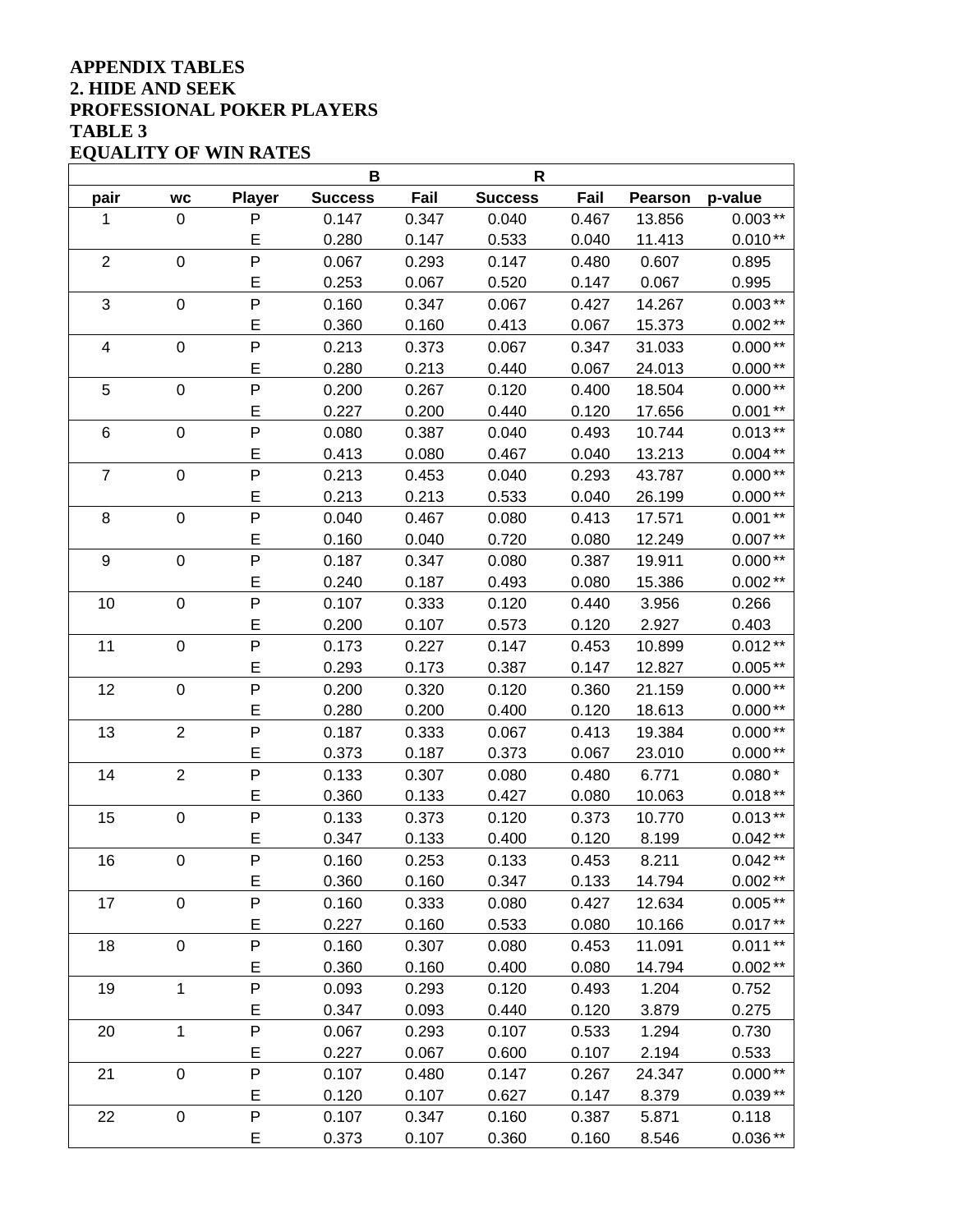**APPENDIX TABLES**
**2. HIDE AND SEEK**
**PROFESSIONAL POKER PLAYERS**
**TABLE 3**
**EQUALITY OF WIN RATES**

| | | | B | | R | | | | |
|---|---|---|---|---|---|---|---|---|---|
| pair | wc | Player | Success | Fail | Success | Fail | Pearson | p-value | |
| 1 | 0 | P | 0.147 | 0.347 | 0.040 | 0.467 | 13.856 | 0.003 | ** |
| | | E | 0.280 | 0.147 | 0.533 | 0.040 | 11.413 | 0.010 | ** |
| 2 | 0 | P | 0.067 | 0.293 | 0.147 | 0.480 | 0.607 | 0.895 | |
| | | E | 0.253 | 0.067 | 0.520 | 0.147 | 0.067 | 0.995 | |
| 3 | 0 | P | 0.160 | 0.347 | 0.067 | 0.427 | 14.267 | 0.003 | ** |
| | | E | 0.360 | 0.160 | 0.413 | 0.067 | 15.373 | 0.002 | ** |
| 4 | 0 | P | 0.213 | 0.373 | 0.067 | 0.347 | 31.033 | 0.000 | ** |
| | | E | 0.280 | 0.213 | 0.440 | 0.067 | 24.013 | 0.000 | ** |
| 5 | 0 | P | 0.200 | 0.267 | 0.120 | 0.400 | 18.504 | 0.000 | ** |
| | | E | 0.227 | 0.200 | 0.440 | 0.120 | 17.656 | 0.001 | ** |
| 6 | 0 | P | 0.080 | 0.387 | 0.040 | 0.493 | 10.744 | 0.013 | ** |
| | | E | 0.413 | 0.080 | 0.467 | 0.040 | 13.213 | 0.004 | ** |
| 7 | 0 | P | 0.213 | 0.453 | 0.040 | 0.293 | 43.787 | 0.000 | ** |
| | | E | 0.213 | 0.213 | 0.533 | 0.040 | 26.199 | 0.000 | ** |
| 8 | 0 | P | 0.040 | 0.467 | 0.080 | 0.413 | 17.571 | 0.001 | ** |
| | | E | 0.160 | 0.040 | 0.720 | 0.080 | 12.249 | 0.007 | ** |
| 9 | 0 | P | 0.187 | 0.347 | 0.080 | 0.387 | 19.911 | 0.000 | ** |
| | | E | 0.240 | 0.187 | 0.493 | 0.080 | 15.386 | 0.002 | ** |
| 10 | 0 | P | 0.107 | 0.333 | 0.120 | 0.440 | 3.956 | 0.266 | |
| | | E | 0.200 | 0.107 | 0.573 | 0.120 | 2.927 | 0.403 | |
| 11 | 0 | P | 0.173 | 0.227 | 0.147 | 0.453 | 10.899 | 0.012 | ** |
| | | E | 0.293 | 0.173 | 0.387 | 0.147 | 12.827 | 0.005 | ** |
| 12 | 0 | P | 0.200 | 0.320 | 0.120 | 0.360 | 21.159 | 0.000 | ** |
| | | E | 0.280 | 0.200 | 0.400 | 0.120 | 18.613 | 0.000 | ** |
| 13 | 2 | P | 0.187 | 0.333 | 0.067 | 0.413 | 19.384 | 0.000 | ** |
| | | E | 0.373 | 0.187 | 0.373 | 0.067 | 23.010 | 0.000 | ** |
| 14 | 2 | P | 0.133 | 0.307 | 0.080 | 0.480 | 6.771 | 0.080 | * |
| | | E | 0.360 | 0.133 | 0.427 | 0.080 | 10.063 | 0.018 | ** |
| 15 | 0 | P | 0.133 | 0.373 | 0.120 | 0.373 | 10.770 | 0.013 | ** |
| | | E | 0.347 | 0.133 | 0.400 | 0.120 | 8.199 | 0.042 | ** |
| 16 | 0 | P | 0.160 | 0.253 | 0.133 | 0.453 | 8.211 | 0.042 | ** |
| | | E | 0.360 | 0.160 | 0.347 | 0.133 | 14.794 | 0.002 | ** |
| 17 | 0 | P | 0.160 | 0.333 | 0.080 | 0.427 | 12.634 | 0.005 | ** |
| | | E | 0.227 | 0.160 | 0.533 | 0.080 | 10.166 | 0.017 | ** |
| 18 | 0 | P | 0.160 | 0.307 | 0.080 | 0.453 | 11.091 | 0.011 | ** |
| | | E | 0.360 | 0.160 | 0.400 | 0.080 | 14.794 | 0.002 | ** |
| 19 | 1 | P | 0.093 | 0.293 | 0.120 | 0.493 | 1.204 | 0.752 | |
| | | E | 0.347 | 0.093 | 0.440 | 0.120 | 3.879 | 0.275 | |
| 20 | 1 | P | 0.067 | 0.293 | 0.107 | 0.533 | 1.294 | 0.730 | |
| | | E | 0.227 | 0.067 | 0.600 | 0.107 | 2.194 | 0.533 | |
| 21 | 0 | P | 0.107 | 0.480 | 0.147 | 0.267 | 24.347 | 0.000 | ** |
| | | E | 0.120 | 0.107 | 0.627 | 0.147 | 8.379 | 0.039 | ** |
| 22 | 0 | P | 0.107 | 0.347 | 0.160 | 0.387 | 5.871 | 0.118 | |
| | | E | 0.373 | 0.107 | 0.360 | 0.160 | 8.546 | 0.036 | ** |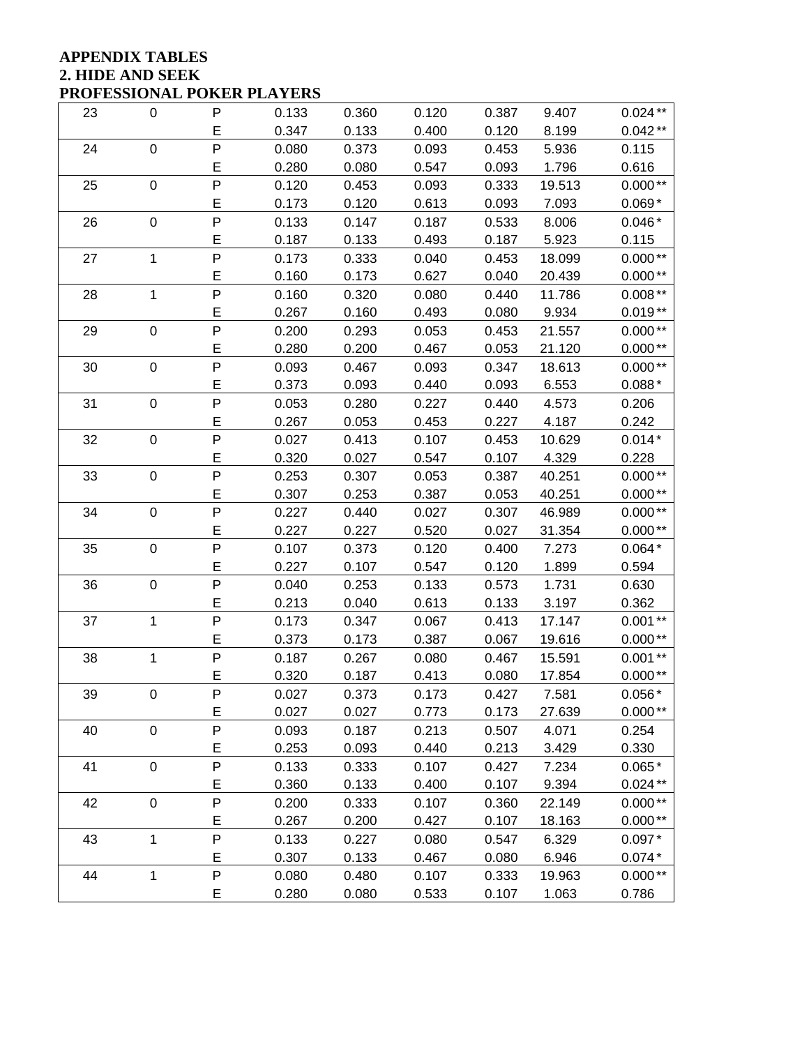**APPENDIX TABLES**
**2. HIDE AND SEEK**
**PROFESSIONAL POKER PLAYERS**

| | | | | | | | | | |
|---|---|---|---|---|---|---|---|---|---|
| 23 | 0 | P | 0.133 | 0.360 | 0.120 | 0.387 | 9.407 | 0.024 | ** |
| | | E | 0.347 | 0.133 | 0.400 | 0.120 | 8.199 | 0.042 | ** |
| 24 | 0 | P | 0.080 | 0.373 | 0.093 | 0.453 | 5.936 | 0.115 | |
| | | E | 0.280 | 0.080 | 0.547 | 0.093 | 1.796 | 0.616 | |
| 25 | 0 | P | 0.120 | 0.453 | 0.093 | 0.333 | 19.513 | 0.000 | ** |
| | | E | 0.173 | 0.120 | 0.613 | 0.093 | 7.093 | 0.069 | * |
| 26 | 0 | P | 0.133 | 0.147 | 0.187 | 0.533 | 8.006 | 0.046 | * |
| | | E | 0.187 | 0.133 | 0.493 | 0.187 | 5.923 | 0.115 | |
| 27 | 1 | P | 0.173 | 0.333 | 0.040 | 0.453 | 18.099 | 0.000 | ** |
| | | E | 0.160 | 0.173 | 0.627 | 0.040 | 20.439 | 0.000 | ** |
| 28 | 1 | P | 0.160 | 0.320 | 0.080 | 0.440 | 11.786 | 0.008 | ** |
| | | E | 0.267 | 0.160 | 0.493 | 0.080 | 9.934 | 0.019 | ** |
| 29 | 0 | P | 0.200 | 0.293 | 0.053 | 0.453 | 21.557 | 0.000 | ** |
| | | E | 0.280 | 0.200 | 0.467 | 0.053 | 21.120 | 0.000 | ** |
| 30 | 0 | P | 0.093 | 0.467 | 0.093 | 0.347 | 18.613 | 0.000 | ** |
| | | E | 0.373 | 0.093 | 0.440 | 0.093 | 6.553 | 0.088 | * |
| 31 | 0 | P | 0.053 | 0.280 | 0.227 | 0.440 | 4.573 | 0.206 | |
| | | E | 0.267 | 0.053 | 0.453 | 0.227 | 4.187 | 0.242 | |
| 32 | 0 | P | 0.027 | 0.413 | 0.107 | 0.453 | 10.629 | 0.014 | * |
| | | E | 0.320 | 0.027 | 0.547 | 0.107 | 4.329 | 0.228 | |
| 33 | 0 | P | 0.253 | 0.307 | 0.053 | 0.387 | 40.251 | 0.000 | ** |
| | | E | 0.307 | 0.253 | 0.387 | 0.053 | 40.251 | 0.000 | ** |
| 34 | 0 | P | 0.227 | 0.440 | 0.027 | 0.307 | 46.989 | 0.000 | ** |
| | | E | 0.227 | 0.227 | 0.520 | 0.027 | 31.354 | 0.000 | ** |
| 35 | 0 | P | 0.107 | 0.373 | 0.120 | 0.400 | 7.273 | 0.064 | * |
| | | E | 0.227 | 0.107 | 0.547 | 0.120 | 1.899 | 0.594 | |
| 36 | 0 | P | 0.040 | 0.253 | 0.133 | 0.573 | 1.731 | 0.630 | |
| | | E | 0.213 | 0.040 | 0.613 | 0.133 | 3.197 | 0.362 | |
| 37 | 1 | P | 0.173 | 0.347 | 0.067 | 0.413 | 17.147 | 0.001 | ** |
| | | E | 0.373 | 0.173 | 0.387 | 0.067 | 19.616 | 0.000 | ** |
| 38 | 1 | P | 0.187 | 0.267 | 0.080 | 0.467 | 15.591 | 0.001 | ** |
| | | E | 0.320 | 0.187 | 0.413 | 0.080 | 17.854 | 0.000 | ** |
| 39 | 0 | P | 0.027 | 0.373 | 0.173 | 0.427 | 7.581 | 0.056 | * |
| | | E | 0.027 | 0.027 | 0.773 | 0.173 | 27.639 | 0.000 | ** |
| 40 | 0 | P | 0.093 | 0.187 | 0.213 | 0.507 | 4.071 | 0.254 | |
| | | E | 0.253 | 0.093 | 0.440 | 0.213 | 3.429 | 0.330 | |
| 41 | 0 | P | 0.133 | 0.333 | 0.107 | 0.427 | 7.234 | 0.065 | * |
| | | E | 0.360 | 0.133 | 0.400 | 0.107 | 9.394 | 0.024 | ** |
| 42 | 0 | P | 0.200 | 0.333 | 0.107 | 0.360 | 22.149 | 0.000 | ** |
| | | E | 0.267 | 0.200 | 0.427 | 0.107 | 18.163 | 0.000 | ** |
| 43 | 1 | P | 0.133 | 0.227 | 0.080 | 0.547 | 6.329 | 0.097 | * |
| | | E | 0.307 | 0.133 | 0.467 | 0.080 | 6.946 | 0.074 | * |
| 44 | 1 | P | 0.080 | 0.480 | 0.107 | 0.333 | 19.963 | 0.000 | ** |
| | | E | 0.280 | 0.080 | 0.533 | 0.107 | 1.063 | 0.786 | |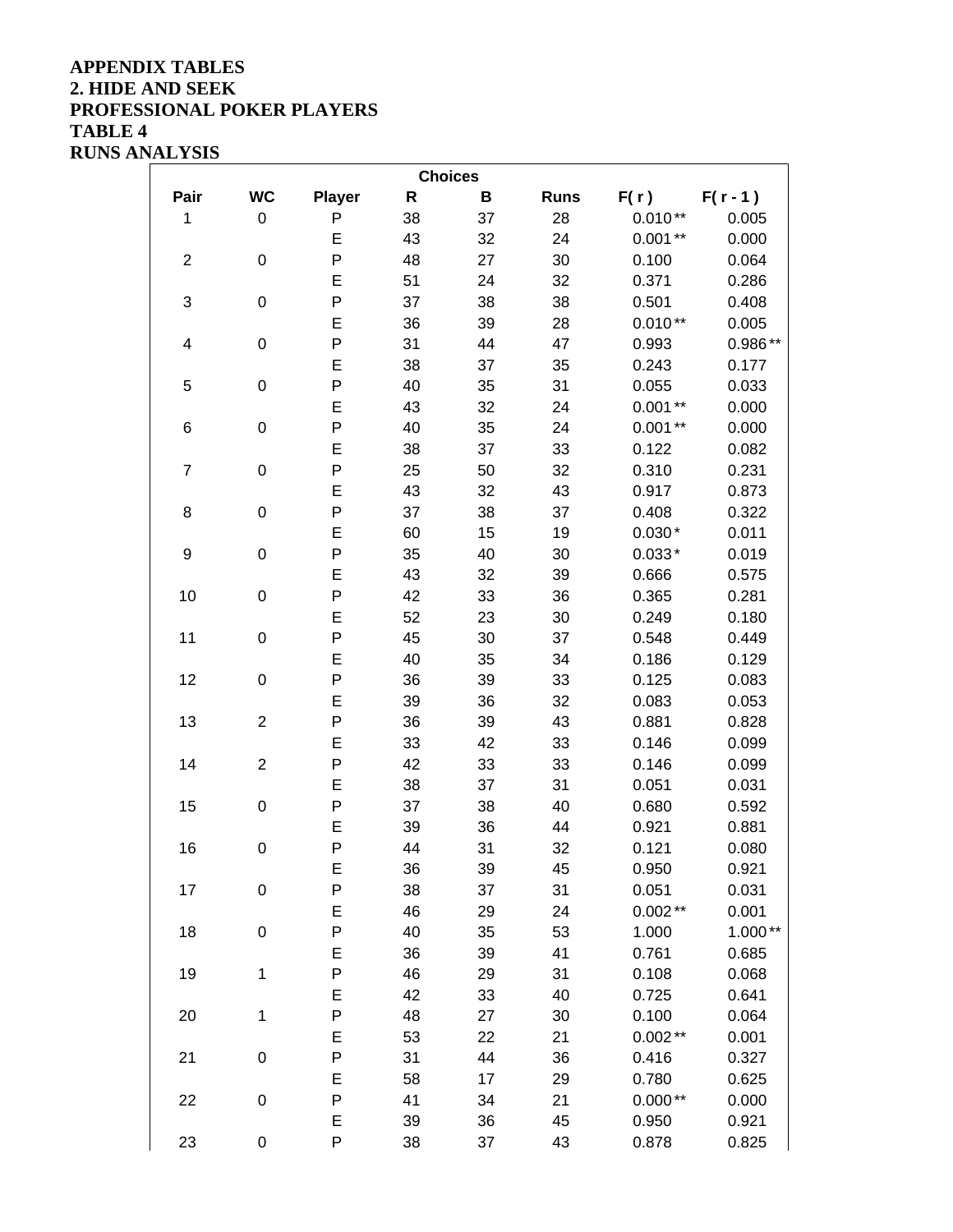**APPENDIX TABLES**
**2. HIDE AND SEEK**
**PROFESSIONAL POKER PLAYERS**
**TABLE 4**
**RUNS ANALYSIS**

| | | | Choices | | | | |
|---|---|---|---|---|---|---|---|
| **Pair** | **WC** | **Player** | **R** | **B** | **Runs** | **F( r )** | **F( r - 1 )** |
| 1 | 0 | P | 38 | 37 | 28 | 0.010 ** | 0.005 |
| | | E | 43 | 32 | 24 | 0.001 ** | 0.000 |
| 2 | 0 | P | 48 | 27 | 30 | 0.100 | 0.064 |
| | | E | 51 | 24 | 32 | 0.371 | 0.286 |
| 3 | 0 | P | 37 | 38 | 38 | 0.501 | 0.408 |
| | | E | 36 | 39 | 28 | 0.010 ** | 0.005 |
| 4 | 0 | P | 31 | 44 | 47 | 0.993 | 0.986 ** |
| | | E | 38 | 37 | 35 | 0.243 | 0.177 |
| 5 | 0 | P | 40 | 35 | 31 | 0.055 | 0.033 |
| | | E | 43 | 32 | 24 | 0.001 ** | 0.000 |
| 6 | 0 | P | 40 | 35 | 24 | 0.001 ** | 0.000 |
| | | E | 38 | 37 | 33 | 0.122 | 0.082 |
| 7 | 0 | P | 25 | 50 | 32 | 0.310 | 0.231 |
| | | E | 43 | 32 | 43 | 0.917 | 0.873 |
| 8 | 0 | P | 37 | 38 | 37 | 0.408 | 0.322 |
| | | E | 60 | 15 | 19 | 0.030 * | 0.011 |
| 9 | 0 | P | 35 | 40 | 30 | 0.033 * | 0.019 |
| | | E | 43 | 32 | 39 | 0.666 | 0.575 |
| 10 | 0 | P | 42 | 33 | 36 | 0.365 | 0.281 |
| | | E | 52 | 23 | 30 | 0.249 | 0.180 |
| 11 | 0 | P | 45 | 30 | 37 | 0.548 | 0.449 |
| | | E | 40 | 35 | 34 | 0.186 | 0.129 |
| 12 | 0 | P | 36 | 39 | 33 | 0.125 | 0.083 |
| | | E | 39 | 36 | 32 | 0.083 | 0.053 |
| 13 | 2 | P | 36 | 39 | 43 | 0.881 | 0.828 |
| | | E | 33 | 42 | 33 | 0.146 | 0.099 |
| 14 | 2 | P | 42 | 33 | 33 | 0.146 | 0.099 |
| | | E | 38 | 37 | 31 | 0.051 | 0.031 |
| 15 | 0 | P | 37 | 38 | 40 | 0.680 | 0.592 |
| | | E | 39 | 36 | 44 | 0.921 | 0.881 |
| 16 | 0 | P | 44 | 31 | 32 | 0.121 | 0.080 |
| | | E | 36 | 39 | 45 | 0.950 | 0.921 |
| 17 | 0 | P | 38 | 37 | 31 | 0.051 | 0.031 |
| | | E | 46 | 29 | 24 | 0.002 ** | 0.001 |
| 18 | 0 | P | 40 | 35 | 53 | 1.000 | 1.000 ** |
| | | E | 36 | 39 | 41 | 0.761 | 0.685 |
| 19 | 1 | P | 46 | 29 | 31 | 0.108 | 0.068 |
| | | E | 42 | 33 | 40 | 0.725 | 0.641 |
| 20 | 1 | P | 48 | 27 | 30 | 0.100 | 0.064 |
| | | E | 53 | 22 | 21 | 0.002 ** | 0.001 |
| 21 | 0 | P | 31 | 44 | 36 | 0.416 | 0.327 |
| | | E | 58 | 17 | 29 | 0.780 | 0.625 |
| 22 | 0 | P | 41 | 34 | 21 | 0.000 ** | 0.000 |
| | | E | 39 | 36 | 45 | 0.950 | 0.921 |
| 23 | 0 | P | 38 | 37 | 43 | 0.878 | 0.825 |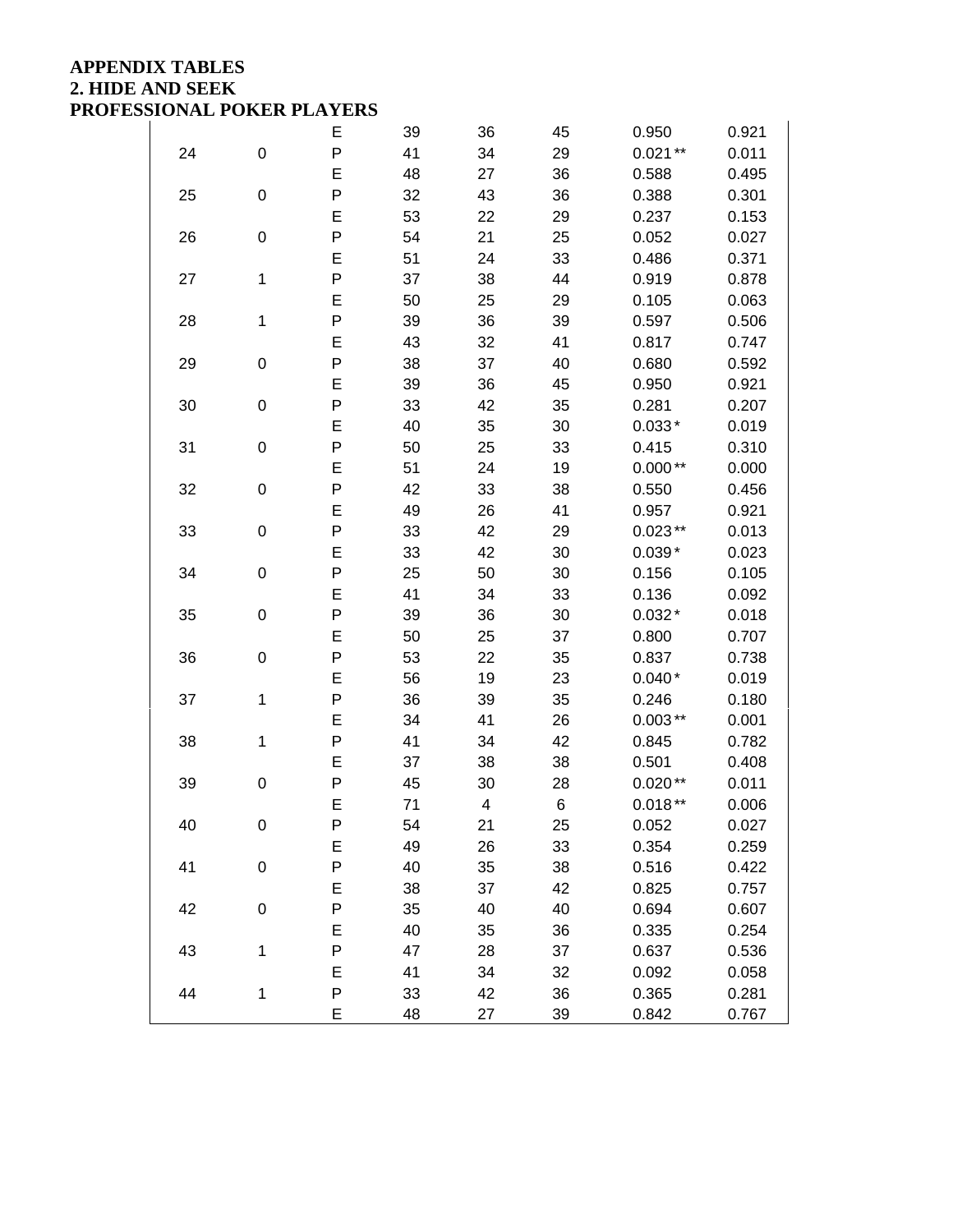**APPENDIX TABLES**
**2. HIDE AND SEEK**
**PROFESSIONAL POKER PLAYERS**

| | | | | | | | |
|---|---|---|---|---|---|---|---|
| | | E | 39 | 36 | 45 | 0.950 | 0.921 |
| 24 | 0 | P | 41 | 34 | 29 | 0.021 ** | 0.011 |
| | | E | 48 | 27 | 36 | 0.588 | 0.495 |
| 25 | 0 | P | 32 | 43 | 36 | 0.388 | 0.301 |
| | | E | 53 | 22 | 29 | 0.237 | 0.153 |
| 26 | 0 | P | 54 | 21 | 25 | 0.052 | 0.027 |
| | | E | 51 | 24 | 33 | 0.486 | 0.371 |
| 27 | 1 | P | 37 | 38 | 44 | 0.919 | 0.878 |
| | | E | 50 | 25 | 29 | 0.105 | 0.063 |
| 28 | 1 | P | 39 | 36 | 39 | 0.597 | 0.506 |
| | | E | 43 | 32 | 41 | 0.817 | 0.747 |
| 29 | 0 | P | 38 | 37 | 40 | 0.680 | 0.592 |
| | | E | 39 | 36 | 45 | 0.950 | 0.921 |
| 30 | 0 | P | 33 | 42 | 35 | 0.281 | 0.207 |
| | | E | 40 | 35 | 30 | 0.033 * | 0.019 |
| 31 | 0 | P | 50 | 25 | 33 | 0.415 | 0.310 |
| | | E | 51 | 24 | 19 | 0.000 ** | 0.000 |
| 32 | 0 | P | 42 | 33 | 38 | 0.550 | 0.456 |
| | | E | 49 | 26 | 41 | 0.957 | 0.921 |
| 33 | 0 | P | 33 | 42 | 29 | 0.023 ** | 0.013 |
| | | E | 33 | 42 | 30 | 0.039 * | 0.023 |
| 34 | 0 | P | 25 | 50 | 30 | 0.156 | 0.105 |
| | | E | 41 | 34 | 33 | 0.136 | 0.092 |
| 35 | 0 | P | 39 | 36 | 30 | 0.032 * | 0.018 |
| | | E | 50 | 25 | 37 | 0.800 | 0.707 |
| 36 | 0 | P | 53 | 22 | 35 | 0.837 | 0.738 |
| | | E | 56 | 19 | 23 | 0.040 * | 0.019 |
| 37 | 1 | P | 36 | 39 | 35 | 0.246 | 0.180 |
| | | E | 34 | 41 | 26 | 0.003 ** | 0.001 |
| 38 | 1 | P | 41 | 34 | 42 | 0.845 | 0.782 |
| | | E | 37 | 38 | 38 | 0.501 | 0.408 |
| 39 | 0 | P | 45 | 30 | 28 | 0.020 ** | 0.011 |
| | | E | 71 | 4 | 6 | 0.018 ** | 0.006 |
| 40 | 0 | P | 54 | 21 | 25 | 0.052 | 0.027 |
| | | E | 49 | 26 | 33 | 0.354 | 0.259 |
| 41 | 0 | P | 40 | 35 | 38 | 0.516 | 0.422 |
| | | E | 38 | 37 | 42 | 0.825 | 0.757 |
| 42 | 0 | P | 35 | 40 | 40 | 0.694 | 0.607 |
| | | E | 40 | 35 | 36 | 0.335 | 0.254 |
| 43 | 1 | P | 47 | 28 | 37 | 0.637 | 0.536 |
| | | E | 41 | 34 | 32 | 0.092 | 0.058 |
| 44 | 1 | P | 33 | 42 | 36 | 0.365 | 0.281 |
| | | E | 48 | 27 | 39 | 0.842 | 0.767 |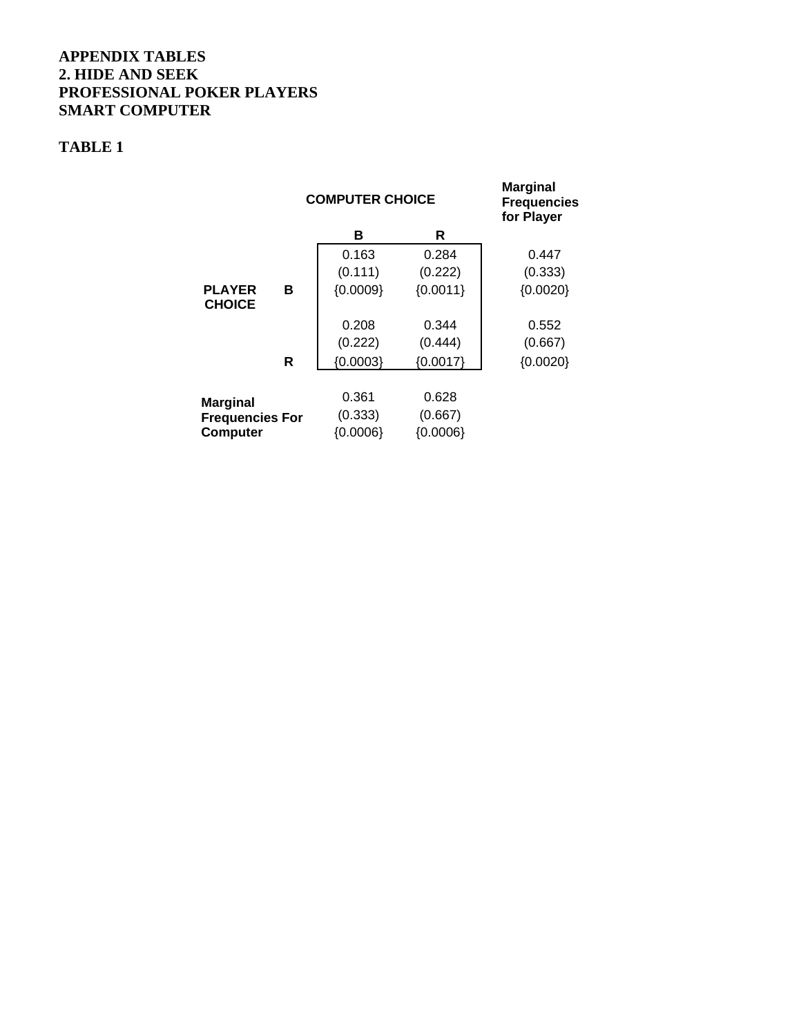**APPENDIX TABLES**
**2. HIDE AND SEEK**
**PROFESSIONAL POKER PLAYERS**
**SMART COMPUTER**

**TABLE 1**

| | | COMPUTER CHOICE | | Marginal Frequencies for Player |
|---|---|---|---|---|
| | | **B** | **R** | |
| **PLAYER CHOICE** | **B** | 0.163<br>(0.111)<br>{0.0009} | 0.284<br>(0.222)<br>{0.0011} | 0.447<br>(0.333)<br>{0.0020} |
| | **R** | 0.208<br>(0.222)<br>{0.0003} | 0.344<br>(0.444)<br>{0.0017} | 0.552<br>(0.667)<br>{0.0020} |
| **Marginal Frequencies For Computer** | | 0.361<br>(0.333)<br>{0.0006} | 0.628<br>(0.667)<br>{0.0006} | |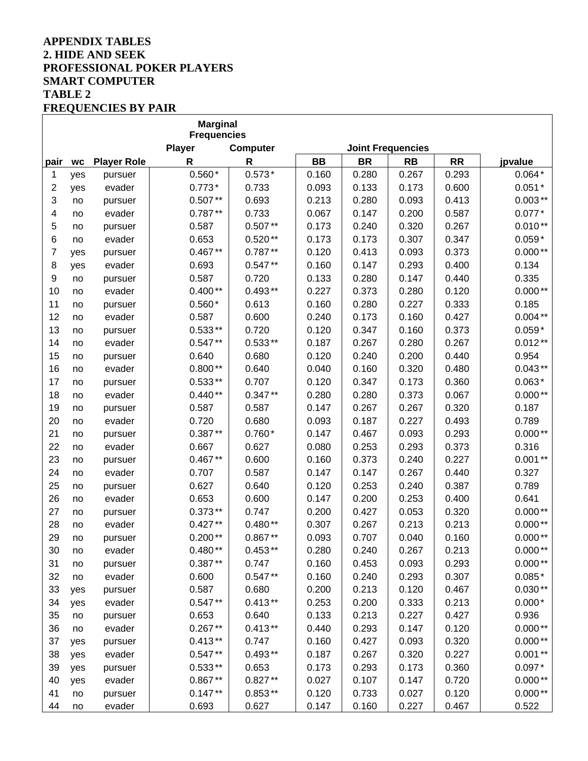**APPENDIX TABLES**
**2. HIDE AND SEEK**
**PROFESSIONAL POKER PLAYERS**
**SMART COMPUTER**
**TABLE 2**
**FREQUENCIES BY PAIR**

| | | | Marginal Frequencies | | | | | | |
|---|---|---|---|---|---|---|---|---|---|
| | | | Player | Computer | Joint Frequencies | | | | |
| pair | wc | Player Role | R | R | BB | BR | RB | RR | jpvalue |
| 1 | yes | pursuer | 0.560 * | 0.573 * | 0.160 | 0.280 | 0.267 | 0.293 | 0.064 * |
| 2 | yes | evader | 0.773 * | 0.733 | 0.093 | 0.133 | 0.173 | 0.600 | 0.051 * |
| 3 | no | pursuer | 0.507 ** | 0.693 | 0.213 | 0.280 | 0.093 | 0.413 | 0.003 ** |
| 4 | no | evader | 0.787 ** | 0.733 | 0.067 | 0.147 | 0.200 | 0.587 | 0.077 * |
| 5 | no | pursuer | 0.587 | 0.507 ** | 0.173 | 0.240 | 0.320 | 0.267 | 0.010 ** |
| 6 | no | evader | 0.653 | 0.520 ** | 0.173 | 0.173 | 0.307 | 0.347 | 0.059 * |
| 7 | yes | pursuer | 0.467 ** | 0.787 ** | 0.120 | 0.413 | 0.093 | 0.373 | 0.000 ** |
| 8 | yes | evader | 0.693 | 0.547 ** | 0.160 | 0.147 | 0.293 | 0.400 | 0.134 |
| 9 | no | pursuer | 0.587 | 0.720 | 0.133 | 0.280 | 0.147 | 0.440 | 0.335 |
| 10 | no | evader | 0.400 ** | 0.493 ** | 0.227 | 0.373 | 0.280 | 0.120 | 0.000 ** |
| 11 | no | pursuer | 0.560 * | 0.613 | 0.160 | 0.280 | 0.227 | 0.333 | 0.185 |
| 12 | no | evader | 0.587 | 0.600 | 0.240 | 0.173 | 0.160 | 0.427 | 0.004 ** |
| 13 | no | pursuer | 0.533 ** | 0.720 | 0.120 | 0.347 | 0.160 | 0.373 | 0.059 * |
| 14 | no | evader | 0.547 ** | 0.533 ** | 0.187 | 0.267 | 0.280 | 0.267 | 0.012 ** |
| 15 | no | pursuer | 0.640 | 0.680 | 0.120 | 0.240 | 0.200 | 0.440 | 0.954 |
| 16 | no | evader | 0.800 ** | 0.640 | 0.040 | 0.160 | 0.320 | 0.480 | 0.043 ** |
| 17 | no | pursuer | 0.533 ** | 0.707 | 0.120 | 0.347 | 0.173 | 0.360 | 0.063 * |
| 18 | no | evader | 0.440 ** | 0.347 ** | 0.280 | 0.280 | 0.373 | 0.067 | 0.000 ** |
| 19 | no | pursuer | 0.587 | 0.587 | 0.147 | 0.267 | 0.267 | 0.320 | 0.187 |
| 20 | no | evader | 0.720 | 0.680 | 0.093 | 0.187 | 0.227 | 0.493 | 0.789 |
| 21 | no | pursuer | 0.387 ** | 0.760 * | 0.147 | 0.467 | 0.093 | 0.293 | 0.000 ** |
| 22 | no | evader | 0.667 | 0.627 | 0.080 | 0.253 | 0.293 | 0.373 | 0.316 |
| 23 | no | pursuer | 0.467 ** | 0.600 | 0.160 | 0.373 | 0.240 | 0.227 | 0.001 ** |
| 24 | no | evader | 0.707 | 0.587 | 0.147 | 0.147 | 0.267 | 0.440 | 0.327 |
| 25 | no | pursuer | 0.627 | 0.640 | 0.120 | 0.253 | 0.240 | 0.387 | 0.789 |
| 26 | no | evader | 0.653 | 0.600 | 0.147 | 0.200 | 0.253 | 0.400 | 0.641 |
| 27 | no | pursuer | 0.373 ** | 0.747 | 0.200 | 0.427 | 0.053 | 0.320 | 0.000 ** |
| 28 | no | evader | 0.427 ** | 0.480 ** | 0.307 | 0.267 | 0.213 | 0.213 | 0.000 ** |
| 29 | no | pursuer | 0.200 ** | 0.867 ** | 0.093 | 0.707 | 0.040 | 0.160 | 0.000 ** |
| 30 | no | evader | 0.480 ** | 0.453 ** | 0.280 | 0.240 | 0.267 | 0.213 | 0.000 ** |
| 31 | no | pursuer | 0.387 ** | 0.747 | 0.160 | 0.453 | 0.093 | 0.293 | 0.000 ** |
| 32 | no | evader | 0.600 | 0.547 ** | 0.160 | 0.240 | 0.293 | 0.307 | 0.085 * |
| 33 | yes | pursuer | 0.587 | 0.680 | 0.200 | 0.213 | 0.120 | 0.467 | 0.030 ** |
| 34 | yes | evader | 0.547 ** | 0.413 ** | 0.253 | 0.200 | 0.333 | 0.213 | 0.000 * |
| 35 | no | pursuer | 0.653 | 0.640 | 0.133 | 0.213 | 0.227 | 0.427 | 0.936 |
| 36 | no | evader | 0.267 ** | 0.413 ** | 0.440 | 0.293 | 0.147 | 0.120 | 0.000 ** |
| 37 | yes | pursuer | 0.413 ** | 0.747 | 0.160 | 0.427 | 0.093 | 0.320 | 0.000 ** |
| 38 | yes | evader | 0.547 ** | 0.493 ** | 0.187 | 0.267 | 0.320 | 0.227 | 0.001 ** |
| 39 | yes | pursuer | 0.533 ** | 0.653 | 0.173 | 0.293 | 0.173 | 0.360 | 0.097 * |
| 40 | yes | evader | 0.867 ** | 0.827 ** | 0.027 | 0.107 | 0.147 | 0.720 | 0.000 ** |
| 41 | no | pursuer | 0.147 ** | 0.853 ** | 0.120 | 0.733 | 0.027 | 0.120 | 0.000 ** |
| 44 | no | evader | 0.693 | 0.627 | 0.147 | 0.160 | 0.227 | 0.467 | 0.522 |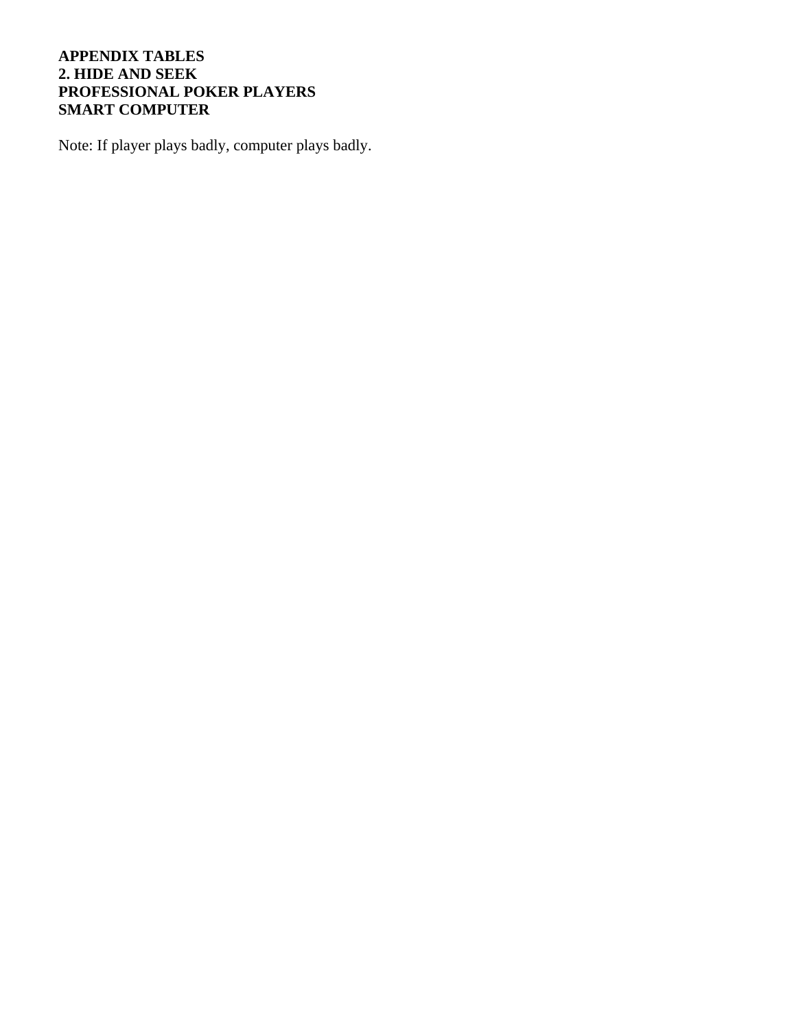**APPENDIX TABLES**
**2. HIDE AND SEEK**
**PROFESSIONAL POKER PLAYERS**
**SMART COMPUTER**

Note: If player plays badly, computer plays badly.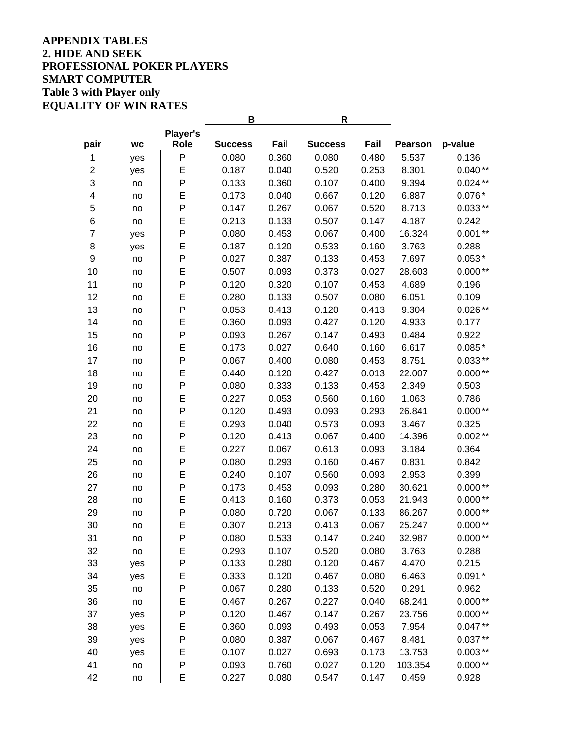**APPENDIX TABLES**
**2. HIDE AND SEEK**
**PROFESSIONAL POKER PLAYERS**
**SMART COMPUTER**
**Table 3 with Player only**
**EQUALITY OF WIN RATES**

| | | | B | | R | | | |
|---|---|---|---|---|---|---|---|---|
| pair | wc | Player's Role | Success | Fail | Success | Fail | Pearson | p-value |
| 1 | yes | P | 0.080 | 0.360 | 0.080 | 0.480 | 5.537 | 0.136 |
| 2 | yes | E | 0.187 | 0.040 | 0.520 | 0.253 | 8.301 | 0.040 ** |
| 3 | no | P | 0.133 | 0.360 | 0.107 | 0.400 | 9.394 | 0.024 ** |
| 4 | no | E | 0.173 | 0.040 | 0.667 | 0.120 | 6.887 | 0.076 * |
| 5 | no | P | 0.147 | 0.267 | 0.067 | 0.520 | 8.713 | 0.033 ** |
| 6 | no | E | 0.213 | 0.133 | 0.507 | 0.147 | 4.187 | 0.242 |
| 7 | yes | P | 0.080 | 0.453 | 0.067 | 0.400 | 16.324 | 0.001 ** |
| 8 | yes | E | 0.187 | 0.120 | 0.533 | 0.160 | 3.763 | 0.288 |
| 9 | no | P | 0.027 | 0.387 | 0.133 | 0.453 | 7.697 | 0.053 * |
| 10 | no | E | 0.507 | 0.093 | 0.373 | 0.027 | 28.603 | 0.000 ** |
| 11 | no | P | 0.120 | 0.320 | 0.107 | 0.453 | 4.689 | 0.196 |
| 12 | no | E | 0.280 | 0.133 | 0.507 | 0.080 | 6.051 | 0.109 |
| 13 | no | P | 0.053 | 0.413 | 0.120 | 0.413 | 9.304 | 0.026 ** |
| 14 | no | E | 0.360 | 0.093 | 0.427 | 0.120 | 4.933 | 0.177 |
| 15 | no | P | 0.093 | 0.267 | 0.147 | 0.493 | 0.484 | 0.922 |
| 16 | no | E | 0.173 | 0.027 | 0.640 | 0.160 | 6.617 | 0.085 * |
| 17 | no | P | 0.067 | 0.400 | 0.080 | 0.453 | 8.751 | 0.033 ** |
| 18 | no | E | 0.440 | 0.120 | 0.427 | 0.013 | 22.007 | 0.000 ** |
| 19 | no | P | 0.080 | 0.333 | 0.133 | 0.453 | 2.349 | 0.503 |
| 20 | no | E | 0.227 | 0.053 | 0.560 | 0.160 | 1.063 | 0.786 |
| 21 | no | P | 0.120 | 0.493 | 0.093 | 0.293 | 26.841 | 0.000 ** |
| 22 | no | E | 0.293 | 0.040 | 0.573 | 0.093 | 3.467 | 0.325 |
| 23 | no | P | 0.120 | 0.413 | 0.067 | 0.400 | 14.396 | 0.002 ** |
| 24 | no | E | 0.227 | 0.067 | 0.613 | 0.093 | 3.184 | 0.364 |
| 25 | no | P | 0.080 | 0.293 | 0.160 | 0.467 | 0.831 | 0.842 |
| 26 | no | E | 0.240 | 0.107 | 0.560 | 0.093 | 2.953 | 0.399 |
| 27 | no | P | 0.173 | 0.453 | 0.093 | 0.280 | 30.621 | 0.000 ** |
| 28 | no | E | 0.413 | 0.160 | 0.373 | 0.053 | 21.943 | 0.000 ** |
| 29 | no | P | 0.080 | 0.720 | 0.067 | 0.133 | 86.267 | 0.000 ** |
| 30 | no | E | 0.307 | 0.213 | 0.413 | 0.067 | 25.247 | 0.000 ** |
| 31 | no | P | 0.080 | 0.533 | 0.147 | 0.240 | 32.987 | 0.000 ** |
| 32 | no | E | 0.293 | 0.107 | 0.520 | 0.080 | 3.763 | 0.288 |
| 33 | yes | P | 0.133 | 0.280 | 0.120 | 0.467 | 4.470 | 0.215 |
| 34 | yes | E | 0.333 | 0.120 | 0.467 | 0.080 | 6.463 | 0.091 * |
| 35 | no | P | 0.067 | 0.280 | 0.133 | 0.520 | 0.291 | 0.962 |
| 36 | no | E | 0.467 | 0.267 | 0.227 | 0.040 | 68.241 | 0.000 ** |
| 37 | yes | P | 0.120 | 0.467 | 0.147 | 0.267 | 23.756 | 0.000 ** |
| 38 | yes | E | 0.360 | 0.093 | 0.493 | 0.053 | 7.954 | 0.047 ** |
| 39 | yes | P | 0.080 | 0.387 | 0.067 | 0.467 | 8.481 | 0.037 ** |
| 40 | yes | E | 0.107 | 0.027 | 0.693 | 0.173 | 13.753 | 0.003 ** |
| 41 | no | P | 0.093 | 0.760 | 0.027 | 0.120 | 103.354 | 0.000 ** |
| 42 | no | E | 0.227 | 0.080 | 0.547 | 0.147 | 0.459 | 0.928 |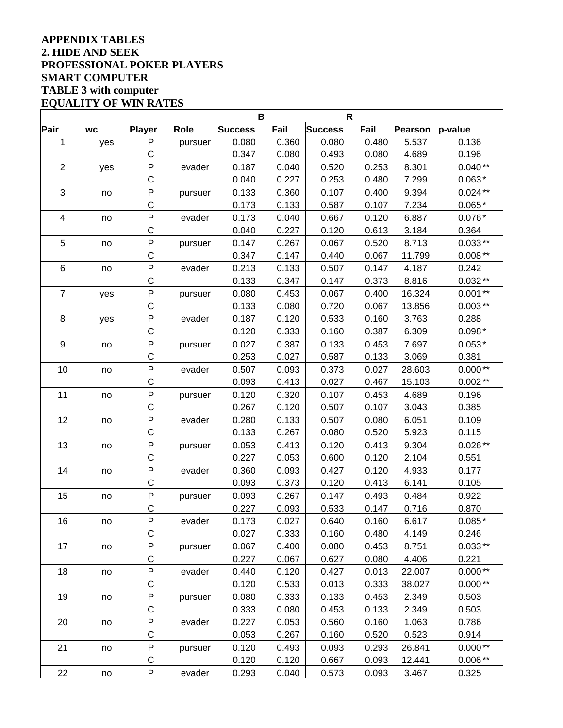**APPENDIX TABLES**
**2. HIDE AND SEEK**
**PROFESSIONAL POKER PLAYERS**
**SMART COMPUTER**
**TABLE 3 with computer**
**EQUALITY OF WIN RATES**

| | | | | B | | R | | | | |
|---|---|---|---|---|---|---|---|---|---|---|
| Pair | wc | Player | Role | Success | Fail | Success | Fail | Pearson | p-value | |
| 1 | yes | P | pursuer | 0.080 | 0.360 | 0.080 | 0.480 | 5.537 | 0.136 | |
| | | C | | 0.347 | 0.080 | 0.493 | 0.080 | 4.689 | 0.196 | |
| 2 | yes | P | evader | 0.187 | 0.040 | 0.520 | 0.253 | 8.301 | 0.040 | ** |
| | | C | | 0.040 | 0.227 | 0.253 | 0.480 | 7.299 | 0.063 | * |
| 3 | no | P | pursuer | 0.133 | 0.360 | 0.107 | 0.400 | 9.394 | 0.024 | ** |
| | | C | | 0.173 | 0.133 | 0.587 | 0.107 | 7.234 | 0.065 | * |
| 4 | no | P | evader | 0.173 | 0.040 | 0.667 | 0.120 | 6.887 | 0.076 | * |
| | | C | | 0.040 | 0.227 | 0.120 | 0.613 | 3.184 | 0.364 | |
| 5 | no | P | pursuer | 0.147 | 0.267 | 0.067 | 0.520 | 8.713 | 0.033 | ** |
| | | C | | 0.347 | 0.147 | 0.440 | 0.067 | 11.799 | 0.008 | ** |
| 6 | no | P | evader | 0.213 | 0.133 | 0.507 | 0.147 | 4.187 | 0.242 | |
| | | C | | 0.133 | 0.347 | 0.147 | 0.373 | 8.816 | 0.032 | ** |
| 7 | yes | P | pursuer | 0.080 | 0.453 | 0.067 | 0.400 | 16.324 | 0.001 | ** |
| | | C | | 0.133 | 0.080 | 0.720 | 0.067 | 13.856 | 0.003 | ** |
| 8 | yes | P | evader | 0.187 | 0.120 | 0.533 | 0.160 | 3.763 | 0.288 | |
| | | C | | 0.120 | 0.333 | 0.160 | 0.387 | 6.309 | 0.098 | * |
| 9 | no | P | pursuer | 0.027 | 0.387 | 0.133 | 0.453 | 7.697 | 0.053 | * |
| | | C | | 0.253 | 0.027 | 0.587 | 0.133 | 3.069 | 0.381 | |
| 10 | no | P | evader | 0.507 | 0.093 | 0.373 | 0.027 | 28.603 | 0.000 | ** |
| | | C | | 0.093 | 0.413 | 0.027 | 0.467 | 15.103 | 0.002 | ** |
| 11 | no | P | pursuer | 0.120 | 0.320 | 0.107 | 0.453 | 4.689 | 0.196 | |
| | | C | | 0.267 | 0.120 | 0.507 | 0.107 | 3.043 | 0.385 | |
| 12 | no | P | evader | 0.280 | 0.133 | 0.507 | 0.080 | 6.051 | 0.109 | |
| | | C | | 0.133 | 0.267 | 0.080 | 0.520 | 5.923 | 0.115 | |
| 13 | no | P | pursuer | 0.053 | 0.413 | 0.120 | 0.413 | 9.304 | 0.026 | ** |
| | | C | | 0.227 | 0.053 | 0.600 | 0.120 | 2.104 | 0.551 | |
| 14 | no | P | evader | 0.360 | 0.093 | 0.427 | 0.120 | 4.933 | 0.177 | |
| | | C | | 0.093 | 0.373 | 0.120 | 0.413 | 6.141 | 0.105 | |
| 15 | no | P | pursuer | 0.093 | 0.267 | 0.147 | 0.493 | 0.484 | 0.922 | |
| | | C | | 0.227 | 0.093 | 0.533 | 0.147 | 0.716 | 0.870 | |
| 16 | no | P | evader | 0.173 | 0.027 | 0.640 | 0.160 | 6.617 | 0.085 | * |
| | | C | | 0.027 | 0.333 | 0.160 | 0.480 | 4.149 | 0.246 | |
| 17 | no | P | pursuer | 0.067 | 0.400 | 0.080 | 0.453 | 8.751 | 0.033 | ** |
| | | C | | 0.227 | 0.067 | 0.627 | 0.080 | 4.406 | 0.221 | |
| 18 | no | P | evader | 0.440 | 0.120 | 0.427 | 0.013 | 22.007 | 0.000 | ** |
| | | C | | 0.120 | 0.533 | 0.013 | 0.333 | 38.027 | 0.000 | ** |
| 19 | no | P | pursuer | 0.080 | 0.333 | 0.133 | 0.453 | 2.349 | 0.503 | |
| | | C | | 0.333 | 0.080 | 0.453 | 0.133 | 2.349 | 0.503 | |
| 20 | no | P | evader | 0.227 | 0.053 | 0.560 | 0.160 | 1.063 | 0.786 | |
| | | C | | 0.053 | 0.267 | 0.160 | 0.520 | 0.523 | 0.914 | |
| 21 | no | P | pursuer | 0.120 | 0.493 | 0.093 | 0.293 | 26.841 | 0.000 | ** |
| | | C | | 0.120 | 0.120 | 0.667 | 0.093 | 12.441 | 0.006 | ** |
| 22 | no | P | evader | 0.293 | 0.040 | 0.573 | 0.093 | 3.467 | 0.325 | |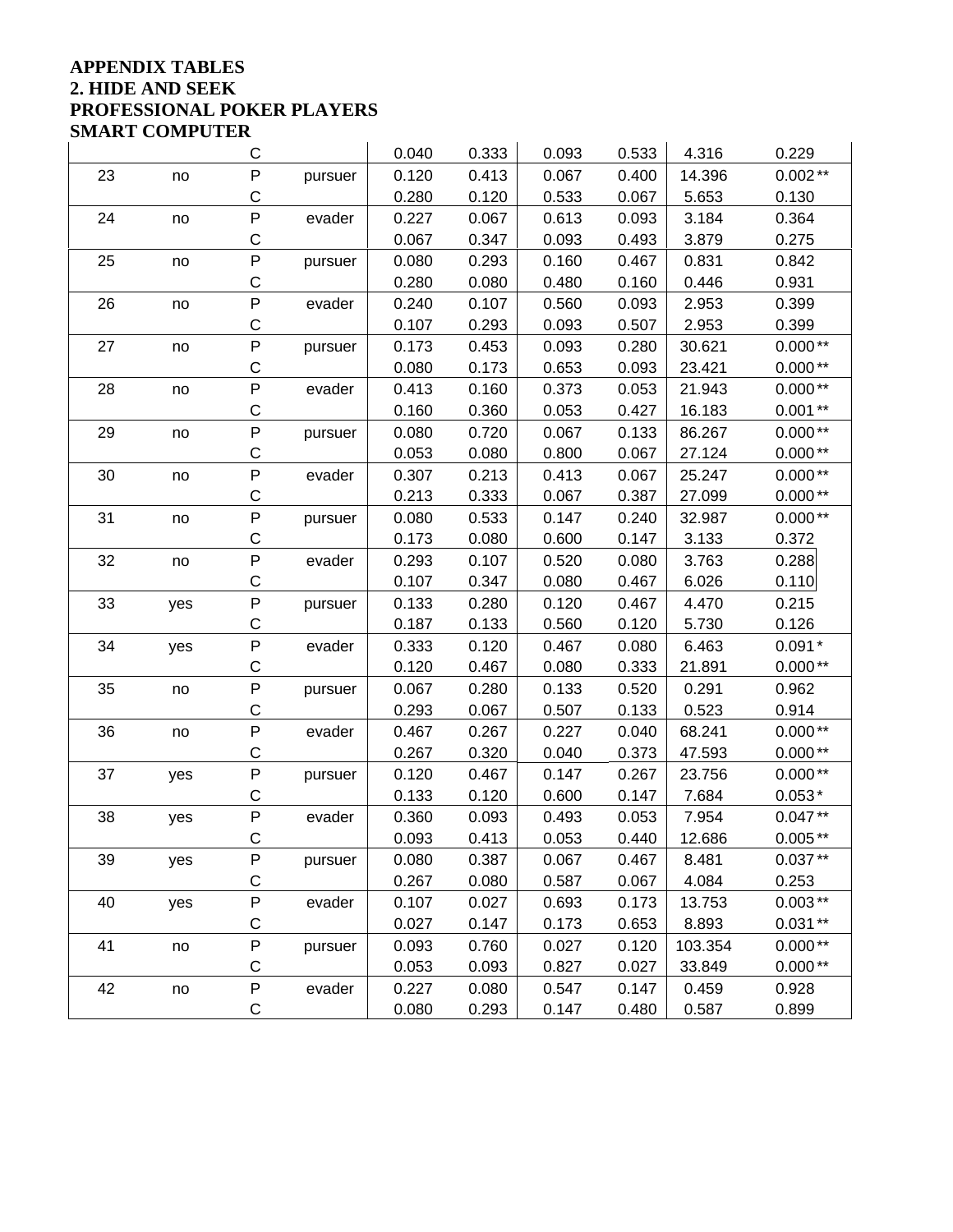**APPENDIX TABLES**
**2. HIDE AND SEEK**
**PROFESSIONAL POKER PLAYERS**
**SMART COMPUTER**

| | | | | | | | | | | |
|---|---|---|---|---|---|---|---|---|---|---|
| | | C | | 0.040 | 0.333 | 0.093 | 0.533 | 4.316 | 0.229 | |
| 23 | no | P | pursuer | 0.120 | 0.413 | 0.067 | 0.400 | 14.396 | 0.002 | ** |
| | | C | | 0.280 | 0.120 | 0.533 | 0.067 | 5.653 | 0.130 | |
| 24 | no | P | evader | 0.227 | 0.067 | 0.613 | 0.093 | 3.184 | 0.364 | |
| | | C | | 0.067 | 0.347 | 0.093 | 0.493 | 3.879 | 0.275 | |
| 25 | no | P | pursuer | 0.080 | 0.293 | 0.160 | 0.467 | 0.831 | 0.842 | |
| | | C | | 0.280 | 0.080 | 0.480 | 0.160 | 0.446 | 0.931 | |
| 26 | no | P | evader | 0.240 | 0.107 | 0.560 | 0.093 | 2.953 | 0.399 | |
| | | C | | 0.107 | 0.293 | 0.093 | 0.507 | 2.953 | 0.399 | |
| 27 | no | P | pursuer | 0.173 | 0.453 | 0.093 | 0.280 | 30.621 | 0.000 | ** |
| | | C | | 0.080 | 0.173 | 0.653 | 0.093 | 23.421 | 0.000 | ** |
| 28 | no | P | evader | 0.413 | 0.160 | 0.373 | 0.053 | 21.943 | 0.000 | ** |
| | | C | | 0.160 | 0.360 | 0.053 | 0.427 | 16.183 | 0.001 | ** |
| 29 | no | P | pursuer | 0.080 | 0.720 | 0.067 | 0.133 | 86.267 | 0.000 | ** |
| | | C | | 0.053 | 0.080 | 0.800 | 0.067 | 27.124 | 0.000 | ** |
| 30 | no | P | evader | 0.307 | 0.213 | 0.413 | 0.067 | 25.247 | 0.000 | ** |
| | | C | | 0.213 | 0.333 | 0.067 | 0.387 | 27.099 | 0.000 | ** |
| 31 | no | P | pursuer | 0.080 | 0.533 | 0.147 | 0.240 | 32.987 | 0.000 | ** |
| | | C | | 0.173 | 0.080 | 0.600 | 0.147 | 3.133 | 0.372 | |
| 32 | no | P | evader | 0.293 | 0.107 | 0.520 | 0.080 | 3.763 | 0.288 | |
| | | C | | 0.107 | 0.347 | 0.080 | 0.467 | 6.026 | 0.110 | |
| 33 | yes | P | pursuer | 0.133 | 0.280 | 0.120 | 0.467 | 4.470 | 0.215 | |
| | | C | | 0.187 | 0.133 | 0.560 | 0.120 | 5.730 | 0.126 | |
| 34 | yes | P | evader | 0.333 | 0.120 | 0.467 | 0.080 | 6.463 | 0.091 | * |
| | | C | | 0.120 | 0.467 | 0.080 | 0.333 | 21.891 | 0.000 | ** |
| 35 | no | P | pursuer | 0.067 | 0.280 | 0.133 | 0.520 | 0.291 | 0.962 | |
| | | C | | 0.293 | 0.067 | 0.507 | 0.133 | 0.523 | 0.914 | |
| 36 | no | P | evader | 0.467 | 0.267 | 0.227 | 0.040 | 68.241 | 0.000 | ** |
| | | C | | 0.267 | 0.320 | 0.040 | 0.373 | 47.593 | 0.000 | ** |
| 37 | yes | P | pursuer | 0.120 | 0.467 | 0.147 | 0.267 | 23.756 | 0.000 | ** |
| | | C | | 0.133 | 0.120 | 0.600 | 0.147 | 7.684 | 0.053 | * |
| 38 | yes | P | evader | 0.360 | 0.093 | 0.493 | 0.053 | 7.954 | 0.047 | ** |
| | | C | | 0.093 | 0.413 | 0.053 | 0.440 | 12.686 | 0.005 | ** |
| 39 | yes | P | pursuer | 0.080 | 0.387 | 0.067 | 0.467 | 8.481 | 0.037 | ** |
| | | C | | 0.267 | 0.080 | 0.587 | 0.067 | 4.084 | 0.253 | |
| 40 | yes | P | evader | 0.107 | 0.027 | 0.693 | 0.173 | 13.753 | 0.003 | ** |
| | | C | | 0.027 | 0.147 | 0.173 | 0.653 | 8.893 | 0.031 | ** |
| 41 | no | P | pursuer | 0.093 | 0.760 | 0.027 | 0.120 | 103.354 | 0.000 | ** |
| | | C | | 0.053 | 0.093 | 0.827 | 0.027 | 33.849 | 0.000 | ** |
| 42 | no | P | evader | 0.227 | 0.080 | 0.547 | 0.147 | 0.459 | 0.928 | |
| | | C | | 0.080 | 0.293 | 0.147 | 0.480 | 0.587 | 0.899 | |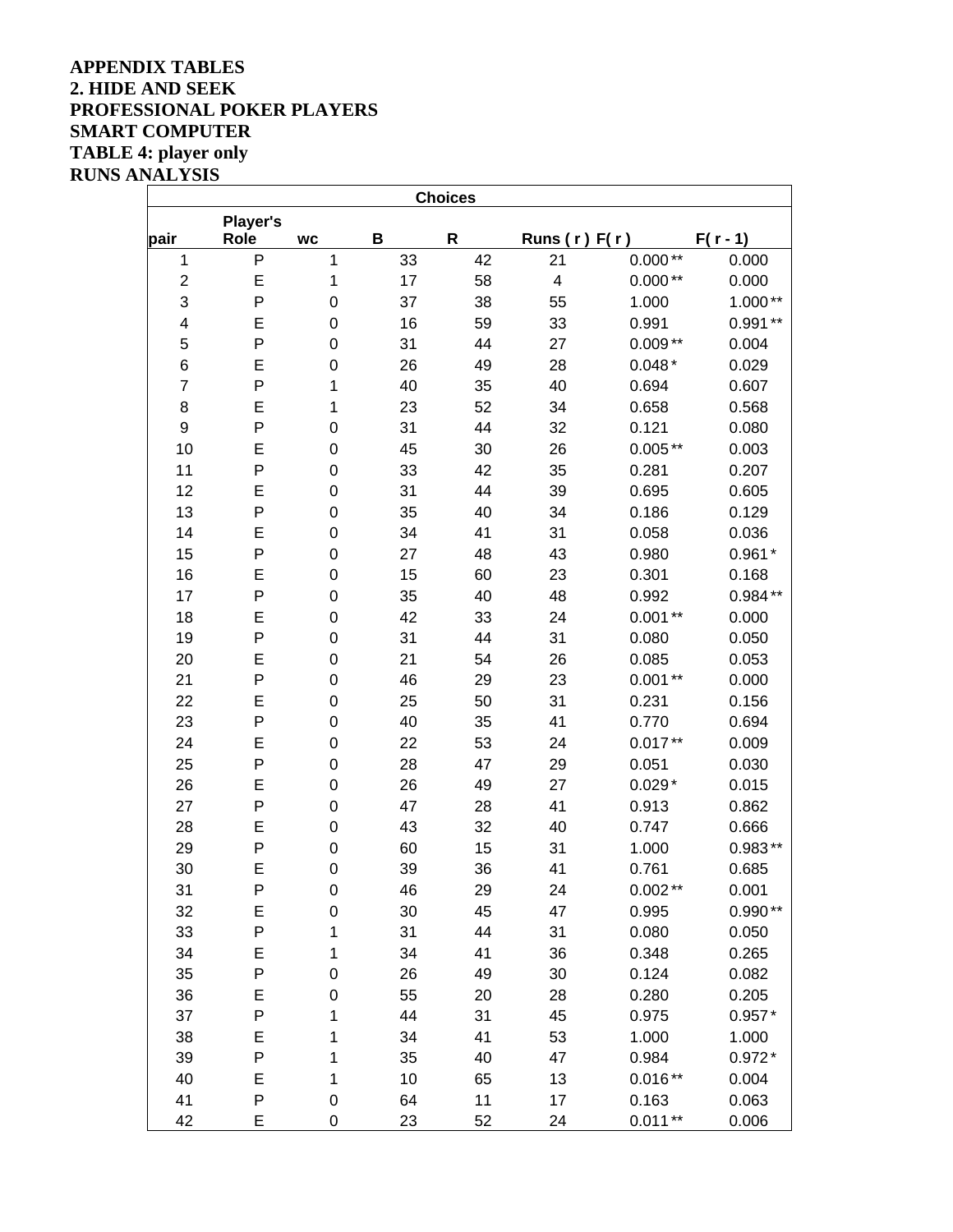**APPENDIX TABLES**
**2. HIDE AND SEEK**
**PROFESSIONAL POKER PLAYERS**
**SMART COMPUTER**
**TABLE 4: player only**
**RUNS ANALYSIS**

| Choices | | | | | | | |
|---|---|---|---|---|---|---|---|
| pair | Player's Role | wc | B | R | Runs ( r ) | F( r ) | F( r - 1) |
| 1 | P | 1 | 33 | 42 | 21 | 0.000 ** | 0.000 |
| 2 | E | 1 | 17 | 58 | 4 | 0.000 ** | 0.000 |
| 3 | P | 0 | 37 | 38 | 55 | 1.000 | 1.000 ** |
| 4 | E | 0 | 16 | 59 | 33 | 0.991 | 0.991 ** |
| 5 | P | 0 | 31 | 44 | 27 | 0.009 ** | 0.004 |
| 6 | E | 0 | 26 | 49 | 28 | 0.048 * | 0.029 |
| 7 | P | 1 | 40 | 35 | 40 | 0.694 | 0.607 |
| 8 | E | 1 | 23 | 52 | 34 | 0.658 | 0.568 |
| 9 | P | 0 | 31 | 44 | 32 | 0.121 | 0.080 |
| 10 | E | 0 | 45 | 30 | 26 | 0.005 ** | 0.003 |
| 11 | P | 0 | 33 | 42 | 35 | 0.281 | 0.207 |
| 12 | E | 0 | 31 | 44 | 39 | 0.695 | 0.605 |
| 13 | P | 0 | 35 | 40 | 34 | 0.186 | 0.129 |
| 14 | E | 0 | 34 | 41 | 31 | 0.058 | 0.036 |
| 15 | P | 0 | 27 | 48 | 43 | 0.980 | 0.961 * |
| 16 | E | 0 | 15 | 60 | 23 | 0.301 | 0.168 |
| 17 | P | 0 | 35 | 40 | 48 | 0.992 | 0.984 ** |
| 18 | E | 0 | 42 | 33 | 24 | 0.001 ** | 0.000 |
| 19 | P | 0 | 31 | 44 | 31 | 0.080 | 0.050 |
| 20 | E | 0 | 21 | 54 | 26 | 0.085 | 0.053 |
| 21 | P | 0 | 46 | 29 | 23 | 0.001 ** | 0.000 |
| 22 | E | 0 | 25 | 50 | 31 | 0.231 | 0.156 |
| 23 | P | 0 | 40 | 35 | 41 | 0.770 | 0.694 |
| 24 | E | 0 | 22 | 53 | 24 | 0.017 ** | 0.009 |
| 25 | P | 0 | 28 | 47 | 29 | 0.051 | 0.030 |
| 26 | E | 0 | 26 | 49 | 27 | 0.029 * | 0.015 |
| 27 | P | 0 | 47 | 28 | 41 | 0.913 | 0.862 |
| 28 | E | 0 | 43 | 32 | 40 | 0.747 | 0.666 |
| 29 | P | 0 | 60 | 15 | 31 | 1.000 | 0.983 ** |
| 30 | E | 0 | 39 | 36 | 41 | 0.761 | 0.685 |
| 31 | P | 0 | 46 | 29 | 24 | 0.002 ** | 0.001 |
| 32 | E | 0 | 30 | 45 | 47 | 0.995 | 0.990 ** |
| 33 | P | 1 | 31 | 44 | 31 | 0.080 | 0.050 |
| 34 | E | 1 | 34 | 41 | 36 | 0.348 | 0.265 |
| 35 | P | 0 | 26 | 49 | 30 | 0.124 | 0.082 |
| 36 | E | 0 | 55 | 20 | 28 | 0.280 | 0.205 |
| 37 | P | 1 | 44 | 31 | 45 | 0.975 | 0.957 * |
| 38 | E | 1 | 34 | 41 | 53 | 1.000 | 1.000 |
| 39 | P | 1 | 35 | 40 | 47 | 0.984 | 0.972 * |
| 40 | E | 1 | 10 | 65 | 13 | 0.016 ** | 0.004 |
| 41 | P | 0 | 64 | 11 | 17 | 0.163 | 0.063 |
| 42 | E | 0 | 23 | 52 | 24 | 0.011 ** | 0.006 |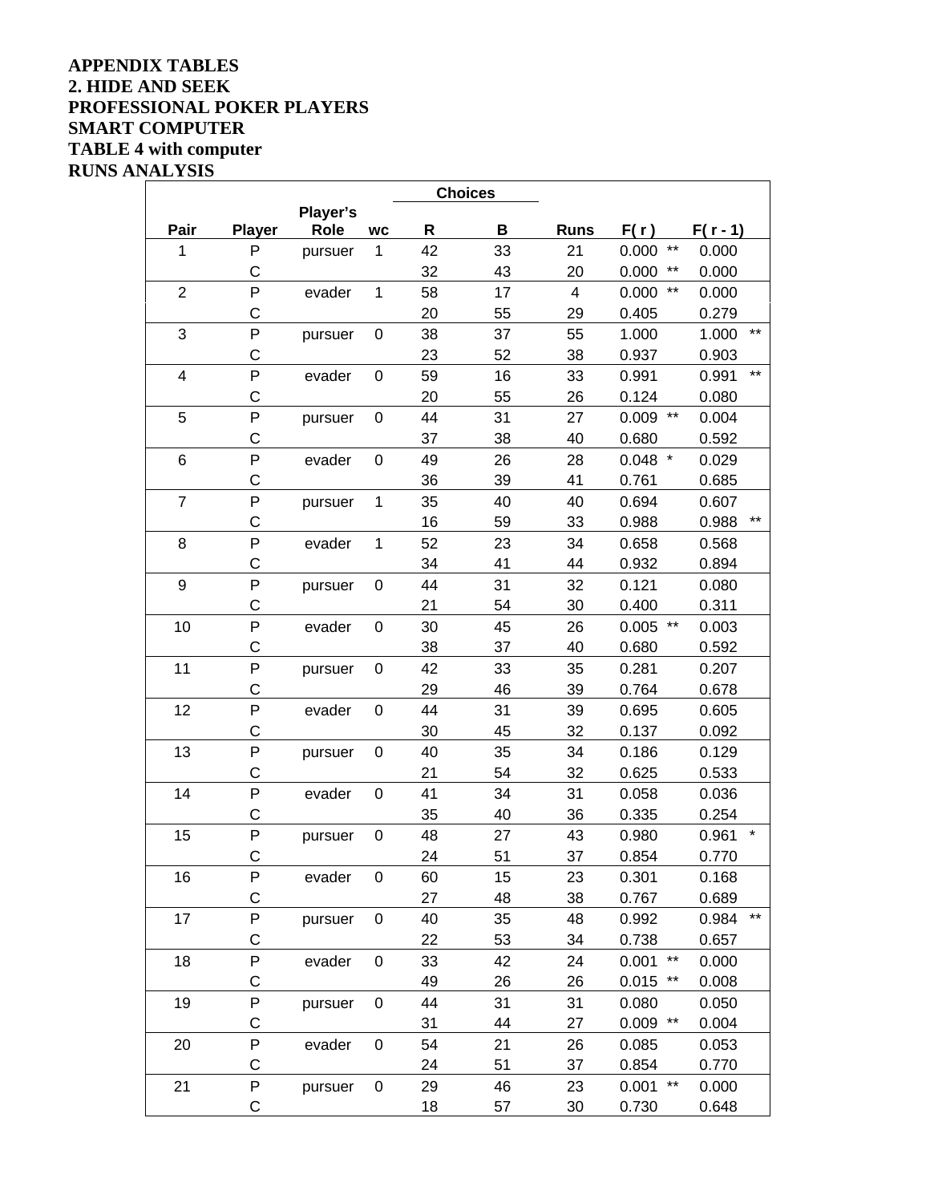**APPENDIX TABLES**
**2. HIDE AND SEEK**
**PROFESSIONAL POKER PLAYERS**
**SMART COMPUTER**
**TABLE 4 with computer**
**RUNS ANALYSIS**

| Pair | Player | Player's Role | wc | Choices R | Choices B | Runs | F( r ) | | F( r - 1) | |
|---|---|---|---|---|---|---|---|---|---|---|
| 1 | P | pursuer | 1 | 42 | 33 | 21 | 0.000 | ** | 0.000 | |
| | C | | | 32 | 43 | 20 | 0.000 | ** | 0.000 | |
| 2 | P | evader | 1 | 58 | 17 | 4 | 0.000 | ** | 0.000 | |
| | C | | | 20 | 55 | 29 | 0.405 | | 0.279 | |
| 3 | P | pursuer | 0 | 38 | 37 | 55 | 1.000 | | 1.000 | ** |
| | C | | | 23 | 52 | 38 | 0.937 | | 0.903 | |
| 4 | P | evader | 0 | 59 | 16 | 33 | 0.991 | | 0.991 | ** |
| | C | | | 20 | 55 | 26 | 0.124 | | 0.080 | |
| 5 | P | pursuer | 0 | 44 | 31 | 27 | 0.009 | ** | 0.004 | |
| | C | | | 37 | 38 | 40 | 0.680 | | 0.592 | |
| 6 | P | evader | 0 | 49 | 26 | 28 | 0.048 | * | 0.029 | |
| | C | | | 36 | 39 | 41 | 0.761 | | 0.685 | |
| 7 | P | pursuer | 1 | 35 | 40 | 40 | 0.694 | | 0.607 | |
| | C | | | 16 | 59 | 33 | 0.988 | | 0.988 | ** |
| 8 | P | evader | 1 | 52 | 23 | 34 | 0.658 | | 0.568 | |
| | C | | | 34 | 41 | 44 | 0.932 | | 0.894 | |
| 9 | P | pursuer | 0 | 44 | 31 | 32 | 0.121 | | 0.080 | |
| | C | | | 21 | 54 | 30 | 0.400 | | 0.311 | |
| 10 | P | evader | 0 | 30 | 45 | 26 | 0.005 | ** | 0.003 | |
| | C | | | 38 | 37 | 40 | 0.680 | | 0.592 | |
| 11 | P | pursuer | 0 | 42 | 33 | 35 | 0.281 | | 0.207 | |
| | C | | | 29 | 46 | 39 | 0.764 | | 0.678 | |
| 12 | P | evader | 0 | 44 | 31 | 39 | 0.695 | | 0.605 | |
| | C | | | 30 | 45 | 32 | 0.137 | | 0.092 | |
| 13 | P | pursuer | 0 | 40 | 35 | 34 | 0.186 | | 0.129 | |
| | C | | | 21 | 54 | 32 | 0.625 | | 0.533 | |
| 14 | P | evader | 0 | 41 | 34 | 31 | 0.058 | | 0.036 | |
| | C | | | 35 | 40 | 36 | 0.335 | | 0.254 | |
| 15 | P | pursuer | 0 | 48 | 27 | 43 | 0.980 | | 0.961 | * |
| | C | | | 24 | 51 | 37 | 0.854 | | 0.770 | |
| 16 | P | evader | 0 | 60 | 15 | 23 | 0.301 | | 0.168 | |
| | C | | | 27 | 48 | 38 | 0.767 | | 0.689 | |
| 17 | P | pursuer | 0 | 40 | 35 | 48 | 0.992 | | 0.984 | ** |
| | C | | | 22 | 53 | 34 | 0.738 | | 0.657 | |
| 18 | P | evader | 0 | 33 | 42 | 24 | 0.001 | ** | 0.000 | |
| | C | | | 49 | 26 | 26 | 0.015 | ** | 0.008 | |
| 19 | P | pursuer | 0 | 44 | 31 | 31 | 0.080 | | 0.050 | |
| | C | | | 31 | 44 | 27 | 0.009 | ** | 0.004 | |
| 20 | P | evader | 0 | 54 | 21 | 26 | 0.085 | | 0.053 | |
| | C | | | 24 | 51 | 37 | 0.854 | | 0.770 | |
| 21 | P | pursuer | 0 | 29 | 46 | 23 | 0.001 | ** | 0.000 | |
| | C | | | 18 | 57 | 30 | 0.730 | | 0.648 | |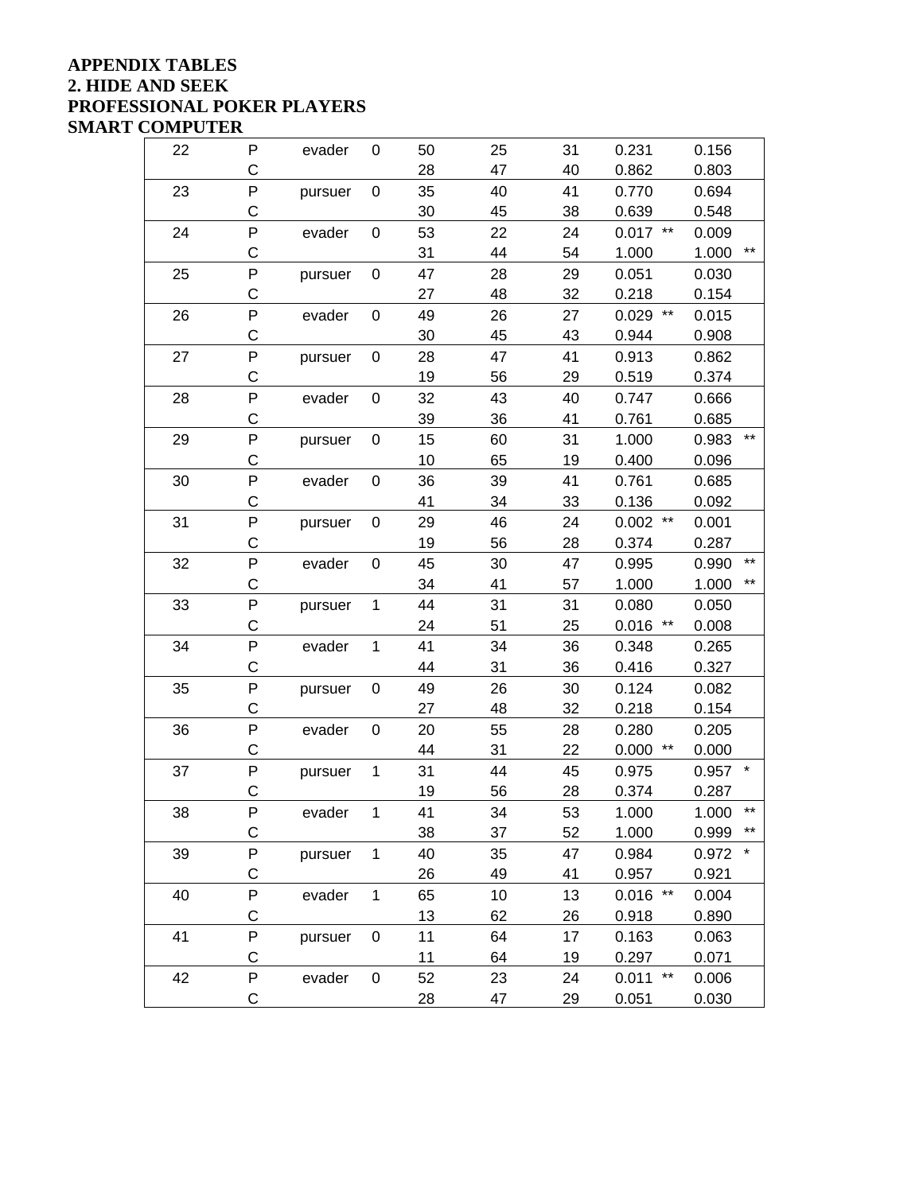**APPENDIX TABLES**
**2. HIDE AND SEEK**
**PROFESSIONAL POKER PLAYERS**
**SMART COMPUTER**

| | | | | | | | | | | |
|---|---|---|---|---|---|---|---|---|---|---|
| 22 | P | evader | 0 | 50 | 25 | 31 | 0.231 | | 0.156 | |
| | C | | | 28 | 47 | 40 | 0.862 | | 0.803 | |
| 23 | P | pursuer | 0 | 35 | 40 | 41 | 0.770 | | 0.694 | |
| | C | | | 30 | 45 | 38 | 0.639 | | 0.548 | |
| 24 | P | evader | 0 | 53 | 22 | 24 | 0.017 | ** | 0.009 | |
| | C | | | 31 | 44 | 54 | 1.000 | | 1.000 | ** |
| 25 | P | pursuer | 0 | 47 | 28 | 29 | 0.051 | | 0.030 | |
| | C | | | 27 | 48 | 32 | 0.218 | | 0.154 | |
| 26 | P | evader | 0 | 49 | 26 | 27 | 0.029 | ** | 0.015 | |
| | C | | | 30 | 45 | 43 | 0.944 | | 0.908 | |
| 27 | P | pursuer | 0 | 28 | 47 | 41 | 0.913 | | 0.862 | |
| | C | | | 19 | 56 | 29 | 0.519 | | 0.374 | |
| 28 | P | evader | 0 | 32 | 43 | 40 | 0.747 | | 0.666 | |
| | C | | | 39 | 36 | 41 | 0.761 | | 0.685 | |
| 29 | P | pursuer | 0 | 15 | 60 | 31 | 1.000 | | 0.983 | ** |
| | C | | | 10 | 65 | 19 | 0.400 | | 0.096 | |
| 30 | P | evader | 0 | 36 | 39 | 41 | 0.761 | | 0.685 | |
| | C | | | 41 | 34 | 33 | 0.136 | | 0.092 | |
| 31 | P | pursuer | 0 | 29 | 46 | 24 | 0.002 | ** | 0.001 | |
| | C | | | 19 | 56 | 28 | 0.374 | | 0.287 | |
| 32 | P | evader | 0 | 45 | 30 | 47 | 0.995 | | 0.990 | ** |
| | C | | | 34 | 41 | 57 | 1.000 | | 1.000 | ** |
| 33 | P | pursuer | 1 | 44 | 31 | 31 | 0.080 | | 0.050 | |
| | C | | | 24 | 51 | 25 | 0.016 | ** | 0.008 | |
| 34 | P | evader | 1 | 41 | 34 | 36 | 0.348 | | 0.265 | |
| | C | | | 44 | 31 | 36 | 0.416 | | 0.327 | |
| 35 | P | pursuer | 0 | 49 | 26 | 30 | 0.124 | | 0.082 | |
| | C | | | 27 | 48 | 32 | 0.218 | | 0.154 | |
| 36 | P | evader | 0 | 20 | 55 | 28 | 0.280 | | 0.205 | |
| | C | | | 44 | 31 | 22 | 0.000 | ** | 0.000 | |
| 37 | P | pursuer | 1 | 31 | 44 | 45 | 0.975 | | 0.957 | * |
| | C | | | 19 | 56 | 28 | 0.374 | | 0.287 | |
| 38 | P | evader | 1 | 41 | 34 | 53 | 1.000 | | 1.000 | ** |
| | C | | | 38 | 37 | 52 | 1.000 | | 0.999 | ** |
| 39 | P | pursuer | 1 | 40 | 35 | 47 | 0.984 | | 0.972 | * |
| | C | | | 26 | 49 | 41 | 0.957 | | 0.921 | |
| 40 | P | evader | 1 | 65 | 10 | 13 | 0.016 | ** | 0.004 | |
| | C | | | 13 | 62 | 26 | 0.918 | | 0.890 | |
| 41 | P | pursuer | 0 | 11 | 64 | 17 | 0.163 | | 0.063 | |
| | C | | | 11 | 64 | 19 | 0.297 | | 0.071 | |
| 42 | P | evader | 0 | 52 | 23 | 24 | 0.011 | ** | 0.006 | |
| | C | | | 28 | 47 | 29 | 0.051 | | 0.030 | |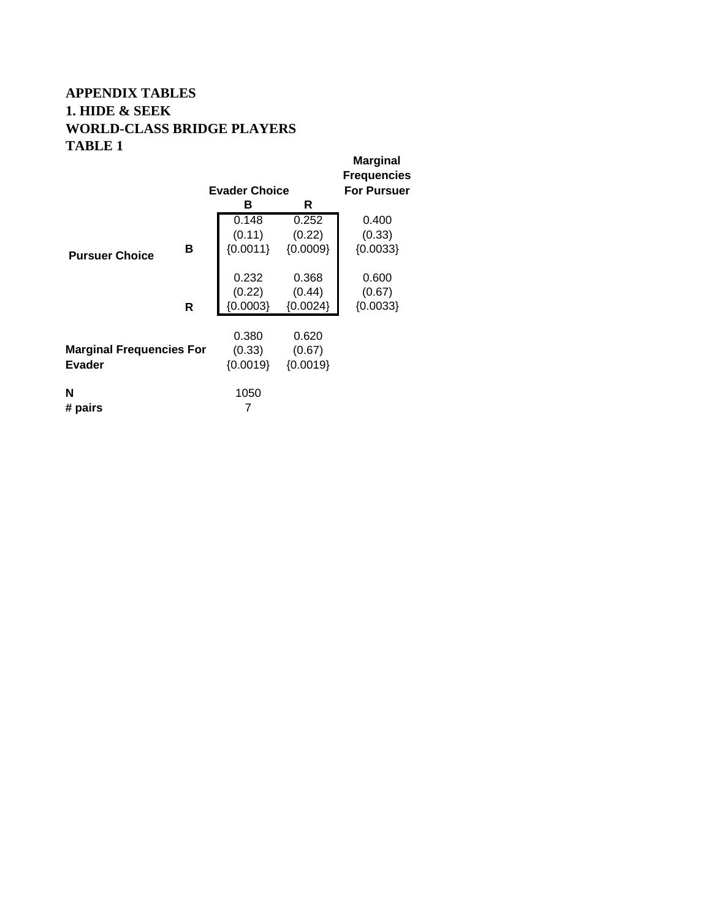**APPENDIX TABLES**
**1. HIDE & SEEK**
**WORLD-CLASS BRIDGE PLAYERS**
**TABLE 1**

| | | Evader Choice | | Marginal Frequencies For Pursuer |
|---|---|---|---|---|
| | | **B** | **R** | |
| **Pursuer Choice** | **B** | 0.148<br>(0.11)<br>{0.0011} | 0.252<br>(0.22)<br>{0.0009} | 0.400<br>(0.33)<br>{0.0033} |
| | **R** | 0.232<br>(0.22)<br>{0.0003} | 0.368<br>(0.44)<br>{0.0024} | 0.600<br>(0.67)<br>{0.0033} |
| **Marginal Frequencies For Evader** | | 0.380<br>(0.33)<br>{0.0019} | 0.620<br>(0.67)<br>{0.0019} | |
| **N** | | 1050 | | |
| **# pairs** | | 7 | | |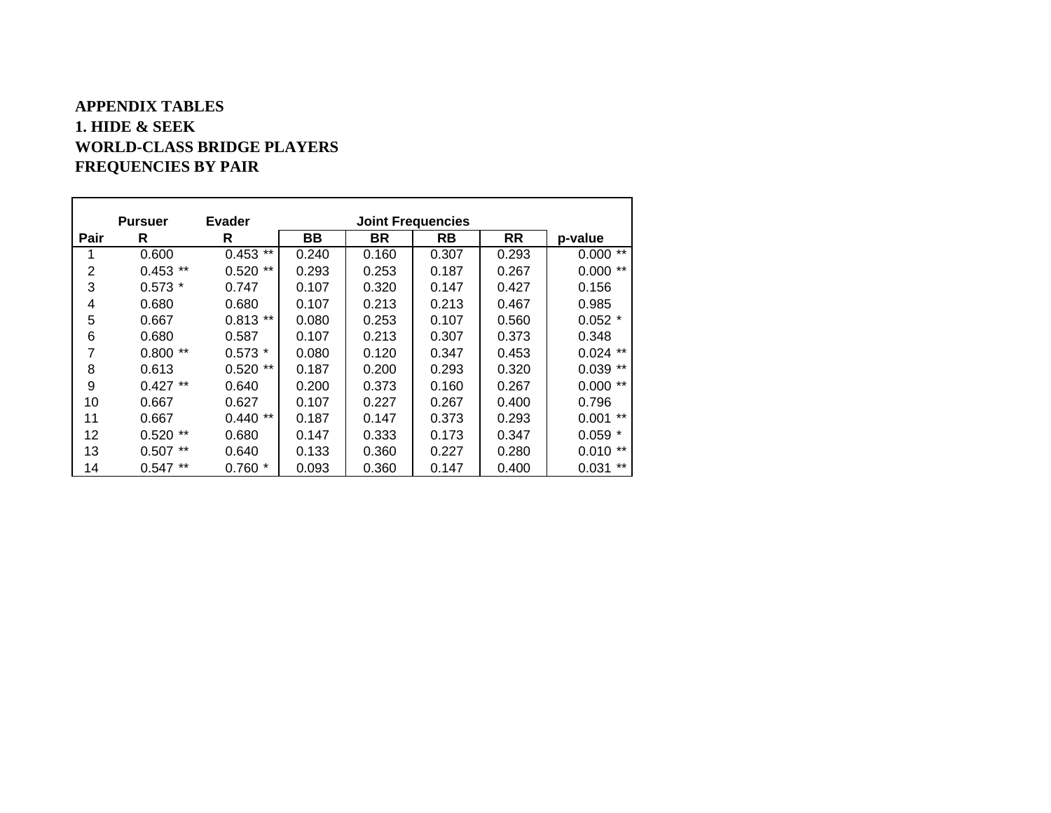**APPENDIX TABLES**
**1. HIDE & SEEK**
**WORLD-CLASS BRIDGE PLAYERS**
**FREQUENCIES BY PAIR**

| | Pursuer | Evader | Joint Frequencies | | | | |
|---|---|---|---|---|---|---|---|
| Pair | R | R | BB | BR | RB | RR | p-value |
| 1 | 0.600 | 0.453 ** | 0.240 | 0.160 | 0.307 | 0.293 | 0.000 ** |
| 2 | 0.453 ** | 0.520 ** | 0.293 | 0.253 | 0.187 | 0.267 | 0.000 ** |
| 3 | 0.573 * | 0.747 | 0.107 | 0.320 | 0.147 | 0.427 | 0.156 |
| 4 | 0.680 | 0.680 | 0.107 | 0.213 | 0.213 | 0.467 | 0.985 |
| 5 | 0.667 | 0.813 ** | 0.080 | 0.253 | 0.107 | 0.560 | 0.052 * |
| 6 | 0.680 | 0.587 | 0.107 | 0.213 | 0.307 | 0.373 | 0.348 |
| 7 | 0.800 ** | 0.573 * | 0.080 | 0.120 | 0.347 | 0.453 | 0.024 ** |
| 8 | 0.613 | 0.520 ** | 0.187 | 0.200 | 0.293 | 0.320 | 0.039 ** |
| 9 | 0.427 ** | 0.640 | 0.200 | 0.373 | 0.160 | 0.267 | 0.000 ** |
| 10 | 0.667 | 0.627 | 0.107 | 0.227 | 0.267 | 0.400 | 0.796 |
| 11 | 0.667 | 0.440 ** | 0.187 | 0.147 | 0.373 | 0.293 | 0.001 ** |
| 12 | 0.520 ** | 0.680 | 0.147 | 0.333 | 0.173 | 0.347 | 0.059 * |
| 13 | 0.507 ** | 0.640 | 0.133 | 0.360 | 0.227 | 0.280 | 0.010 ** |
| 14 | 0.547 ** | 0.760 * | 0.093 | 0.360 | 0.147 | 0.400 | 0.031 ** |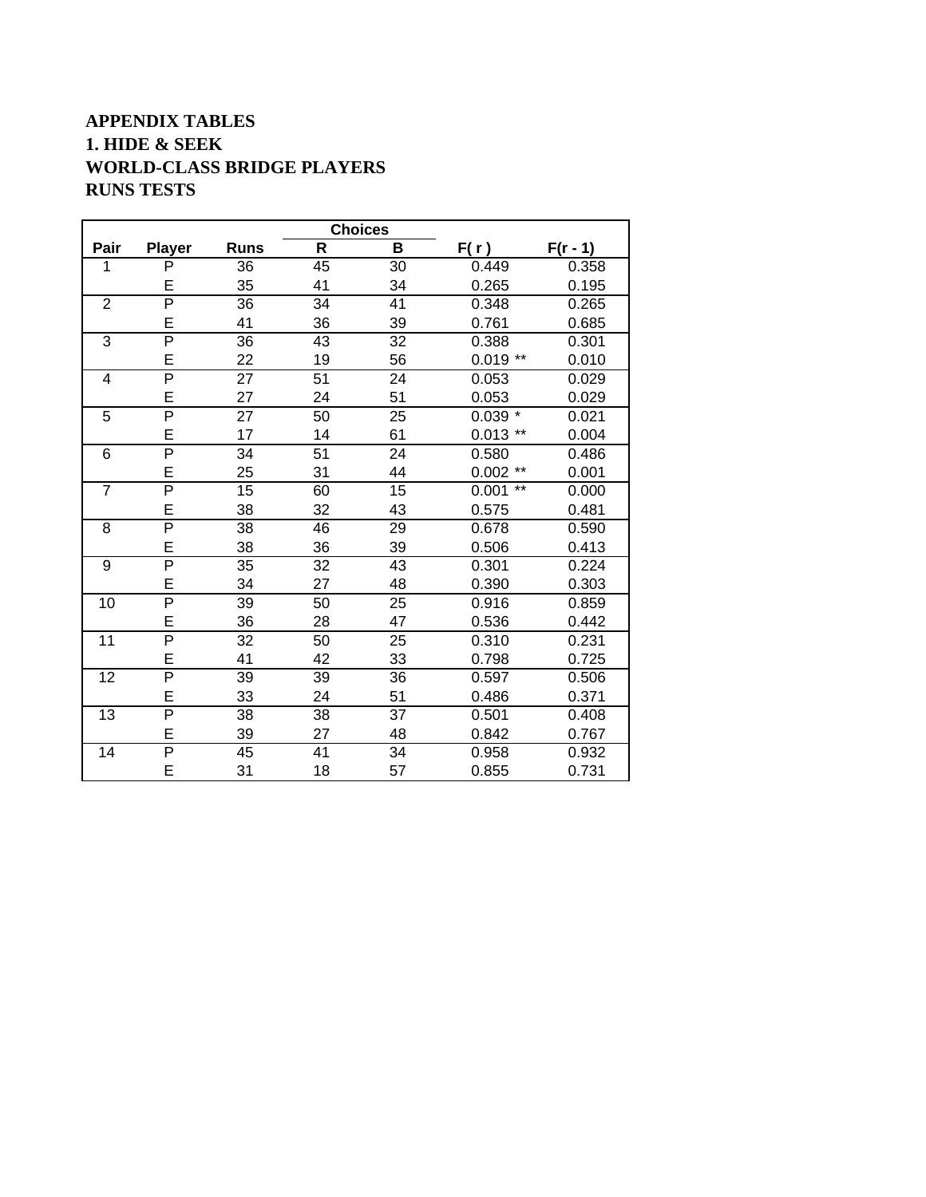**APPENDIX TABLES**
**1. HIDE & SEEK**
**WORLD-CLASS BRIDGE PLAYERS**
**RUNS TESTS**

| Pair | Player | Runs | Choices | | F( r ) | F(r - 1) |
|---|---|---|---|---|---|---|
| | | | R | B | | |
| 1 | P | 36 | 45 | 30 | 0.449 | 0.358 |
| | E | 35 | 41 | 34 | 0.265 | 0.195 |
| 2 | P | 36 | 34 | 41 | 0.348 | 0.265 |
| | E | 41 | 36 | 39 | 0.761 | 0.685 |
| 3 | P | 36 | 43 | 32 | 0.388 | 0.301 |
| | E | 22 | 19 | 56 | 0.019 ** | 0.010 |
| 4 | P | 27 | 51 | 24 | 0.053 | 0.029 |
| | E | 27 | 24 | 51 | 0.053 | 0.029 |
| 5 | P | 27 | 50 | 25 | 0.039 * | 0.021 |
| | E | 17 | 14 | 61 | 0.013 ** | 0.004 |
| 6 | P | 34 | 51 | 24 | 0.580 | 0.486 |
| | E | 25 | 31 | 44 | 0.002 ** | 0.001 |
| 7 | P | 15 | 60 | 15 | 0.001 ** | 0.000 |
| | E | 38 | 32 | 43 | 0.575 | 0.481 |
| 8 | P | 38 | 46 | 29 | 0.678 | 0.590 |
| | E | 38 | 36 | 39 | 0.506 | 0.413 |
| 9 | P | 35 | 32 | 43 | 0.301 | 0.224 |
| | E | 34 | 27 | 48 | 0.390 | 0.303 |
| 10 | P | 39 | 50 | 25 | 0.916 | 0.859 |
| | E | 36 | 28 | 47 | 0.536 | 0.442 |
| 11 | P | 32 | 50 | 25 | 0.310 | 0.231 |
| | E | 41 | 42 | 33 | 0.798 | 0.725 |
| 12 | P | 39 | 39 | 36 | 0.597 | 0.506 |
| | E | 33 | 24 | 51 | 0.486 | 0.371 |
| 13 | P | 38 | 38 | 37 | 0.501 | 0.408 |
| | E | 39 | 27 | 48 | 0.842 | 0.767 |
| 14 | P | 45 | 41 | 34 | 0.958 | 0.932 |
| | E | 31 | 18 | 57 | 0.855 | 0.731 |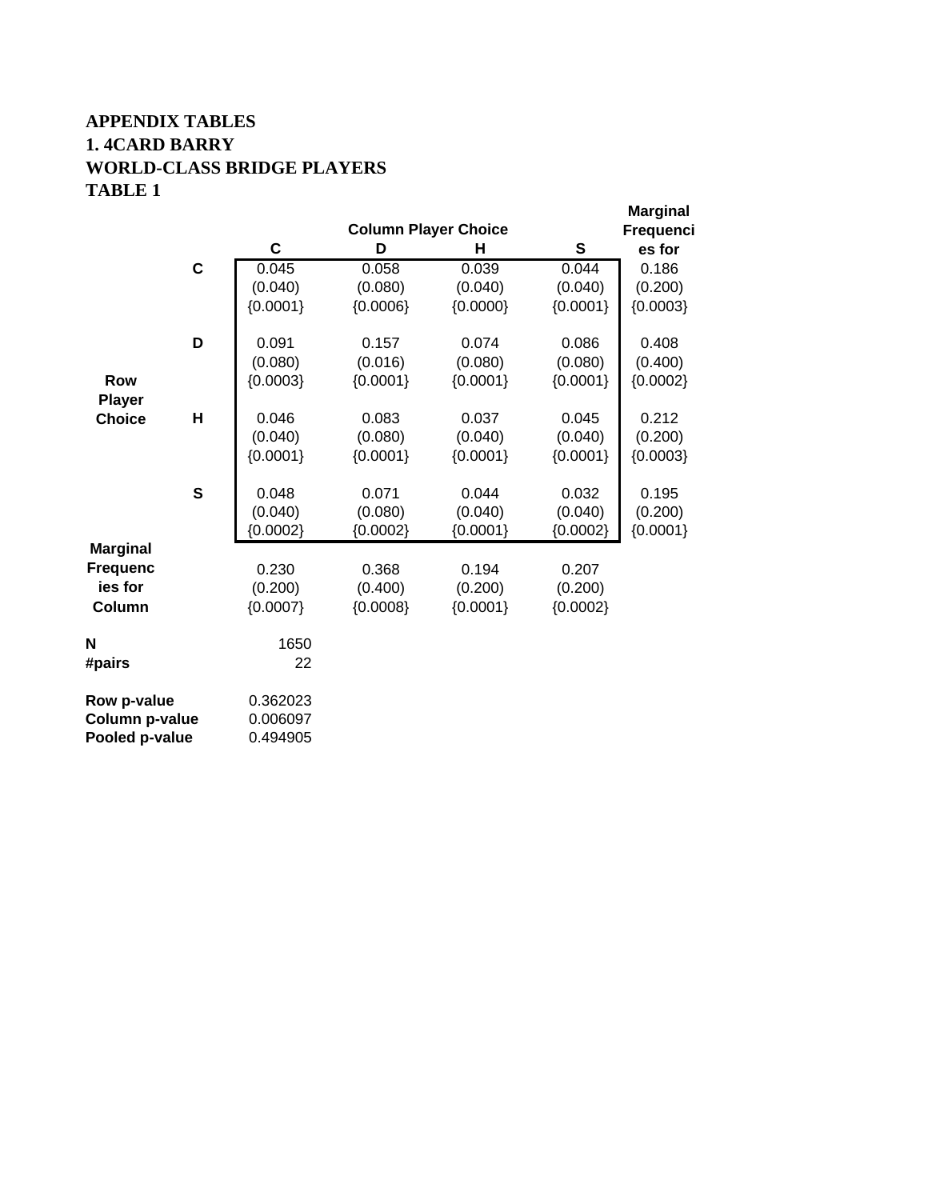# APPENDIX TABLES

## 1. 4CARD BARRY

## WORLD-CLASS BRIDGE PLAYERS

## TABLE 1

| | | Column Player Choice | | | | Marginal Frequencies for |
|---|---|---|---|---|---|---|
| | | C | D | H | S | |
| Row Player Choice | C | 0.045 | 0.058 | 0.039 | 0.044 | 0.186 |
| | | (0.040) | (0.080) | (0.040) | (0.040) | (0.200) |
| | | {0.0001} | {0.0006} | {0.0000} | {0.0001} | {0.0003} |
| | D | 0.091 | 0.157 | 0.074 | 0.086 | 0.408 |
| | | (0.080) | (0.016) | (0.080) | (0.080) | (0.400) |
| | | {0.0003} | {0.0001} | {0.0001} | {0.0001} | {0.0002} |
| | H | 0.046 | 0.083 | 0.037 | 0.045 | 0.212 |
| | | (0.040) | (0.080) | (0.040) | (0.040) | (0.200) |
| | | {0.0001} | {0.0001} | {0.0001} | {0.0001} | {0.0003} |
| | S | 0.048 | 0.071 | 0.044 | 0.032 | 0.195 |
| | | (0.040) | (0.080) | (0.040) | (0.040) | (0.200) |
| | | {0.0002} | {0.0002} | {0.0001} | {0.0002} | {0.0001} |
| Marginal Frequencies for Column | | 0.230 | 0.368 | 0.194 | 0.207 | |
| | | (0.200) | (0.400) | (0.200) | (0.200) | |
| | | {0.0007} | {0.0008} | {0.0001} | {0.0002} | |

| | |
|---|---|
| **N** | 1650 |
| **#pairs** | 22 |

| | |
|---|---|
| **Row p-value** | 0.362023 |
| **Column p-value** | 0.006097 |
| **Pooled p-value** | 0.494905 |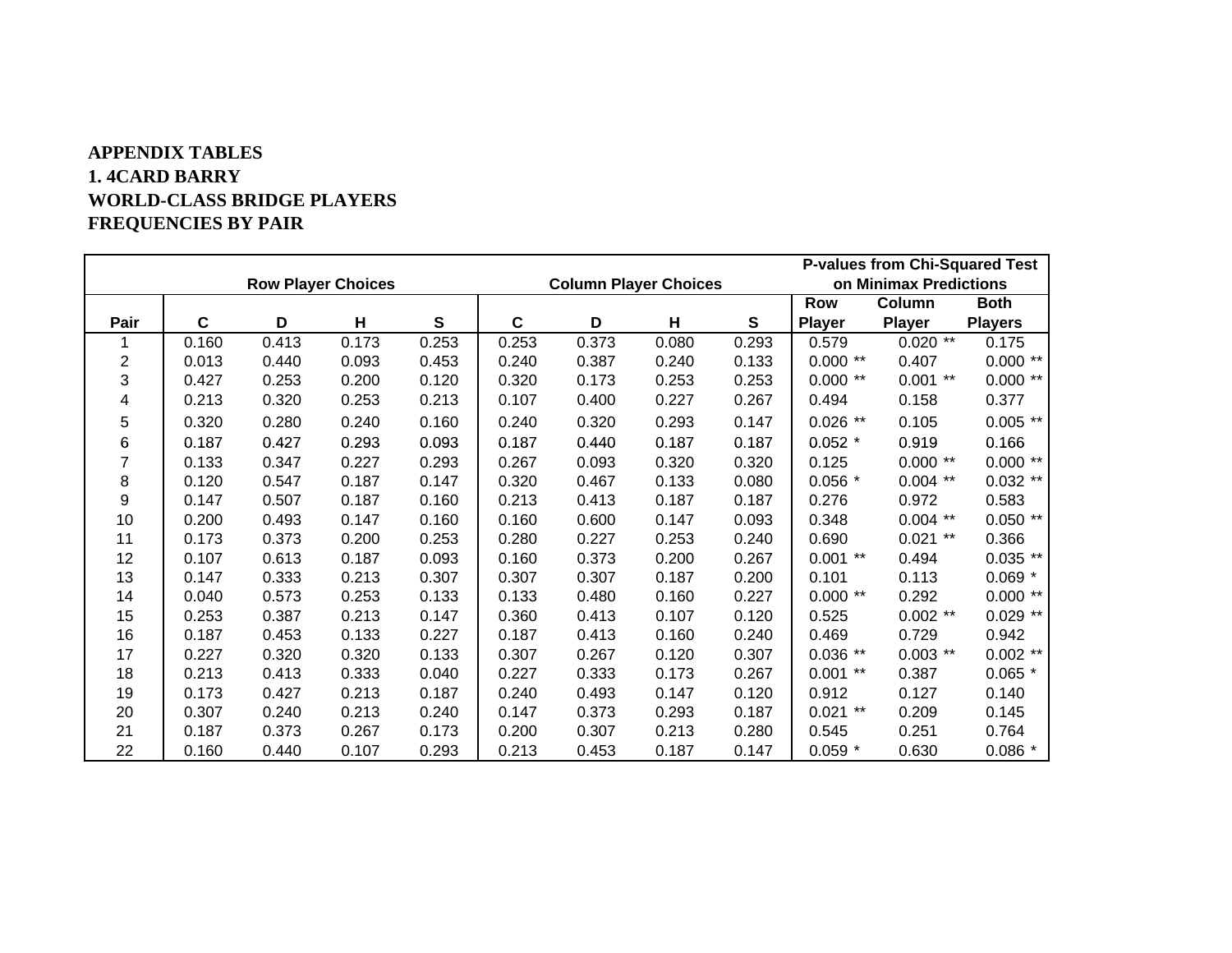**APPENDIX TABLES**
**1. 4CARD BARRY**
**WORLD-CLASS BRIDGE PLAYERS**
**FREQUENCIES BY PAIR**

| | Row Player Choices | | | | Column Player Choices | | | | P-values from Chi-Squared Test on Minimax Predictions | | |
|---|---|---|---|---|---|---|---|---|---|---|---|
| Pair | C | D | H | S | C | D | H | S | Row Player | Column Player | Both Players |
| 1 | 0.160 | 0.413 | 0.173 | 0.253 | 0.253 | 0.373 | 0.080 | 0.293 | 0.579 | 0.020 ** | 0.175 |
| 2 | 0.013 | 0.440 | 0.093 | 0.453 | 0.240 | 0.387 | 0.240 | 0.133 | 0.000 ** | 0.407 | 0.000 ** |
| 3 | 0.427 | 0.253 | 0.200 | 0.120 | 0.320 | 0.173 | 0.253 | 0.253 | 0.000 ** | 0.001 ** | 0.000 ** |
| 4 | 0.213 | 0.320 | 0.253 | 0.213 | 0.107 | 0.400 | 0.227 | 0.267 | 0.494 | 0.158 | 0.377 |
| 5 | 0.320 | 0.280 | 0.240 | 0.160 | 0.240 | 0.320 | 0.293 | 0.147 | 0.026 ** | 0.105 | 0.005 ** |
| 6 | 0.187 | 0.427 | 0.293 | 0.093 | 0.187 | 0.440 | 0.187 | 0.187 | 0.052 * | 0.919 | 0.166 |
| 7 | 0.133 | 0.347 | 0.227 | 0.293 | 0.267 | 0.093 | 0.320 | 0.320 | 0.125 | 0.000 ** | 0.000 ** |
| 8 | 0.120 | 0.547 | 0.187 | 0.147 | 0.320 | 0.467 | 0.133 | 0.080 | 0.056 * | 0.004 ** | 0.032 ** |
| 9 | 0.147 | 0.507 | 0.187 | 0.160 | 0.213 | 0.413 | 0.187 | 0.187 | 0.276 | 0.972 | 0.583 |
| 10 | 0.200 | 0.493 | 0.147 | 0.160 | 0.160 | 0.600 | 0.147 | 0.093 | 0.348 | 0.004 ** | 0.050 ** |
| 11 | 0.173 | 0.373 | 0.200 | 0.253 | 0.280 | 0.227 | 0.253 | 0.240 | 0.690 | 0.021 ** | 0.366 |
| 12 | 0.107 | 0.613 | 0.187 | 0.093 | 0.160 | 0.373 | 0.200 | 0.267 | 0.001 ** | 0.494 | 0.035 ** |
| 13 | 0.147 | 0.333 | 0.213 | 0.307 | 0.307 | 0.307 | 0.187 | 0.200 | 0.101 | 0.113 | 0.069 * |
| 14 | 0.040 | 0.573 | 0.253 | 0.133 | 0.133 | 0.480 | 0.160 | 0.227 | 0.000 ** | 0.292 | 0.000 ** |
| 15 | 0.253 | 0.387 | 0.213 | 0.147 | 0.360 | 0.413 | 0.107 | 0.120 | 0.525 | 0.002 ** | 0.029 ** |
| 16 | 0.187 | 0.453 | 0.133 | 0.227 | 0.187 | 0.413 | 0.160 | 0.240 | 0.469 | 0.729 | 0.942 |
| 17 | 0.227 | 0.320 | 0.320 | 0.133 | 0.307 | 0.267 | 0.120 | 0.307 | 0.036 ** | 0.003 ** | 0.002 ** |
| 18 | 0.213 | 0.413 | 0.333 | 0.040 | 0.227 | 0.333 | 0.173 | 0.267 | 0.001 ** | 0.387 | 0.065 * |
| 19 | 0.173 | 0.427 | 0.213 | 0.187 | 0.240 | 0.493 | 0.147 | 0.120 | 0.912 | 0.127 | 0.140 |
| 20 | 0.307 | 0.240 | 0.213 | 0.240 | 0.147 | 0.373 | 0.293 | 0.187 | 0.021 ** | 0.209 | 0.145 |
| 21 | 0.187 | 0.373 | 0.267 | 0.173 | 0.200 | 0.307 | 0.213 | 0.280 | 0.545 | 0.251 | 0.764 |
| 22 | 0.160 | 0.440 | 0.107 | 0.293 | 0.213 | 0.453 | 0.187 | 0.147 | 0.059 * | 0.630 | 0.086 * |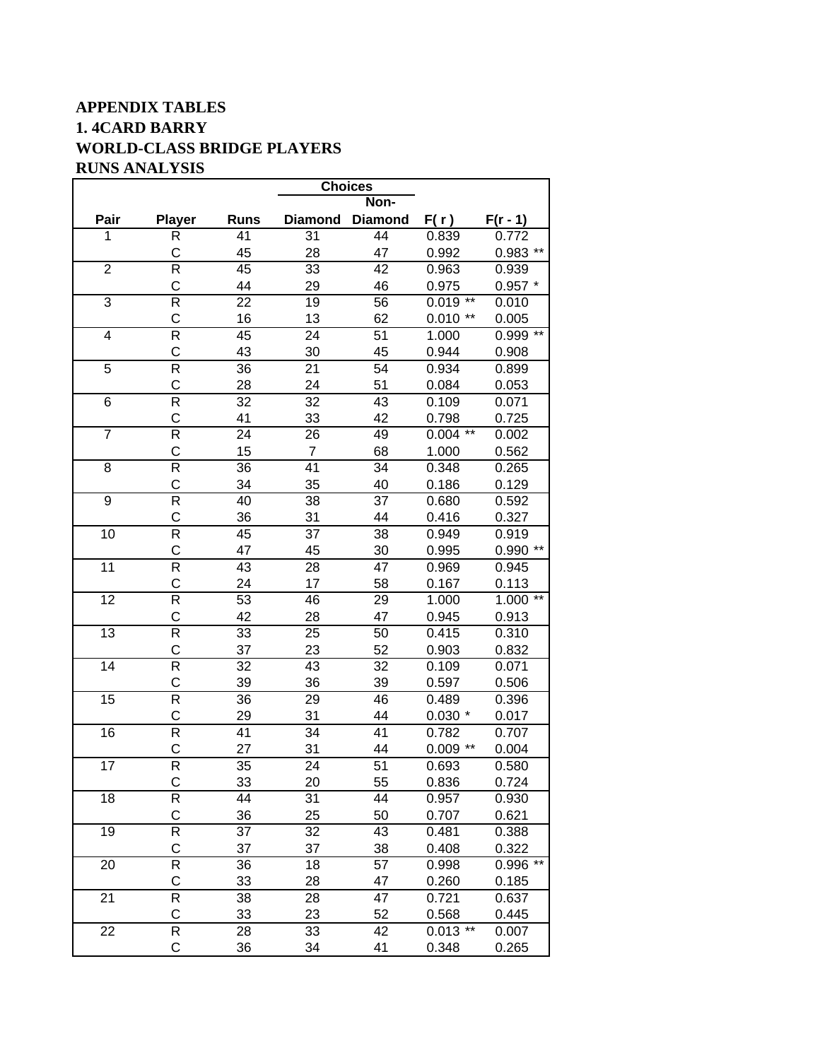**APPENDIX TABLES**
**1. 4CARD BARRY**
**WORLD-CLASS BRIDGE PLAYERS**
**RUNS ANALYSIS**

| | | | Choices | | | |
|---|---|---|---|---|---|---|
| Pair | Player | Runs | Diamond | Non-Diamond | F( r ) | F(r - 1) |
| 1 | R | 41 | 31 | 44 | 0.839 | 0.772 |
| | C | 45 | 28 | 47 | 0.992 | 0.983 ** |
| 2 | R | 45 | 33 | 42 | 0.963 | 0.939 |
| | C | 44 | 29 | 46 | 0.975 | 0.957 * |
| 3 | R | 22 | 19 | 56 | 0.019 ** | 0.010 |
| | C | 16 | 13 | 62 | 0.010 ** | 0.005 |
| 4 | R | 45 | 24 | 51 | 1.000 | 0.999 ** |
| | C | 43 | 30 | 45 | 0.944 | 0.908 |
| 5 | R | 36 | 21 | 54 | 0.934 | 0.899 |
| | C | 28 | 24 | 51 | 0.084 | 0.053 |
| 6 | R | 32 | 32 | 43 | 0.109 | 0.071 |
| | C | 41 | 33 | 42 | 0.798 | 0.725 |
| 7 | R | 24 | 26 | 49 | 0.004 ** | 0.002 |
| | C | 15 | 7 | 68 | 1.000 | 0.562 |
| 8 | R | 36 | 41 | 34 | 0.348 | 0.265 |
| | C | 34 | 35 | 40 | 0.186 | 0.129 |
| 9 | R | 40 | 38 | 37 | 0.680 | 0.592 |
| | C | 36 | 31 | 44 | 0.416 | 0.327 |
| 10 | R | 45 | 37 | 38 | 0.949 | 0.919 |
| | C | 47 | 45 | 30 | 0.995 | 0.990 ** |
| 11 | R | 43 | 28 | 47 | 0.969 | 0.945 |
| | C | 24 | 17 | 58 | 0.167 | 0.113 |
| 12 | R | 53 | 46 | 29 | 1.000 | 1.000 ** |
| | C | 42 | 28 | 47 | 0.945 | 0.913 |
| 13 | R | 33 | 25 | 50 | 0.415 | 0.310 |
| | C | 37 | 23 | 52 | 0.903 | 0.832 |
| 14 | R | 32 | 43 | 32 | 0.109 | 0.071 |
| | C | 39 | 36 | 39 | 0.597 | 0.506 |
| 15 | R | 36 | 29 | 46 | 0.489 | 0.396 |
| | C | 29 | 31 | 44 | 0.030 * | 0.017 |
| 16 | R | 41 | 34 | 41 | 0.782 | 0.707 |
| | C | 27 | 31 | 44 | 0.009 ** | 0.004 |
| 17 | R | 35 | 24 | 51 | 0.693 | 0.580 |
| | C | 33 | 20 | 55 | 0.836 | 0.724 |
| 18 | R | 44 | 31 | 44 | 0.957 | 0.930 |
| | C | 36 | 25 | 50 | 0.707 | 0.621 |
| 19 | R | 37 | 32 | 43 | 0.481 | 0.388 |
| | C | 37 | 37 | 38 | 0.408 | 0.322 |
| 20 | R | 36 | 18 | 57 | 0.998 | 0.996 ** |
| | C | 33 | 28 | 47 | 0.260 | 0.185 |
| 21 | R | 38 | 28 | 47 | 0.721 | 0.637 |
| | C | 33 | 23 | 52 | 0.568 | 0.445 |
| 22 | R | 28 | 33 | 42 | 0.013 ** | 0.007 |
| | C | 36 | 34 | 41 | 0.348 | 0.265 |